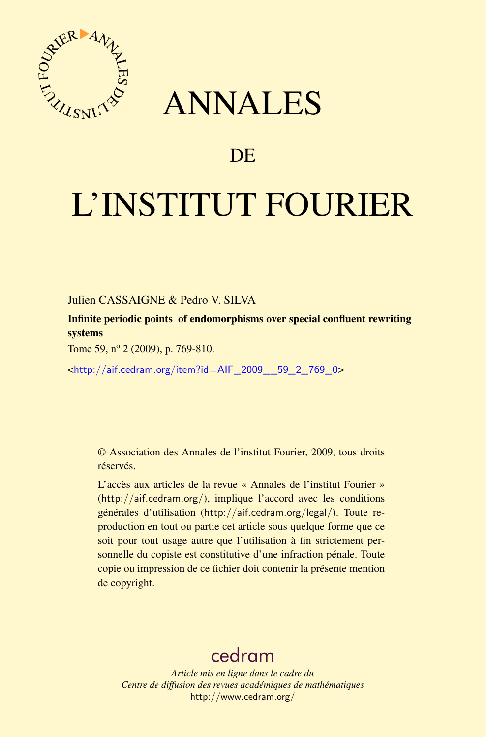# ANNALES

## DE

# L'INSTITUT FOURIER

Julien CASSAIGNE & Pedro V. SILVA

**Infinite periodic points of endomorphisms over special confluent rewriting systems**

Tome 59, nº 2 (2009), p. 769-810.

<http://aif.cedram.org/item?id=AIF_2009__59_2_769_0>

© Association des Annales de l'institut Fourier, 2009, tous droits réservés.

L'accès aux articles de la revue « Annales de l'institut Fourier » (http://aif.cedram.org/), implique l'accord avec les conditions générales d'utilisation (http://aif.cedram.org/legal/). Toute reproduction en tout ou partie cet article sous quelque forme que ce soit pour tout usage autre que l'utilisation à fin strictement personnelle du copiste est constitutive d'une infraction pénale. Toute copie ou impression de ce fichier doit contenir la présente mention de copyright.

cedram

*Article mis en ligne dans le cadre du*
*Centre de diffusion des revues académiques de mathématiques*
http://www.cedram.org/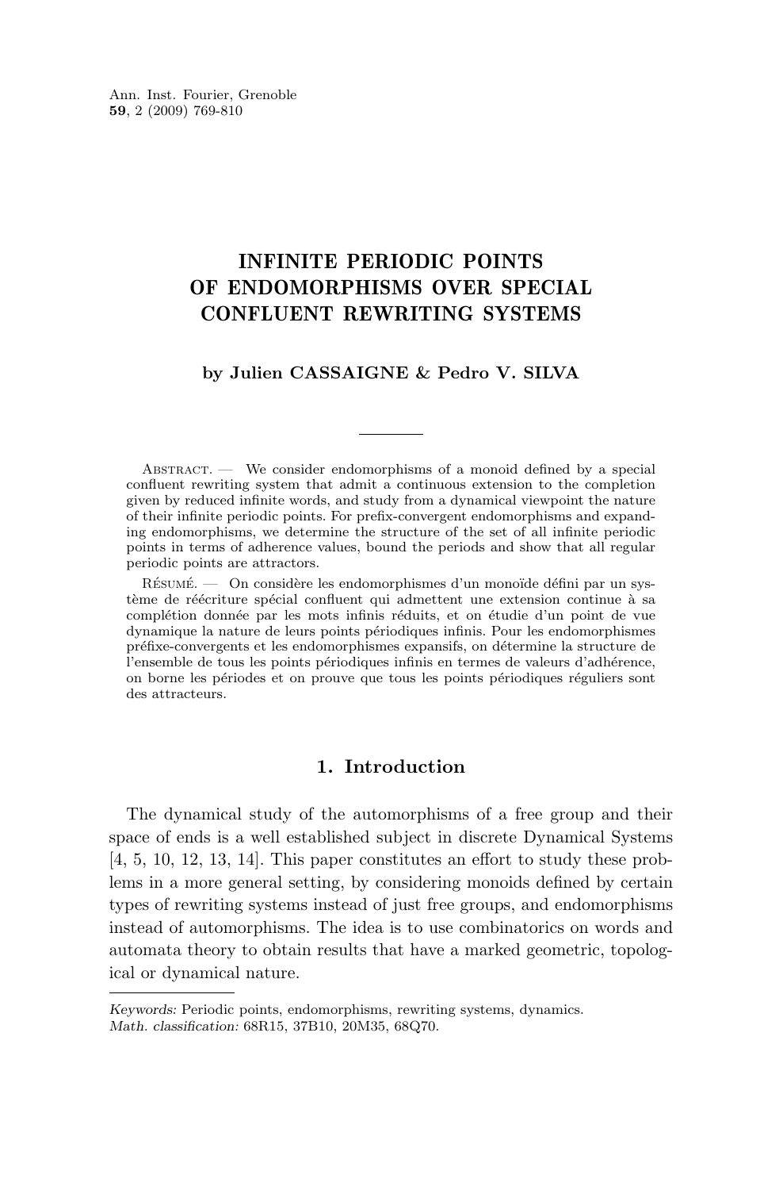# INFINITE PERIODIC POINTS OF ENDOMORPHISMS OVER SPECIAL CONFLUENT REWRITING SYSTEMS

**by Julien CASSAIGNE & Pedro V. SILVA**

---

Abstract. — We consider endomorphisms of a monoid defined by a special confluent rewriting system that admit a continuous extension to the completion given by reduced infinite words, and study from a dynamical viewpoint the nature of their infinite periodic points. For prefix-convergent endomorphisms and expanding endomorphisms, we determine the structure of the set of all infinite periodic points in terms of adherence values, bound the periods and show that all regular periodic points are attractors.

Résumé. — On considère les endomorphismes d'un monoïde défini par un système de réécriture spécial confluent qui admettent une extension continue à sa complétion donnée par les mots infinis réduits, et on étudie d'un point de vue dynamique la nature de leurs points périodiques infinis. Pour les endomorphismes préfixe-convergents et les endomorphismes expansifs, on détermine la structure de l'ensemble de tous les points périodiques infinis en termes de valeurs d'adhérence, on borne les périodes et on prouve que tous les points périodiques réguliers sont des attracteurs.

## 1. Introduction

The dynamical study of the automorphisms of a free group and their space of ends is a well established subject in discrete Dynamical Systems [4, 5, 10, 12, 13, 14]. This paper constitutes an effort to study these problems in a more general setting, by considering monoids defined by certain types of rewriting systems instead of just free groups, and endomorphisms instead of automorphisms. The idea is to use combinatorics on words and automata theory to obtain results that have a marked geometric, topological or dynamical nature.

---

*Keywords:* Periodic points, endomorphisms, rewriting systems, dynamics.
*Math. classification:* 68R15, 37B10, 20M35, 68Q70.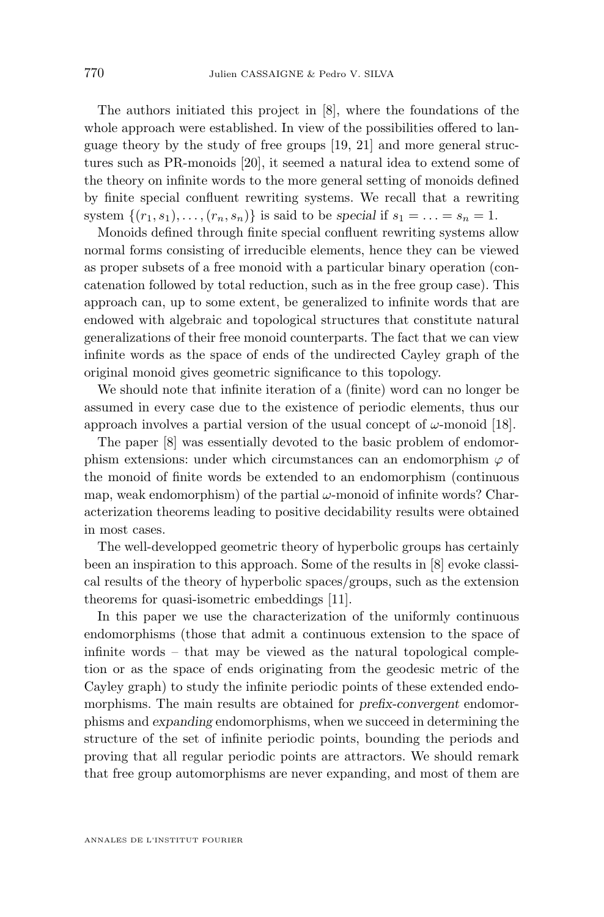The authors initiated this project in [8], where the foundations of the whole approach were established. In view of the possibilities offered to language theory by the study of free groups [19, 21] and more general structures such as PR-monoids [20], it seemed a natural idea to extend some of the theory on infinite words to the more general setting of monoids defined by finite special confluent rewriting systems. We recall that a rewriting system $\{(r_1, s_1), \ldots, (r_n, s_n)\}$ is said to be *special* if $s_1 = \ldots = s_n = 1$.

Monoids defined through finite special confluent rewriting systems allow normal forms consisting of irreducible elements, hence they can be viewed as proper subsets of a free monoid with a particular binary operation (concatenation followed by total reduction, such as in the free group case). This approach can, up to some extent, be generalized to infinite words that are endowed with algebraic and topological structures that constitute natural generalizations of their free monoid counterparts. The fact that we can view infinite words as the space of ends of the undirected Cayley graph of the original monoid gives geometric significance to this topology.

We should note that infinite iteration of a (finite) word can no longer be assumed in every case due to the existence of periodic elements, thus our approach involves a partial version of the usual concept of $\omega$-monoid [18].

The paper [8] was essentially devoted to the basic problem of endomorphism extensions: under which circumstances can an endomorphism $\varphi$ of the monoid of finite words be extended to an endomorphism (continuous map, weak endomorphism) of the partial $\omega$-monoid of infinite words? Characterization theorems leading to positive decidability results were obtained in most cases.

The well-developped geometric theory of hyperbolic groups has certainly been an inspiration to this approach. Some of the results in [8] evoke classical results of the theory of hyperbolic spaces/groups, such as the extension theorems for quasi-isometric embeddings [11].

In this paper we use the characterization of the uniformly continuous endomorphisms (those that admit a continuous extension to the space of infinite words – that may be viewed as the natural topological completion or as the space of ends originating from the geodesic metric of the Cayley graph) to study the infinite periodic points of these extended endomorphisms. The main results are obtained for *prefix-convergent* endomorphisms and *expanding* endomorphisms, when we succeed in determining the structure of the set of infinite periodic points, bounding the periods and proving that all regular periodic points are attractors. We should remark that free group automorphisms are never expanding, and most of them are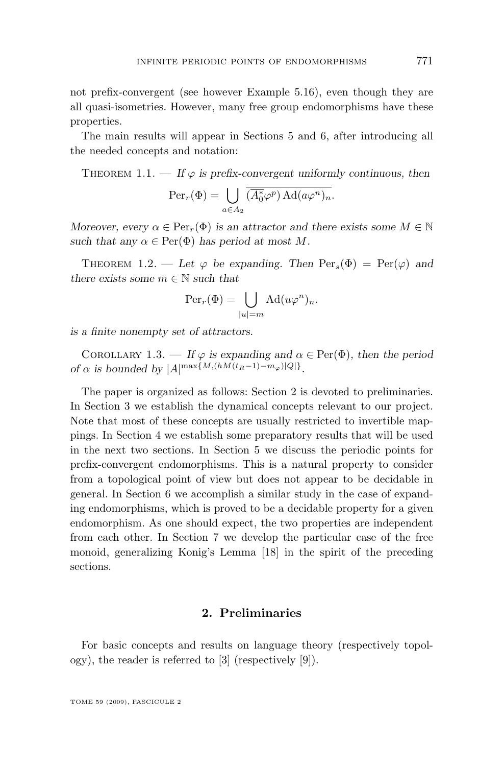not prefix-convergent (see however Example 5.16), even though they are all quasi-isometries. However, many free group endomorphisms have these properties.

The main results will appear in Sections 5 and 6, after introducing all the needed concepts and notation:

Theorem 1.1. — *If $\varphi$ is prefix-convergent uniformly continuous, then*

$$\mathrm{Per}_r(\Phi) = \bigcup_{a \in A_2} \overline{(A_0^* \varphi^p) \, \mathrm{Ad}(a\varphi^n)_n}.$$

*Moreover, every $\alpha \in \mathrm{Per}_r(\Phi)$ is an attractor and there exists some $M \in \mathbb{N}$ such that any $\alpha \in \mathrm{Per}(\Phi)$ has period at most $M$.*

Theorem 1.2. — *Let $\varphi$ be expanding. Then $\mathrm{Per}_s(\Phi) = \mathrm{Per}(\varphi)$ and there exists some $m \in \mathbb{N}$ such that*

$$\mathrm{Per}_r(\Phi) = \bigcup_{|u|=m} \mathrm{Ad}(u\varphi^n)_n.$$

*is a finite nonempty set of attractors.*

Corollary 1.3. — *If $\varphi$ is expanding and $\alpha \in \mathrm{Per}(\Phi)$, then the period of $\alpha$ is bounded by $|A|^{\max\{M, (hM(t_R-1)-m_\varphi)|Q|\}}$.*

The paper is organized as follows: Section 2 is devoted to preliminaries. In Section 3 we establish the dynamical concepts relevant to our project. Note that most of these concepts are usually restricted to invertible mappings. In Section 4 we establish some preparatory results that will be used in the next two sections. In Section 5 we discuss the periodic points for prefix-convergent endomorphisms. This is a natural property to consider from a topological point of view but does not appear to be decidable in general. In Section 6 we accomplish a similar study in the case of expanding endomorphisms, which is proved to be a decidable property for a given endomorphism. As one should expect, the two properties are independent from each other. In Section 7 we develop the particular case of the free monoid, generalizing Konig's Lemma [18] in the spirit of the preceding sections.

## 2. Preliminaries

For basic concepts and results on language theory (respectively topology), the reader is referred to [3] (respectively [9]).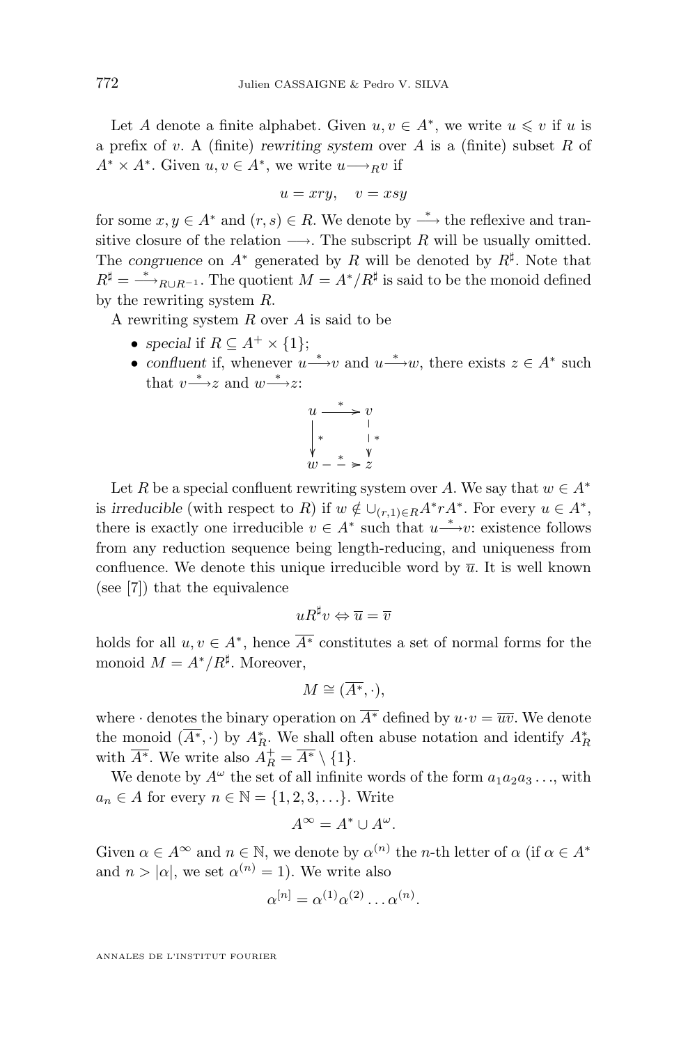Let $A$ denote a finite alphabet. Given $u, v \in A^*$, we write $u \leqslant v$ if $u$ is a prefix of $v$. A (finite) *rewriting system* over $A$ is a (finite) subset $R$ of $A^* \times A^*$. Given $u, v \in A^*$, we write $u \longrightarrow_R v$ if

$$u = xry, \quad v = xsy$$

for some $x, y \in A^*$ and $(r, s) \in R$. We denote by $\xrightarrow{*}$ the reflexive and transitive closure of the relation $\longrightarrow$. The subscript $R$ will be usually omitted. The *congruence* on $A^*$ generated by $R$ will be denoted by $R^\sharp$. Note that $R^\sharp = \xrightarrow{*}_{R \cup R^{-1}}$. The quotient $M = A^*/R^\sharp$ is said to be the monoid defined by the rewriting system $R$.

A rewriting system $R$ over $A$ is said to be

- *special* if $R \subseteq A^+ \times \{1\}$;
- *confluent* if, whenever $u \xrightarrow{*} v$ and $u \xrightarrow{*} w$, there exists $z \in A^*$ such that $v \xrightarrow{*} z$ and $w \xrightarrow{*} z$:

$$\begin{array}{ccc} u & \xrightarrow{\ *\ } & v \\ \big\downarrow * & & \big\downarrow * \\ w & \xrightarrow{\ *\ } & z \end{array}$$

Let $R$ be a special confluent rewriting system over $A$. We say that $w \in A^*$ is *irreducible* (with respect to $R$) if $w \notin \cup_{(r,1)\in R} A^* r A^*$. For every $u \in A^*$, there is exactly one irreducible $v \in A^*$ such that $u \xrightarrow{*} v$: existence follows from any reduction sequence being length-reducing, and uniqueness from confluence. We denote this unique irreducible word by $\overline{u}$. It is well known (see [7]) that the equivalence

$$u R^\sharp v \Leftrightarrow \overline{u} = \overline{v}$$

holds for all $u, v \in A^*$, hence $\overline{A^*}$ constitutes a set of normal forms for the monoid $M = A^*/R^\sharp$. Moreover,

$$M \cong (\overline{A^*}, \cdot),$$

where $\cdot$ denotes the binary operation on $\overline{A^*}$ defined by $u \cdot v = \overline{uv}$. We denote the monoid $(\overline{A^*}, \cdot)$ by $A_R^*$. We shall often abuse notation and identify $A_R^*$ with $\overline{A^*}$. We write also $A_R^+ = \overline{A^*} \setminus \{1\}$.

We denote by $A^\omega$ the set of all infinite words of the form $a_1 a_2 a_3 \ldots$, with $a_n \in A$ for every $n \in \mathbb{N} = \{1, 2, 3, \ldots\}$. Write

$$A^\infty = A^* \cup A^\omega.$$

Given $\alpha \in A^\infty$ and $n \in \mathbb{N}$, we denote by $\alpha^{(n)}$ the $n$-th letter of $\alpha$ (if $\alpha \in A^*$ and $n > |\alpha|$, we set $\alpha^{(n)} = 1$). We write also

$$\alpha^{[n]} = \alpha^{(1)} \alpha^{(2)} \ldots \alpha^{(n)}.$$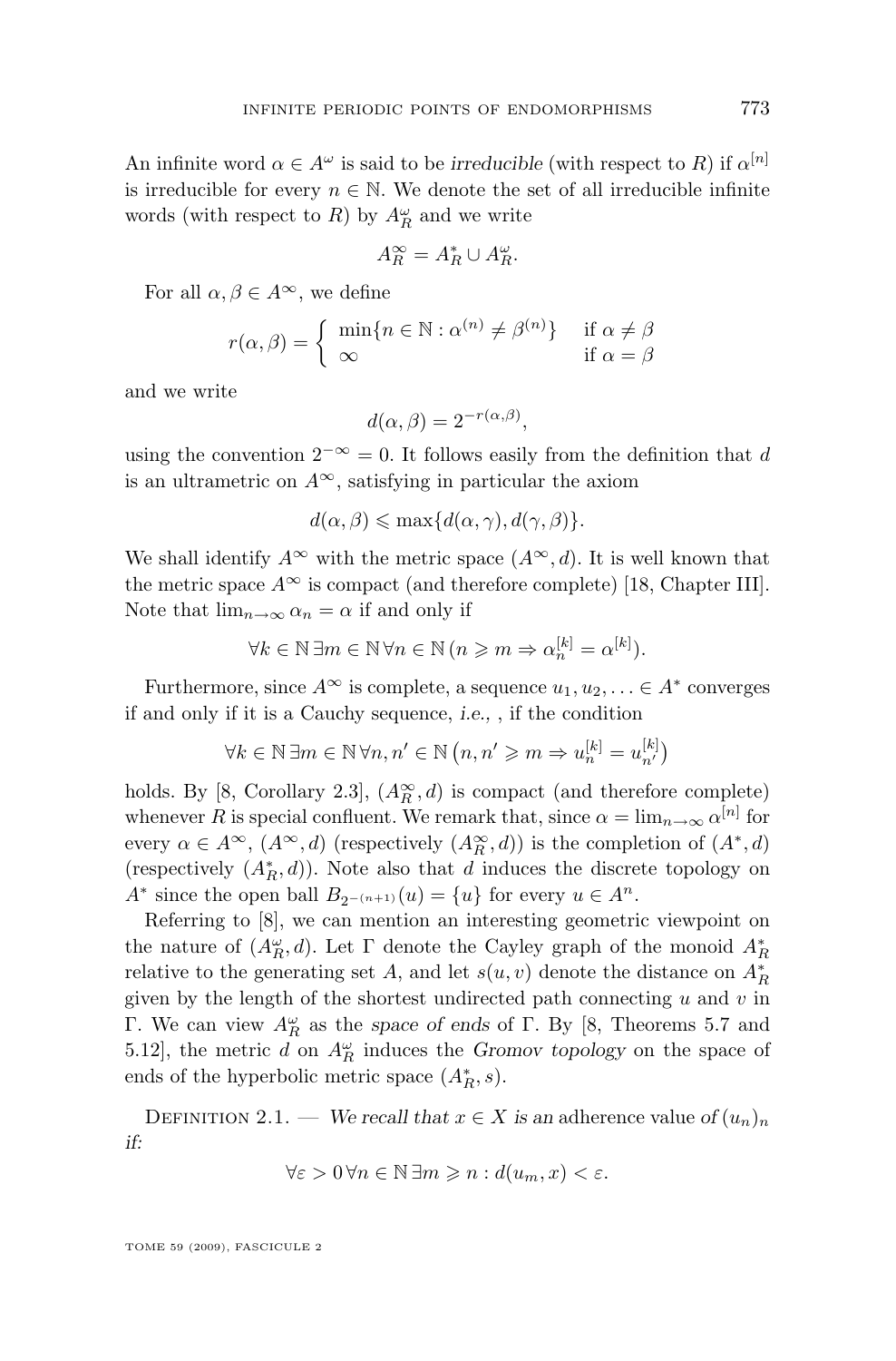An infinite word $\alpha \in A^\omega$ is said to be *irreducible* (with respect to $R$) if $\alpha^{[n]}$ is irreducible for every $n \in \mathbb{N}$. We denote the set of all irreducible infinite words (with respect to $R$) by $A_R^\omega$ and we write

$$A_R^\infty = A_R^* \cup A_R^\omega.$$

For all $\alpha, \beta \in A^\infty$, we define

$$r(\alpha, \beta) = \begin{cases} \min\{n \in \mathbb{N} : \alpha^{(n)} \neq \beta^{(n)}\} & \text{if } \alpha \neq \beta \\ \infty & \text{if } \alpha = \beta \end{cases}$$

and we write

$$d(\alpha, \beta) = 2^{-r(\alpha,\beta)},$$

using the convention $2^{-\infty} = 0$. It follows easily from the definition that $d$ is an ultrametric on $A^\infty$, satisfying in particular the axiom

$$d(\alpha, \beta) \leqslant \max\{d(\alpha, \gamma), d(\gamma, \beta)\}.$$

We shall identify $A^\infty$ with the metric space $(A^\infty, d)$. It is well known that the metric space $A^\infty$ is compact (and therefore complete) [18, Chapter III]. Note that $\lim_{n\to\infty} \alpha_n = \alpha$ if and only if

$$\forall k \in \mathbb{N}\, \exists m \in \mathbb{N}\, \forall n \in \mathbb{N}\, (n \geqslant m \Rightarrow \alpha_n^{[k]} = \alpha^{[k]}).$$

Furthermore, since $A^\infty$ is complete, a sequence $u_1, u_2, \ldots \in A^*$ converges if and only if it is a Cauchy sequence, *i.e.*, , if the condition

$$\forall k \in \mathbb{N}\, \exists m \in \mathbb{N}\, \forall n, n' \in \mathbb{N}\, \left(n, n' \geqslant m \Rightarrow u_n^{[k]} = u_{n'}^{[k]}\right)$$

holds. By [8, Corollary 2.3], $(A_R^\infty, d)$ is compact (and therefore complete) whenever $R$ is special confluent. We remark that, since $\alpha = \lim_{n\to\infty} \alpha^{[n]}$ for every $\alpha \in A^\infty$, $(A^\infty, d)$ (respectively $(A_R^\infty, d)$) is the completion of $(A^*, d)$ (respectively $(A_R^*, d)$). Note also that $d$ induces the discrete topology on $A^*$ since the open ball $B_{2^{-(n+1)}}(u) = \{u\}$ for every $u \in A^n$.

Referring to [8], we can mention an interesting geometric viewpoint on the nature of $(A_R^\omega, d)$. Let $\Gamma$ denote the Cayley graph of the monoid $A_R^*$ relative to the generating set $A$, and let $s(u, v)$ denote the distance on $A_R^*$ given by the length of the shortest undirected path connecting $u$ and $v$ in $\Gamma$. We can view $A_R^\omega$ as the *space of ends* of $\Gamma$. By [8, Theorems 5.7 and 5.12], the metric $d$ on $A_R^\omega$ induces the *Gromov topology* on the space of ends of the hyperbolic metric space $(A_R^*, s)$.

Definition 2.1. — *We recall that $x \in X$ is an* adherence value *of $(u_n)_n$ if:*

$$\forall \varepsilon > 0\, \forall n \in \mathbb{N}\, \exists m \geqslant n : d(u_m, x) < \varepsilon.$$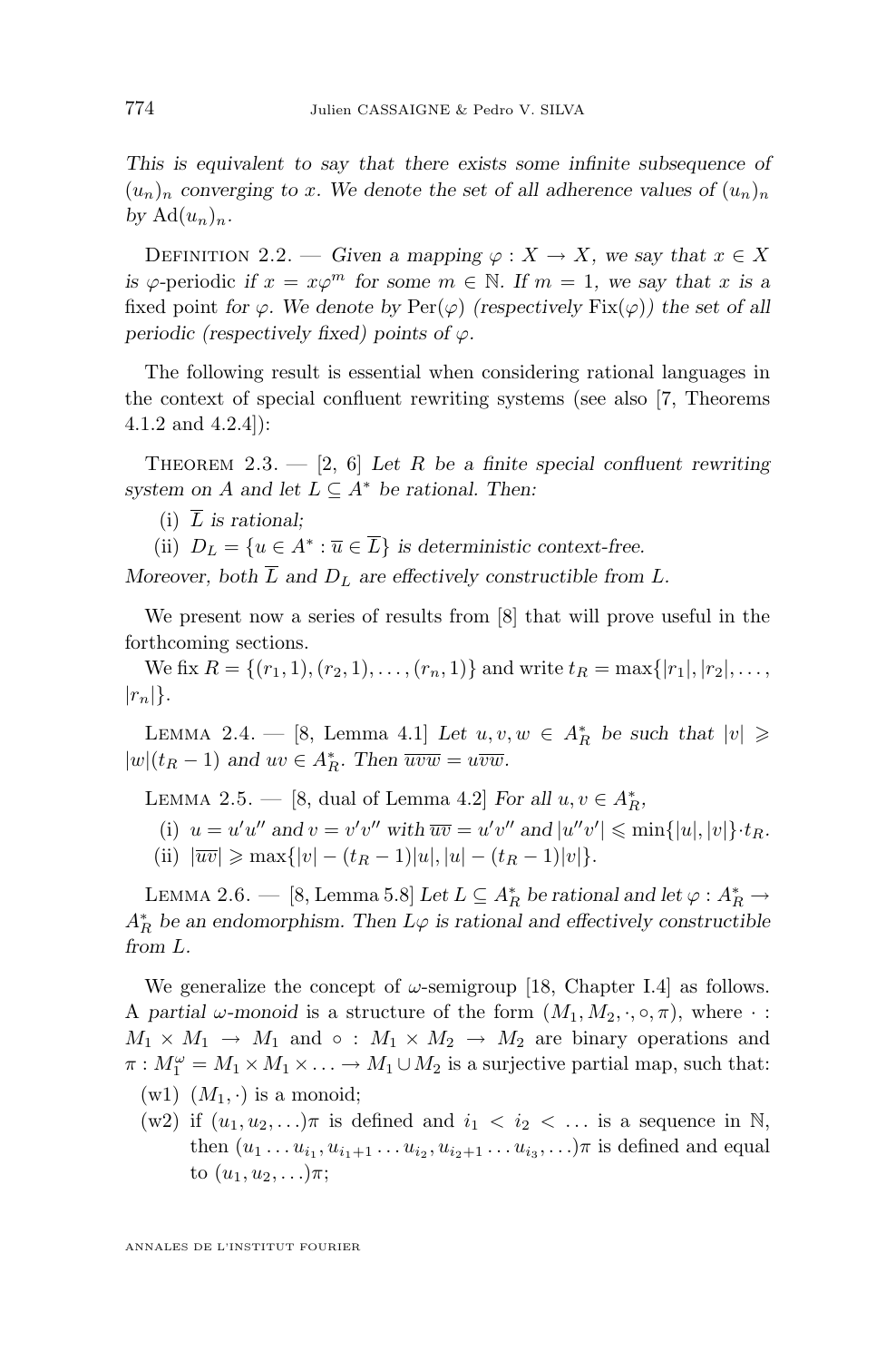*This is equivalent to say that there exists some infinite subsequence of $(u_n)_n$ converging to $x$. We denote the set of all adherence values of $(u_n)_n$ by $\mathrm{Ad}(u_n)_n$.*

Definition 2.2. — *Given a mapping $\varphi : X \to X$, we say that $x \in X$ is* $\varphi$-periodic *if $x = x\varphi^m$ for some $m \in \mathbb{N}$. If $m = 1$, we say that $x$ is a* fixed point *for $\varphi$. We denote by $\mathrm{Per}(\varphi)$ (respectively $\mathrm{Fix}(\varphi)$) the set of all periodic (respectively fixed) points of $\varphi$.*

The following result is essential when considering rational languages in the context of special confluent rewriting systems (see also [7, Theorems 4.1.2 and 4.2.4]):

Theorem 2.3. — [2, 6] *Let $R$ be a finite special confluent rewriting system on $A$ and let $L \subseteq A^*$ be rational. Then:*

(i) *$\overline{L}$ is rational;*

(ii) *$D_L = \{u \in A^* : \overline{u} \in \overline{L}\}$ is deterministic context-free.*

*Moreover, both $\overline{L}$ and $D_L$ are effectively constructible from $L$.*

We present now a series of results from [8] that will prove useful in the forthcoming sections.

We fix $R = \{(r_1, 1), (r_2, 1), \ldots, (r_n, 1)\}$ and write $t_R = \max\{|r_1|, |r_2|, \ldots, |r_n|\}$.

Lemma 2.4. — [8, Lemma 4.1] *Let $u, v, w \in A_R^*$ be such that $|v| \geqslant |w|(t_R - 1)$ and $uv \in A_R^*$. Then $\overline{uvw} = u\overline{vw}$.*

Lemma 2.5. — [8, dual of Lemma 4.2] *For all $u, v \in A_R^*$,*

(i) *$u = u'u''$ and $v = v'v''$ with $\overline{uv} = u'v''$ and $|u''v'| \leqslant \min\{|u|, |v|\} \cdot t_R$.*

(ii) *$|\overline{uv}| \geqslant \max\{|v| - (t_R - 1)|u|, |u| - (t_R - 1)|v|\}$.*

Lemma 2.6. — [8, Lemma 5.8] *Let $L \subseteq A_R^*$ be rational and let $\varphi : A_R^* \to A_R^*$ be an endomorphism. Then $L\varphi$ is rational and effectively constructible from $L$.*

We generalize the concept of $\omega$-semigroup [18, Chapter I.4] as follows. A *partial $\omega$-monoid* is a structure of the form $(M_1, M_2, \cdot, \circ, \pi)$, where $\cdot : M_1 \times M_1 \to M_1$ and $\circ : M_1 \times M_2 \to M_2$ are binary operations and $\pi : M_1^\omega = M_1 \times M_1 \times \ldots \to M_1 \cup M_2$ is a surjective partial map, such that:

(w1) $(M_1, \cdot)$ is a monoid;

(w2) if $(u_1, u_2, \ldots)\pi$ is defined and $i_1 < i_2 < \ldots$ is a sequence in $\mathbb{N}$, then $(u_1 \ldots u_{i_1}, u_{i_1+1} \ldots u_{i_2}, u_{i_2+1} \ldots u_{i_3}, \ldots)\pi$ is defined and equal to $(u_1, u_2, \ldots)\pi$;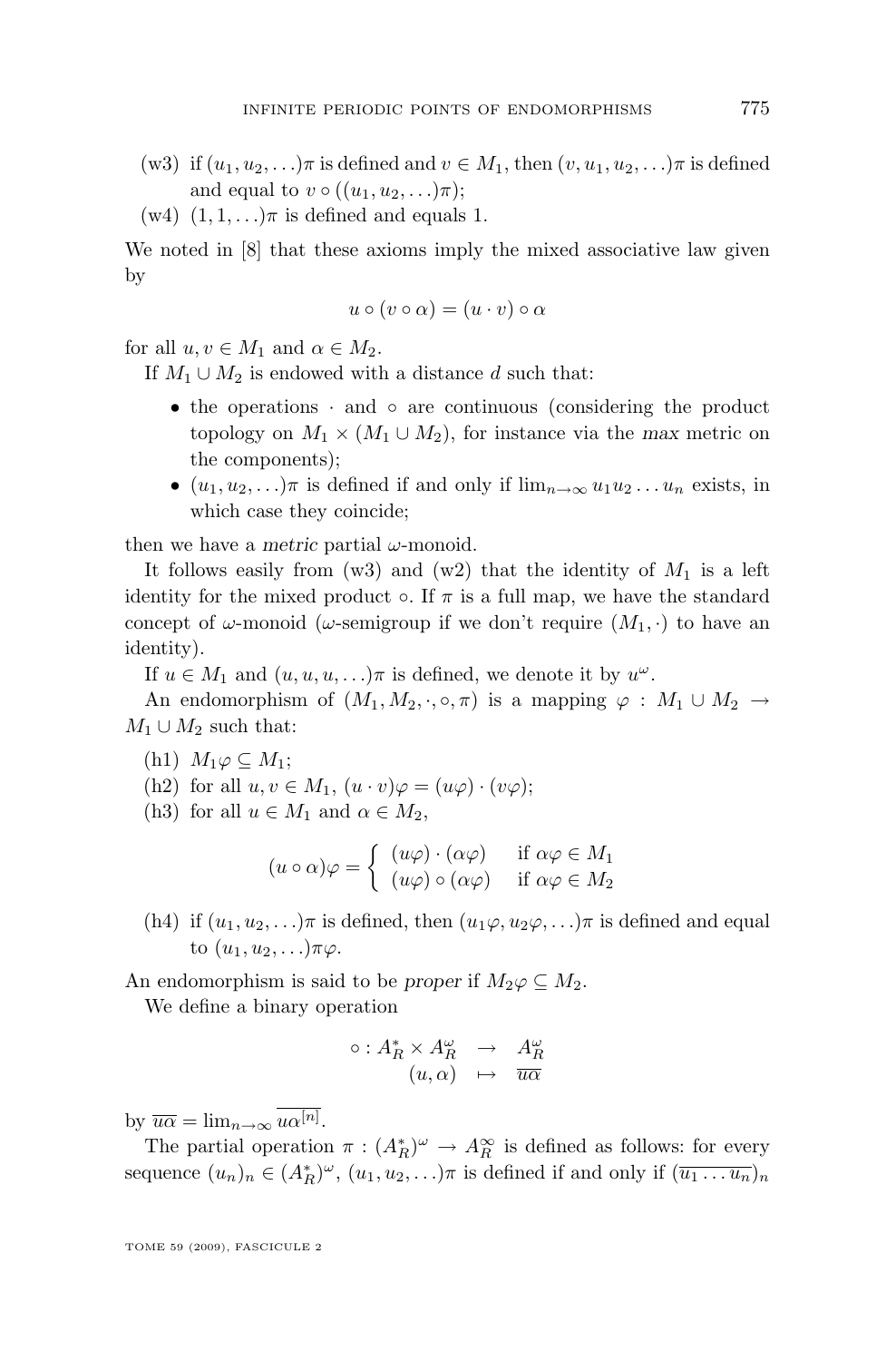- (w3) if $(u_1, u_2, \ldots)\pi$ is defined and $v \in M_1$, then $(v, u_1, u_2, \ldots)\pi$ is defined and equal to $v \circ ((u_1, u_2, \ldots)\pi)$;
- (w4) $(1, 1, \ldots)\pi$ is defined and equals 1.

We noted in [8] that these axioms imply the mixed associative law given by

$$u \circ (v \circ \alpha) = (u \cdot v) \circ \alpha$$

for all $u, v \in M_1$ and $\alpha \in M_2$.

If $M_1 \cup M_2$ is endowed with a distance $d$ such that:

- the operations $\cdot$ and $\circ$ are continuous (considering the product topology on $M_1 \times (M_1 \cup M_2)$, for instance via the *max* metric on the components);
- $(u_1, u_2, \ldots)\pi$ is defined if and only if $\lim_{n\to\infty} u_1 u_2 \ldots u_n$ exists, in which case they coincide;

then we have a *metric* partial $\omega$-monoid.

It follows easily from (w3) and (w2) that the identity of $M_1$ is a left identity for the mixed product $\circ$. If $\pi$ is a full map, we have the standard concept of $\omega$-monoid ($\omega$-semigroup if we don't require $(M_1, \cdot)$ to have an identity).

If $u \in M_1$ and $(u, u, u, \ldots)\pi$ is defined, we denote it by $u^\omega$.

An endomorphism of $(M_1, M_2, \cdot, \circ, \pi)$ is a mapping $\varphi : M_1 \cup M_2 \to M_1 \cup M_2$ such that:

- (h1) $M_1\varphi \subseteq M_1$;
- (h2) for all $u, v \in M_1$, $(u \cdot v)\varphi = (u\varphi) \cdot (v\varphi)$;
- (h3) for all $u \in M_1$ and $\alpha \in M_2$,

$$(u \circ \alpha)\varphi = \begin{cases} (u\varphi) \cdot (\alpha\varphi) & \text{if } \alpha\varphi \in M_1 \\ (u\varphi) \circ (\alpha\varphi) & \text{if } \alpha\varphi \in M_2 \end{cases}$$

- (h4) if $(u_1, u_2, \ldots)\pi$ is defined, then $(u_1\varphi, u_2\varphi, \ldots)\pi$ is defined and equal to $(u_1, u_2, \ldots)\pi\varphi$.

An endomorphism is said to be *proper* if $M_2\varphi \subseteq M_2$.

We define a binary operation

$$\begin{array}{rcl} \circ : A_R^* \times A_R^\omega & \to & A_R^\omega \\ (u, \alpha) & \mapsto & \overline{u\alpha} \end{array}$$

by $\overline{u\alpha} = \lim_{n\to\infty} \overline{u\alpha^{[n]}}$.

The partial operation $\pi : (A_R^*)^\omega \to A_R^\infty$ is defined as follows: for every sequence $(u_n)_n \in (A_R^*)^\omega$, $(u_1, u_2, \ldots)\pi$ is defined if and only if $(\overline{u_1 \ldots u_n})_n$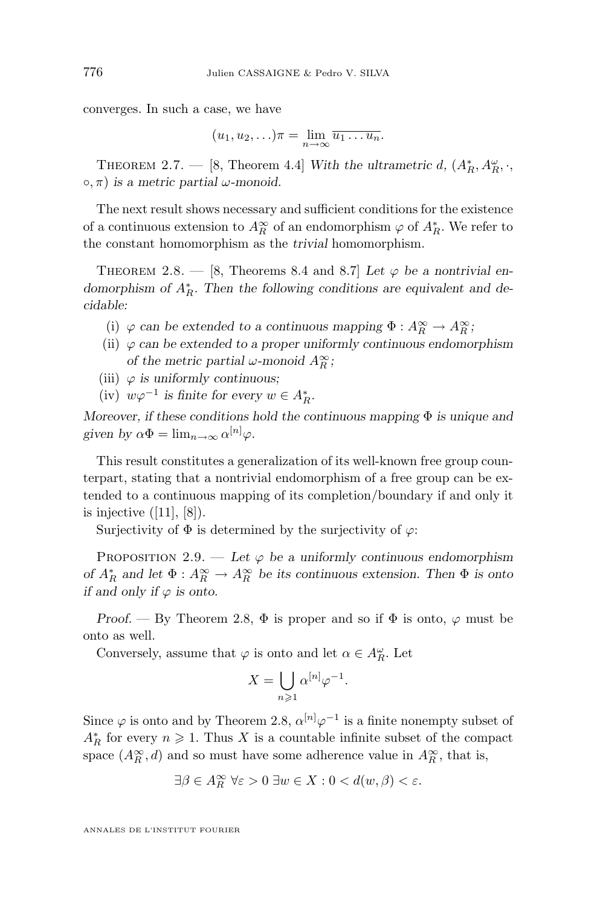converges. In such a case, we have

$$(u_1, u_2, \ldots)\pi = \lim_{n\to\infty} \overline{u_1 \ldots u_n}.$$

Theorem 2.7. — [8, Theorem 4.4] *With the ultrametric $d$, $(A_R^*, A_R^\omega, \cdot, \circ, \pi)$ is a metric partial $\omega$-monoid.*

The next result shows necessary and sufficient conditions for the existence of a continuous extension to $A_R^\infty$ of an endomorphism $\varphi$ of $A_R^*$. We refer to the constant homomorphism as the *trivial* homomorphism.

Theorem 2.8. — [8, Theorems 8.4 and 8.7] *Let $\varphi$ be a nontrivial endomorphism of $A_R^*$. Then the following conditions are equivalent and decidable:*

(i) *$\varphi$ can be extended to a continuous mapping $\Phi : A_R^\infty \to A_R^\infty$;*
(ii) *$\varphi$ can be extended to a proper uniformly continuous endomorphism of the metric partial $\omega$-monoid $A_R^\infty$;*
(iii) *$\varphi$ is uniformly continuous;*
(iv) *$w\varphi^{-1}$ is finite for every $w \in A_R^*$.*

*Moreover, if these conditions hold the continuous mapping $\Phi$ is unique and given by $\alpha\Phi = \lim_{n\to\infty} \alpha^{[n]}\varphi$.*

This result constitutes a generalization of its well-known free group counterpart, stating that a nontrivial endomorphism of a free group can be extended to a continuous mapping of its completion/boundary if and only it is injective ([11], [8]).

Surjectivity of $\Phi$ is determined by the surjectivity of $\varphi$:

Proposition 2.9. — *Let $\varphi$ be a uniformly continuous endomorphism of $A_R^*$ and let $\Phi : A_R^\infty \to A_R^\infty$ be its continuous extension. Then $\Phi$ is onto if and only if $\varphi$ is onto.*

*Proof.* — By Theorem 2.8, $\Phi$ is proper and so if $\Phi$ is onto, $\varphi$ must be onto as well.

Conversely, assume that $\varphi$ is onto and let $\alpha \in A_R^\omega$. Let

$$X = \bigcup_{n\geqslant 1} \alpha^{[n]}\varphi^{-1}.$$

Since $\varphi$ is onto and by Theorem 2.8, $\alpha^{[n]}\varphi^{-1}$ is a finite nonempty subset of $A_R^*$ for every $n \geqslant 1$. Thus $X$ is a countable infinite subset of the compact space $(A_R^\infty, d)$ and so must have some adherence value in $A_R^\infty$, that is,

$$\exists \beta \in A_R^\infty \; \forall \varepsilon > 0 \; \exists w \in X : 0 < d(w, \beta) < \varepsilon.$$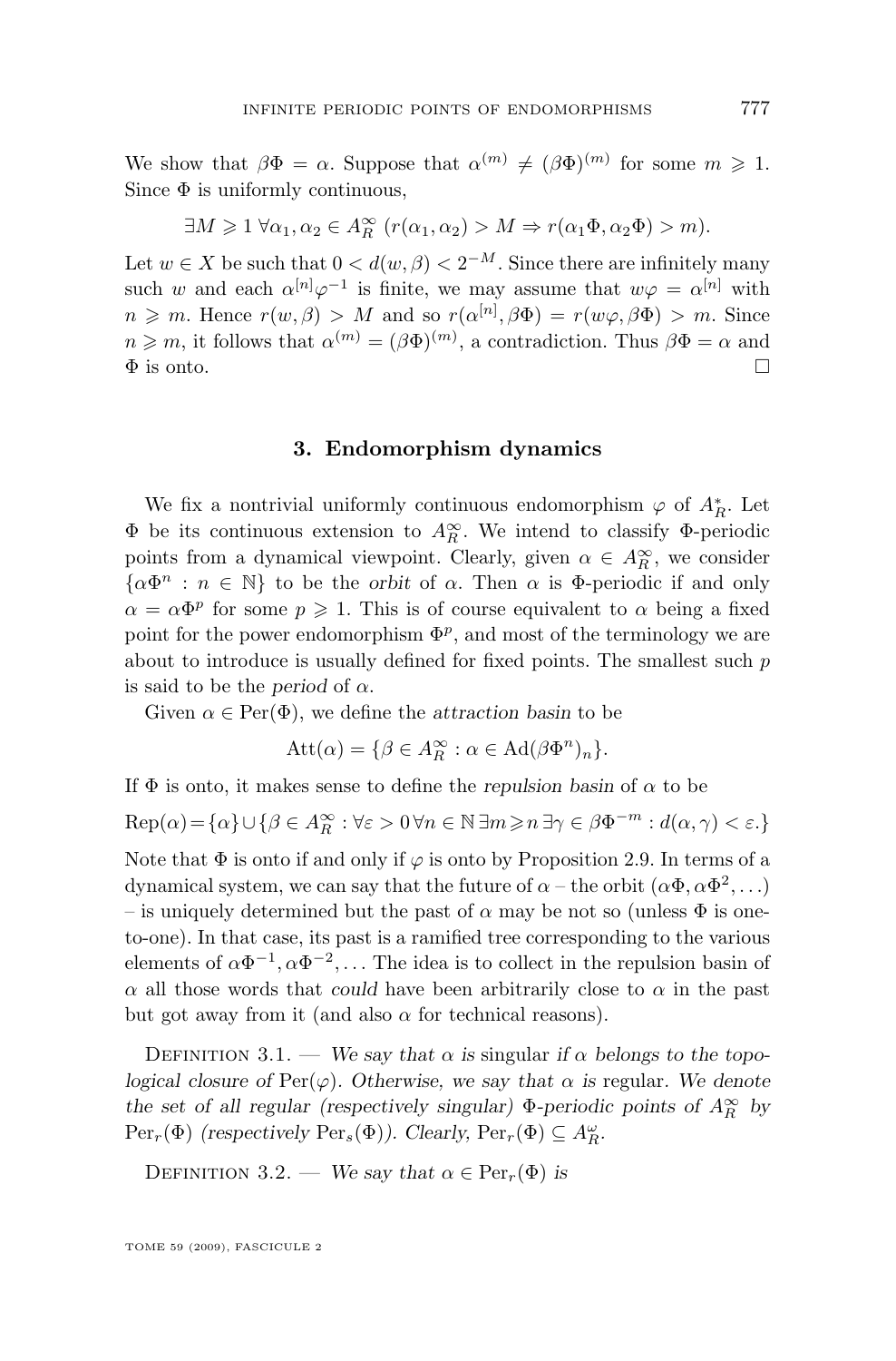We show that $\beta\Phi = \alpha$. Suppose that $\alpha^{(m)} \neq (\beta\Phi)^{(m)}$ for some $m \geqslant 1$. Since $\Phi$ is uniformly continuous,

$$\exists M \geqslant 1\ \forall \alpha_1, \alpha_2 \in A_R^\infty\ (r(\alpha_1, \alpha_2) > M \Rightarrow r(\alpha_1\Phi, \alpha_2\Phi) > m).$$

Let $w \in X$ be such that $0 < d(w, \beta) < 2^{-M}$. Since there are infinitely many such $w$ and each $\alpha^{[n]}\varphi^{-1}$ is finite, we may assume that $w\varphi = \alpha^{[n]}$ with $n \geqslant m$. Hence $r(w, \beta) > M$ and so $r(\alpha^{[n]}, \beta\Phi) = r(w\varphi, \beta\Phi) > m$. Since $n \geqslant m$, it follows that $\alpha^{(m)} = (\beta\Phi)^{(m)}$, a contradiction. Thus $\beta\Phi = \alpha$ and $\Phi$ is onto. □

## 3. Endomorphism dynamics

We fix a nontrivial uniformly continuous endomorphism $\varphi$ of $A_R^*$. Let $\Phi$ be its continuous extension to $A_R^\infty$. We intend to classify $\Phi$-periodic points from a dynamical viewpoint. Clearly, given $\alpha \in A_R^\infty$, we consider $\{\alpha\Phi^n : n \in \mathbb{N}\}$ to be the *orbit* of $\alpha$. Then $\alpha$ is $\Phi$-periodic if and only $\alpha = \alpha\Phi^p$ for some $p \geqslant 1$. This is of course equivalent to $\alpha$ being a fixed point for the power endomorphism $\Phi^p$, and most of the terminology we are about to introduce is usually defined for fixed points. The smallest such $p$ is said to be the *period* of $\alpha$.

Given $\alpha \in \mathrm{Per}(\Phi)$, we define the *attraction basin* to be

$$\mathrm{Att}(\alpha) = \{\beta \in A_R^\infty : \alpha \in \mathrm{Ad}(\beta\Phi^n)_n\}.$$

If $\Phi$ is onto, it makes sense to define the *repulsion basin* of $\alpha$ to be

$$\mathrm{Rep}(\alpha) = \{\alpha\} \cup \{\beta \in A_R^\infty : \forall \varepsilon > 0\, \forall n \in \mathbb{N}\, \exists m \geqslant n\, \exists \gamma \in \beta\Phi^{-m} : d(\alpha, \gamma) < \varepsilon.\}$$

Note that $\Phi$ is onto if and only if $\varphi$ is onto by Proposition 2.9. In terms of a dynamical system, we can say that the future of $\alpha$ – the orbit $(\alpha\Phi, \alpha\Phi^2, \ldots)$ – is uniquely determined but the past of $\alpha$ may be not so (unless $\Phi$ is one-to-one). In that case, its past is a ramified tree corresponding to the various elements of $\alpha\Phi^{-1}, \alpha\Phi^{-2}, \ldots$ The idea is to collect in the repulsion basin of $\alpha$ all those words that *could* have been arbitrarily close to $\alpha$ in the past but got away from it (and also $\alpha$ for technical reasons).

Definition 3.1. — *We say that $\alpha$ is* singular *if $\alpha$ belongs to the topological closure of $\mathrm{Per}(\varphi)$. Otherwise, we say that $\alpha$ is* regular. *We denote the set of all regular (respectively singular) $\Phi$-periodic points of $A_R^\infty$ by $\mathrm{Per}_r(\Phi)$ (respectively $\mathrm{Per}_s(\Phi)$). Clearly, $\mathrm{Per}_r(\Phi) \subseteq A_R^\omega$.*

Definition 3.2. — *We say that $\alpha \in \mathrm{Per}_r(\Phi)$ is*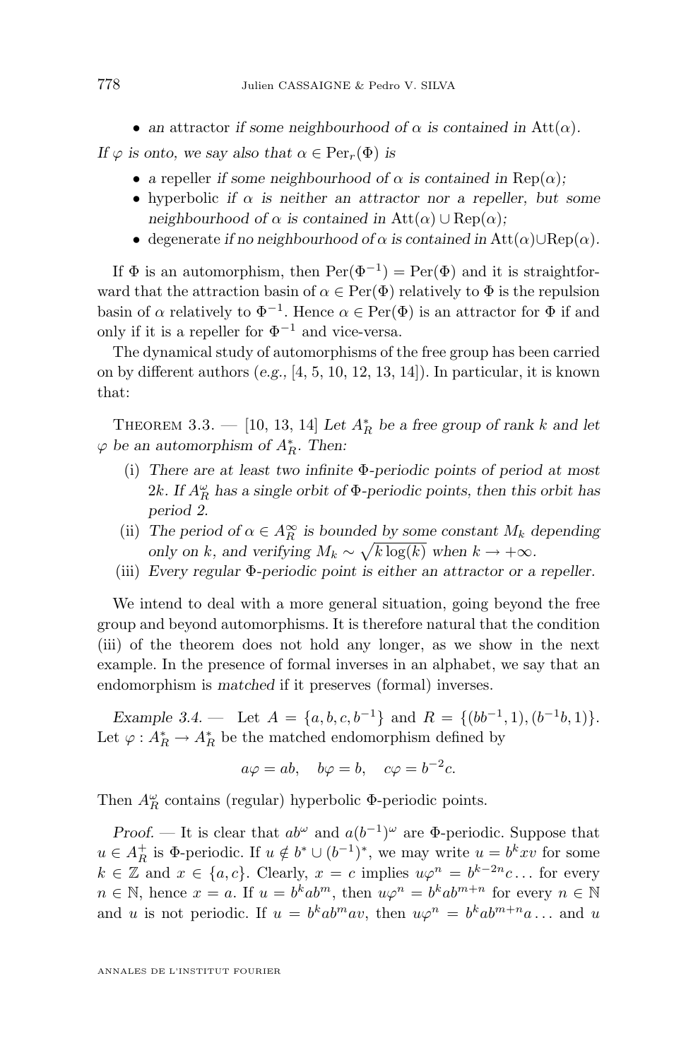- *an* attractor *if some neighbourhood of* $\alpha$ *is contained in* $\mathrm{Att}(\alpha)$.

*If* $\varphi$ *is onto, we say also that* $\alpha \in \mathrm{Per}_r(\Phi)$ *is*

- *a* repeller *if some neighbourhood of* $\alpha$ *is contained in* $\mathrm{Rep}(\alpha)$*;*
- hyperbolic *if* $\alpha$ *is neither an attractor nor a repeller, but some neighbourhood of* $\alpha$ *is contained in* $\mathrm{Att}(\alpha) \cup \mathrm{Rep}(\alpha)$*;*
- degenerate *if no neighbourhood of* $\alpha$ *is contained in* $\mathrm{Att}(\alpha) \cup \mathrm{Rep}(\alpha)$.

If $\Phi$ is an automorphism, then $\mathrm{Per}(\Phi^{-1}) = \mathrm{Per}(\Phi)$ and it is straightforward that the attraction basin of $\alpha \in \mathrm{Per}(\Phi)$ relatively to $\Phi$ is the repulsion basin of $\alpha$ relatively to $\Phi^{-1}$. Hence $\alpha \in \mathrm{Per}(\Phi)$ is an attractor for $\Phi$ if and only if it is a repeller for $\Phi^{-1}$ and vice-versa.

The dynamical study of automorphisms of the free group has been carried on by different authors (*e.g.*, [4, 5, 10, 12, 13, 14]). In particular, it is known that:

Theorem 3.3. — [10, 13, 14] *Let* $A_R^*$ *be a free group of rank* $k$ *and let* $\varphi$ *be an automorphism of* $A_R^*$*. Then:*

(i) *There are at least two infinite* $\Phi$*-periodic points of period at most* $2k$*. If* $A_R^\omega$ *has a single orbit of* $\Phi$*-periodic points, then this orbit has period 2.*

(ii) *The period of* $\alpha \in A_R^\infty$ *is bounded by some constant* $M_k$ *depending only on* $k$*, and verifying* $M_k \sim \sqrt{k \log(k)}$ *when* $k \to +\infty$.

(iii) *Every regular* $\Phi$*-periodic point is either an attractor or a repeller.*

We intend to deal with a more general situation, going beyond the free group and beyond automorphisms. It is therefore natural that the condition (iii) of the theorem does not hold any longer, as we show in the next example. In the presence of formal inverses in an alphabet, we say that an endomorphism is *matched* if it preserves (formal) inverses.

*Example 3.4.* — Let $A = \{a, b, c, b^{-1}\}$ and $R = \{(bb^{-1}, 1), (b^{-1}b, 1)\}$. Let $\varphi : A_R^* \to A_R^*$ be the matched endomorphism defined by

$$a\varphi = ab, \quad b\varphi = b, \quad c\varphi = b^{-2}c.$$

Then $A_R^\omega$ contains (regular) hyperbolic $\Phi$-periodic points.

*Proof.* — It is clear that $ab^\omega$ and $a(b^{-1})^\omega$ are $\Phi$-periodic. Suppose that $u \in A_R^+$ is $\Phi$-periodic. If $u \notin b^* \cup (b^{-1})^*$, we may write $u = b^k xv$ for some $k \in \mathbb{Z}$ and $x \in \{a, c\}$. Clearly, $x = c$ implies $u\varphi^n = b^{k-2n}c \ldots$ for every $n \in \mathbb{N}$, hence $x = a$. If $u = b^k ab^m$, then $u\varphi^n = b^k ab^{m+n}$ for every $n \in \mathbb{N}$ and $u$ is not periodic. If $u = b^k ab^m av$, then $u\varphi^n = b^k ab^{m+n}a \ldots$ and $u$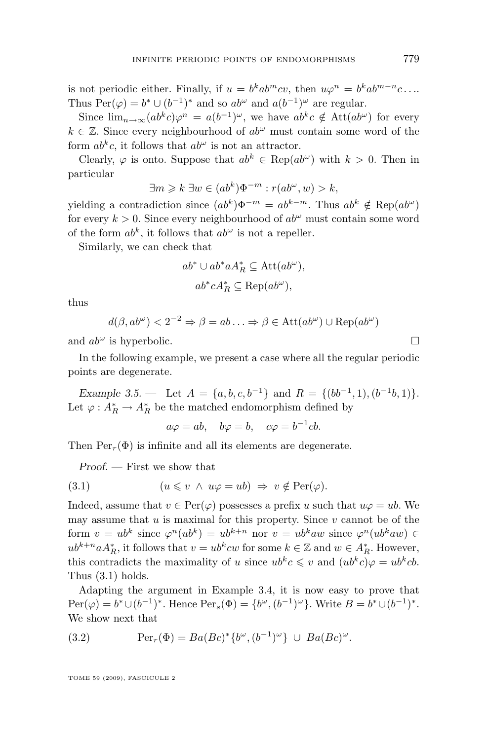is not periodic either. Finally, if $u = b^k ab^m cv$, then $u\varphi^n = b^k ab^{m-n} c \ldots$. Thus $\mathrm{Per}(\varphi) = b^* \cup (b^{-1})^*$ and so $ab^\omega$ and $a(b^{-1})^\omega$ are regular.

Since $\lim_{n\to\infty}(ab^k c)\varphi^n = a(b^{-1})^\omega$, we have $ab^k c \notin \mathrm{Att}(ab^\omega)$ for every $k \in \mathbb{Z}$. Since every neighbourhood of $ab^\omega$ must contain some word of the form $ab^k c$, it follows that $ab^\omega$ is not an attractor.

Clearly, $\varphi$ is onto. Suppose that $ab^k \in \mathrm{Rep}(ab^\omega)$ with $k > 0$. Then in particular

$$\exists m \geqslant k \; \exists w \in (ab^k)\Phi^{-m} : r(ab^\omega, w) > k,$$

yielding a contradiction since $(ab^k)\Phi^{-m} = ab^{k-m}$. Thus $ab^k \notin \mathrm{Rep}(ab^\omega)$ for every $k > 0$. Since every neighbourhood of $ab^\omega$ must contain some word of the form $ab^k$, it follows that $ab^\omega$ is not a repeller.

Similarly, we can check that

$$ab^* \cup ab^* a A_R^* \subseteq \mathrm{Att}(ab^\omega),$$

$$ab^* c A_R^* \subseteq \mathrm{Rep}(ab^\omega),$$

thus

$$d(\beta, ab^\omega) < 2^{-2} \Rightarrow \beta = ab \ldots \Rightarrow \beta \in \mathrm{Att}(ab^\omega) \cup \mathrm{Rep}(ab^\omega)$$

and $ab^\omega$ is hyperbolic. □

In the following example, we present a case where all the regular periodic points are degenerate.

*Example 3.5.* — Let $A = \{a, b, c, b^{-1}\}$ and $R = \{(bb^{-1}, 1), (b^{-1}b, 1)\}$. Let $\varphi : A_R^* \to A_R^*$ be the matched endomorphism defined by

$$a\varphi = ab, \quad b\varphi = b, \quad c\varphi = b^{-1}cb.$$

Then $\mathrm{Per}_r(\Phi)$ is infinite and all its elements are degenerate.

*Proof.* — First we show that

$$(u \leqslant v \;\wedge\; u\varphi = ub) \;\Rightarrow\; v \notin \mathrm{Per}(\varphi). \tag{3.1}$$

Indeed, assume that $v \in \mathrm{Per}(\varphi)$ possesses a prefix $u$ such that $u\varphi = ub$. We may assume that $u$ is maximal for this property. Since $v$ cannot be of the form $v = ub^k$ since $\varphi^n(ub^k) = ub^{k+n}$ nor $v = ub^k aw$ since $\varphi^n(ub^k aw) \in ub^{k+n} a A_R^*$, it follows that $v = ub^k cw$ for some $k \in \mathbb{Z}$ and $w \in A_R^*$. However, this contradicts the maximality of $u$ since $ub^k c \leqslant v$ and $(ub^k c)\varphi = ub^k cb$. Thus (3.1) holds.

Adapting the argument in Example 3.4, it is now easy to prove that $\mathrm{Per}(\varphi) = b^* \cup (b^{-1})^*$. Hence $\mathrm{Per}_s(\Phi) = \{b^\omega, (b^{-1})^\omega\}$. Write $B = b^* \cup (b^{-1})^*$. We show next that

$$\mathrm{Per}_r(\Phi) = Ba(Bc)^* \{b^\omega, (b^{-1})^\omega\} \;\cup\; Ba(Bc)^\omega. \tag{3.2}$$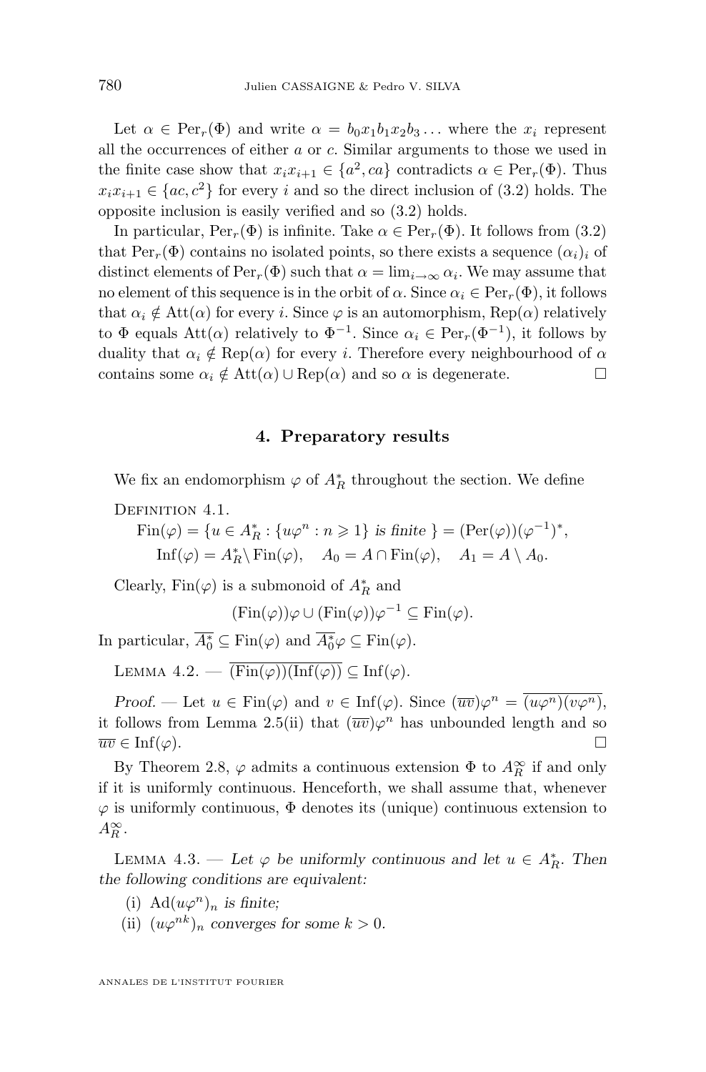Let $\alpha \in \mathrm{Per}_r(\Phi)$ and write $\alpha = b_0 x_1 b_1 x_2 b_3 \dots$ where the $x_i$ represent all the occurrences of either $a$ or $c$. Similar arguments to those we used in the finite case show that $x_i x_{i+1} \in \{a^2, ca\}$ contradicts $\alpha \in \mathrm{Per}_r(\Phi)$. Thus $x_i x_{i+1} \in \{ac, c^2\}$ for every $i$ and so the direct inclusion of (3.2) holds. The opposite inclusion is easily verified and so (3.2) holds.

In particular, $\mathrm{Per}_r(\Phi)$ is infinite. Take $\alpha \in \mathrm{Per}_r(\Phi)$. It follows from (3.2) that $\mathrm{Per}_r(\Phi)$ contains no isolated points, so there exists a sequence $(\alpha_i)_i$ of distinct elements of $\mathrm{Per}_r(\Phi)$ such that $\alpha = \lim_{i\to\infty} \alpha_i$. We may assume that no element of this sequence is in the orbit of $\alpha$. Since $\alpha_i \in \mathrm{Per}_r(\Phi)$, it follows that $\alpha_i \notin \mathrm{Att}(\alpha)$ for every $i$. Since $\varphi$ is an automorphism, $\mathrm{Rep}(\alpha)$ relatively to $\Phi$ equals $\mathrm{Att}(\alpha)$ relatively to $\Phi^{-1}$. Since $\alpha_i \in \mathrm{Per}_r(\Phi^{-1})$, it follows by duality that $\alpha_i \notin \mathrm{Rep}(\alpha)$ for every $i$. Therefore every neighbourhood of $\alpha$ contains some $\alpha_i \notin \mathrm{Att}(\alpha) \cup \mathrm{Rep}(\alpha)$ and so $\alpha$ is degenerate. $\square$

## 4. Preparatory results

We fix an endomorphism $\varphi$ of $A_R^*$ throughout the section. We define

Definition 4.1.

$$\mathrm{Fin}(\varphi) = \{u \in A_R^* : \{u\varphi^n : n \geqslant 1\} \textit{ is finite }\} = (\mathrm{Per}(\varphi))(\varphi^{-1})^*,$$
$$\mathrm{Inf}(\varphi) = A_R^* \setminus \mathrm{Fin}(\varphi), \quad A_0 = A \cap \mathrm{Fin}(\varphi), \quad A_1 = A \setminus A_0.$$

Clearly, $\mathrm{Fin}(\varphi)$ is a submonoid of $A_R^*$ and

$$(\mathrm{Fin}(\varphi))\varphi \cup (\mathrm{Fin}(\varphi))\varphi^{-1} \subseteq \mathrm{Fin}(\varphi).$$

In particular, $\overline{A_0^*} \subseteq \mathrm{Fin}(\varphi)$ and $\overline{A_0^*}\varphi \subseteq \mathrm{Fin}(\varphi)$.

Lemma 4.2. — $\overline{(\mathrm{Fin}(\varphi))(\mathrm{Inf}(\varphi))} \subseteq \mathrm{Inf}(\varphi)$.

*Proof.* — Let $u \in \mathrm{Fin}(\varphi)$ and $v \in \mathrm{Inf}(\varphi)$. Since $(\overline{uv})\varphi^n = \overline{(u\varphi^n)(v\varphi^n)}$, it follows from Lemma 2.5(ii) that $(\overline{uv})\varphi^n$ has unbounded length and so $\overline{uv} \in \mathrm{Inf}(\varphi)$. $\square$

By Theorem 2.8, $\varphi$ admits a continuous extension $\Phi$ to $A_R^\infty$ if and only if it is uniformly continuous. Henceforth, we shall assume that, whenever $\varphi$ is uniformly continuous, $\Phi$ denotes its (unique) continuous extension to $A_R^\infty$.

Lemma 4.3. — *Let $\varphi$ be uniformly continuous and let $u \in A_R^*$. Then the following conditions are equivalent:*

(i) $\mathrm{Ad}(u\varphi^n)_n$ *is finite;*

(ii) $(u\varphi^{nk})_n$ *converges for some $k > 0$.*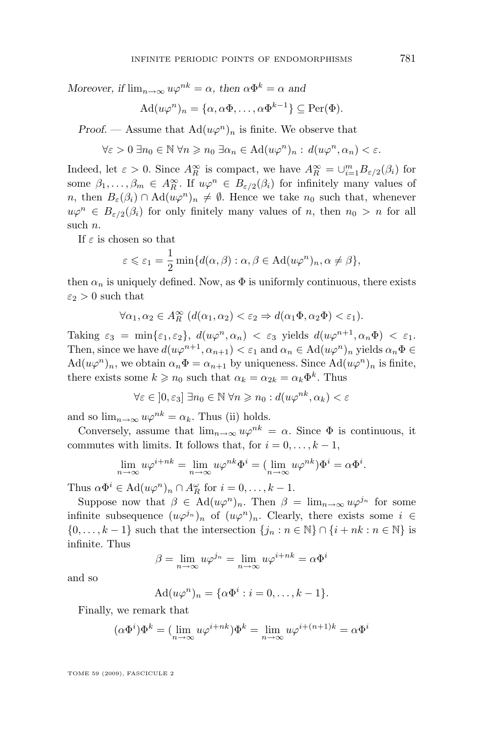*Moreover, if* $\lim_{n\to\infty} u\varphi^{nk} = \alpha$*, then* $\alpha\Phi^k = \alpha$ *and*

$$\mathrm{Ad}(u\varphi^n)_n = \{\alpha, \alpha\Phi, \dots, \alpha\Phi^{k-1}\} \subseteq \mathrm{Per}(\Phi).$$

*Proof.* — Assume that $\mathrm{Ad}(u\varphi^n)_n$ is finite. We observe that

$$\forall \varepsilon > 0 \; \exists n_0 \in \mathbb{N} \; \forall n \geqslant n_0 \; \exists \alpha_n \in \mathrm{Ad}(u\varphi^n)_n : \, d(u\varphi^n, \alpha_n) < \varepsilon.$$

Indeed, let $\varepsilon > 0$. Since $A_R^\infty$ is compact, we have $A_R^\infty = \cup_{i=1}^m B_{\varepsilon/2}(\beta_i)$ for some $\beta_1, \dots, \beta_m \in A_R^\infty$. If $u\varphi^n \in B_{\varepsilon/2}(\beta_i)$ for infinitely many values of $n$, then $B_\varepsilon(\beta_i) \cap \mathrm{Ad}(u\varphi^n)_n \neq \emptyset$. Hence we take $n_0$ such that, whenever $u\varphi^n \in B_{\varepsilon/2}(\beta_i)$ for only finitely many values of $n$, then $n_0 > n$ for all such $n$.

If $\varepsilon$ is chosen so that

$$\varepsilon \leqslant \varepsilon_1 = \frac{1}{2}\min\{d(\alpha, \beta) : \alpha, \beta \in \mathrm{Ad}(u\varphi^n)_n, \alpha \neq \beta\},$$

then $\alpha_n$ is uniquely defined. Now, as $\Phi$ is uniformly continuous, there exists $\varepsilon_2 > 0$ such that

$$\forall \alpha_1, \alpha_2 \in A_R^\infty \; (d(\alpha_1, \alpha_2) < \varepsilon_2 \Rightarrow d(\alpha_1\Phi, \alpha_2\Phi) < \varepsilon_1).$$

Taking $\varepsilon_3 = \min\{\varepsilon_1, \varepsilon_2\}$, $d(u\varphi^n, \alpha_n) < \varepsilon_3$ yields $d(u\varphi^{n+1}, \alpha_n\Phi) < \varepsilon_1$. Then, since we have $d(u\varphi^{n+1}, \alpha_{n+1}) < \varepsilon_1$ and $\alpha_n \in \mathrm{Ad}(u\varphi^n)_n$ yields $\alpha_n\Phi \in \mathrm{Ad}(u\varphi^n)_n$, we obtain $\alpha_n\Phi = \alpha_{n+1}$ by uniqueness. Since $\mathrm{Ad}(u\varphi^n)_n$ is finite, there exists some $k \geqslant n_0$ such that $\alpha_k = \alpha_{2k} = \alpha_k\Phi^k$. Thus

$$\forall \varepsilon \in \, ]0, \varepsilon_3] \; \exists n_0 \in \mathbb{N} \; \forall n \geqslant n_0 : d(u\varphi^{nk}, \alpha_k) < \varepsilon$$

and so $\lim_{n\to\infty} u\varphi^{nk} = \alpha_k$. Thus (ii) holds.

Conversely, assume that $\lim_{n\to\infty} u\varphi^{nk} = \alpha$. Since $\Phi$ is continuous, it commutes with limits. It follows that, for $i = 0, \dots, k-1$,

$$\lim_{n\to\infty} u\varphi^{i+nk} = \lim_{n\to\infty} u\varphi^{nk}\Phi^i = (\lim_{n\to\infty} u\varphi^{nk})\Phi^i = \alpha\Phi^i.$$

Thus $\alpha\Phi^i \in \mathrm{Ad}(u\varphi^n)_n \cap A_R^\omega$ for $i = 0, \dots, k-1$.

Suppose now that $\beta \in \mathrm{Ad}(u\varphi^n)_n$. Then $\beta = \lim_{n\to\infty} u\varphi^{j_n}$ for some infinite subsequence $(u\varphi^{j_n})_n$ of $(u\varphi^n)_n$. Clearly, there exists some $i \in \{0, \dots, k-1\}$ such that the intersection $\{j_n : n \in \mathbb{N}\} \cap \{i + nk : n \in \mathbb{N}\}$ is infinite. Thus

$$\beta = \lim_{n\to\infty} u\varphi^{j_n} = \lim_{n\to\infty} u\varphi^{i+nk} = \alpha\Phi^i$$

and so

$$\mathrm{Ad}(u\varphi^n)_n = \{\alpha\Phi^i : i = 0, \dots, k-1\}.$$

Finally, we remark that

$$(\alpha\Phi^i)\Phi^k = (\lim_{n\to\infty} u\varphi^{i+nk})\Phi^k = \lim_{n\to\infty} u\varphi^{i+(n+1)k} = \alpha\Phi^i$$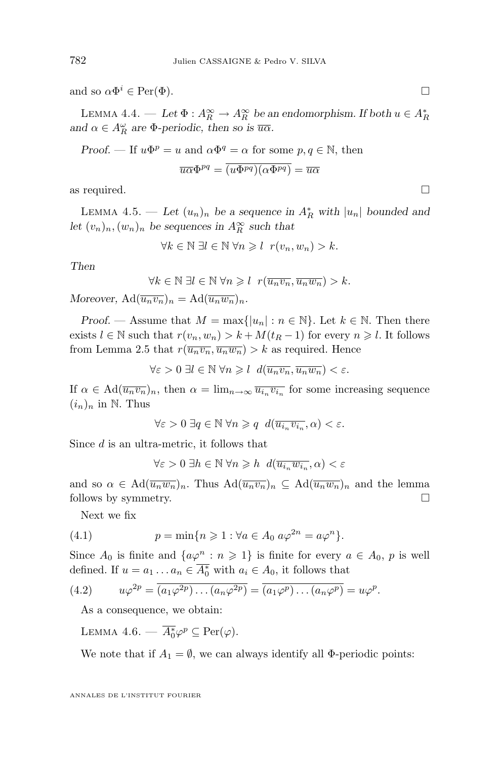and so $\alpha\Phi^i \in \mathrm{Per}(\Phi)$. $\square$

Lemma 4.4. — *Let $\Phi : A_R^\infty \to A_R^\infty$ be an endomorphism. If both $u \in A_R^*$ and $\alpha \in A_R^\omega$ are $\Phi$-periodic, then so is $\overline{u\alpha}$.*

*Proof.* — If $u\Phi^p = u$ and $\alpha\Phi^q = \alpha$ for some $p, q \in \mathbb{N}$, then

$$\overline{u\alpha}\Phi^{pq} = \overline{(u\Phi^{pq})(\alpha\Phi^{pq})} = \overline{u\alpha}$$

as required. $\square$

Lemma 4.5. — *Let $(u_n)_n$ be a sequence in $A_R^*$ with $|u_n|$ bounded and let $(v_n)_n, (w_n)_n$ be sequences in $A_R^\infty$ such that*

$$\forall k \in \mathbb{N}\ \exists l \in \mathbb{N}\ \forall n \geqslant l\ \ r(v_n, w_n) > k.$$

*Then*

$$\forall k \in \mathbb{N}\ \exists l \in \mathbb{N}\ \forall n \geqslant l\ \ r(\overline{u_n v_n}, \overline{u_n w_n}) > k.$$

*Moreover,* $\mathrm{Ad}(\overline{u_n v_n})_n = \mathrm{Ad}(\overline{u_n w_n})_n$.

*Proof.* — Assume that $M = \max\{|u_n| : n \in \mathbb{N}\}$. Let $k \in \mathbb{N}$. Then there exists $l \in \mathbb{N}$ such that $r(v_n, w_n) > k + M(t_R - 1)$ for every $n \geqslant l$. It follows from Lemma 2.5 that $r(\overline{u_n v_n}, \overline{u_n w_n}) > k$ as required. Hence

$$\forall \varepsilon > 0\ \exists l \in \mathbb{N}\ \forall n \geqslant l\ \ d(\overline{u_n v_n}, \overline{u_n w_n}) < \varepsilon.$$

If $\alpha \in \mathrm{Ad}(\overline{u_n v_n})_n$, then $\alpha = \lim_{n\to\infty} \overline{u_{i_n} v_{i_n}}$ for some increasing sequence $(i_n)_n$ in $\mathbb{N}$. Thus

$$\forall \varepsilon > 0\ \exists q \in \mathbb{N}\ \forall n \geqslant q\ \ d(\overline{u_{i_n} v_{i_n}}, \alpha) < \varepsilon.$$

Since $d$ is an ultra-metric, it follows that

$$\forall \varepsilon > 0\ \exists h \in \mathbb{N}\ \forall n \geqslant h\ \ d(\overline{u_{i_n} w_{i_n}}, \alpha) < \varepsilon$$

and so $\alpha \in \mathrm{Ad}(\overline{u_n w_n})_n$. Thus $\mathrm{Ad}(\overline{u_n v_n})_n \subseteq \mathrm{Ad}(\overline{u_n w_n})_n$ and the lemma follows by symmetry. $\square$

Next we fix

$$p = \min\{n \geqslant 1 : \forall a \in A_0\ a\varphi^{2n} = a\varphi^n\}. \tag{4.1}$$

Since $A_0$ is finite and $\{a\varphi^n : n \geqslant 1\}$ is finite for every $a \in A_0$, $p$ is well defined. If $u = a_1 \dots a_n \in \overline{A_0^*}$ with $a_i \in A_0$, it follows that

$$u\varphi^{2p} = \overline{(a_1\varphi^{2p}) \dots (a_n\varphi^{2p})} = \overline{(a_1\varphi^p) \dots (a_n\varphi^p)} = u\varphi^p. \tag{4.2}$$

As a consequence, we obtain:

Lemma 4.6. — $\overline{A_0^*}\varphi^p \subseteq \mathrm{Per}(\varphi)$.

We note that if $A_1 = \emptyset$, we can always identify all $\Phi$-periodic points: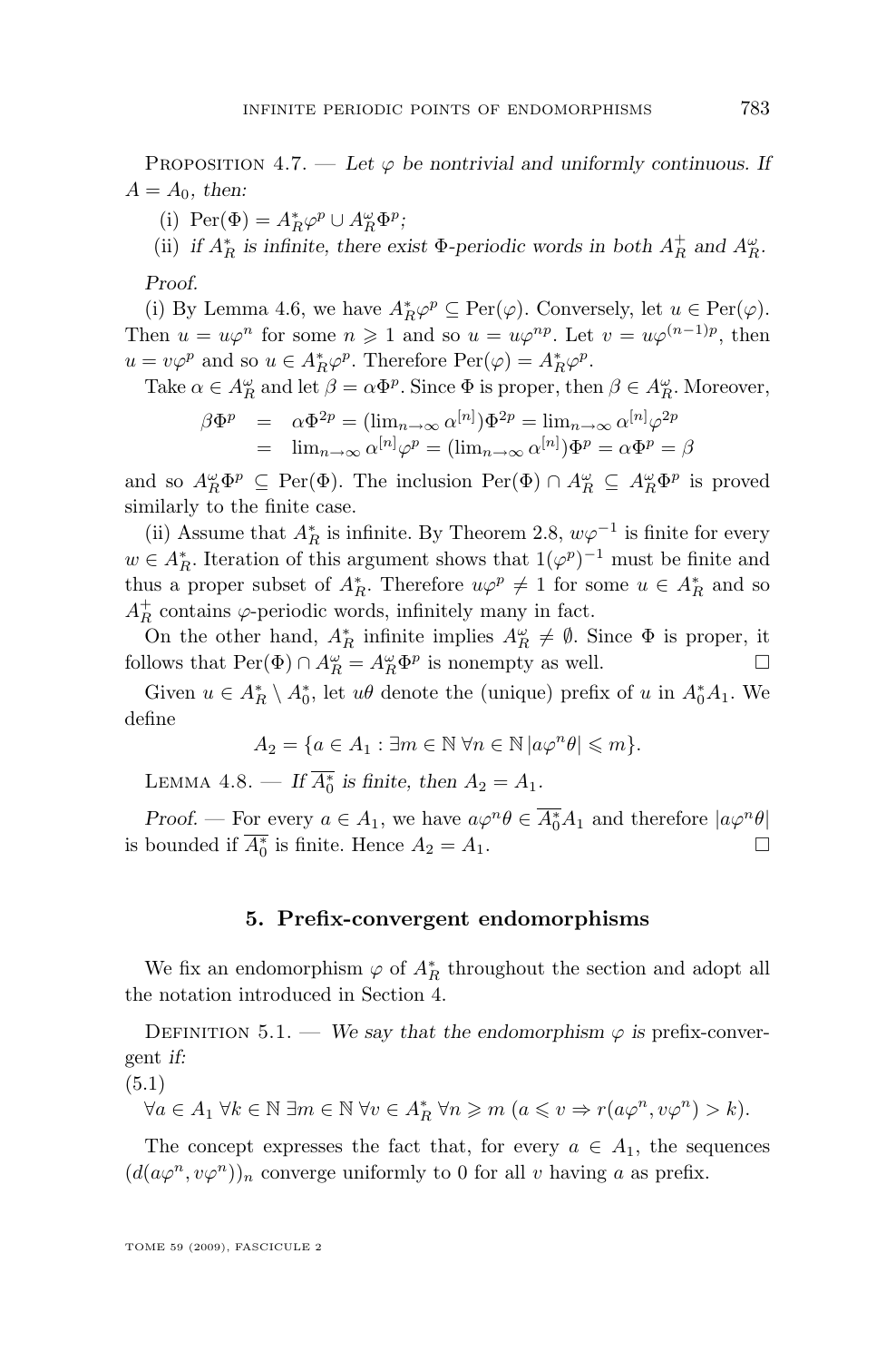Proposition 4.7. — *Let $\varphi$ be nontrivial and uniformly continuous. If $A = A_0$, then:*

(i) $\mathrm{Per}(\Phi) = A_R^*\varphi^p \cup A_R^\omega \Phi^p$;

(ii) *if $A_R^*$ is infinite, there exist $\Phi$-periodic words in both $A_R^+$ and $A_R^\omega$.*

*Proof.*

(i) By Lemma 4.6, we have $A_R^*\varphi^p \subseteq \mathrm{Per}(\varphi)$. Conversely, let $u \in \mathrm{Per}(\varphi)$. Then $u = u\varphi^n$ for some $n \geqslant 1$ and so $u = u\varphi^{np}$. Let $v = u\varphi^{(n-1)p}$, then $u = v\varphi^p$ and so $u \in A_R^*\varphi^p$. Therefore $\mathrm{Per}(\varphi) = A_R^*\varphi^p$.

Take $\alpha \in A_R^\omega$ and let $\beta = \alpha\Phi^p$. Since $\Phi$ is proper, then $\beta \in A_R^\omega$. Moreover,

$$\begin{aligned}
\beta\Phi^p &= \alpha\Phi^{2p} = (\lim_{n\to\infty} \alpha^{[n]})\Phi^{2p} = \lim_{n\to\infty} \alpha^{[n]}\varphi^{2p} \\
&= \lim_{n\to\infty} \alpha^{[n]}\varphi^p = (\lim_{n\to\infty} \alpha^{[n]})\Phi^p = \alpha\Phi^p = \beta
\end{aligned}$$

and so $A_R^\omega\Phi^p \subseteq \mathrm{Per}(\Phi)$. The inclusion $\mathrm{Per}(\Phi) \cap A_R^\omega \subseteq A_R^\omega\Phi^p$ is proved similarly to the finite case.

(ii) Assume that $A_R^*$ is infinite. By Theorem 2.8, $w\varphi^{-1}$ is finite for every $w \in A_R^*$. Iteration of this argument shows that $1(\varphi^p)^{-1}$ must be finite and thus a proper subset of $A_R^*$. Therefore $u\varphi^p \neq 1$ for some $u \in A_R^*$ and so $A_R^+$ contains $\varphi$-periodic words, infinitely many in fact.

On the other hand, $A_R^*$ infinite implies $A_R^\omega \neq \emptyset$. Since $\Phi$ is proper, it follows that $\mathrm{Per}(\Phi) \cap A_R^\omega = A_R^\omega\Phi^p$ is nonempty as well. ☐

Given $u \in A_R^* \setminus A_0^*$, let $u\theta$ denote the (unique) prefix of $u$ in $A_0^*A_1$. We define

$$A_2 = \{a \in A_1 : \exists m \in \mathbb{N}\ \forall n \in \mathbb{N}\ |a\varphi^n\theta| \leqslant m\}.$$

Lemma 4.8. — *If $\overline{A_0^*}$ is finite, then $A_2 = A_1$.*

*Proof.* — For every $a \in A_1$, we have $a\varphi^n\theta \in \overline{A_0^*}A_1$ and therefore $|a\varphi^n\theta|$ is bounded if $\overline{A_0^*}$ is finite. Hence $A_2 = A_1$. ☐

## 5. Prefix-convergent endomorphisms

We fix an endomorphism $\varphi$ of $A_R^*$ throughout the section and adopt all the notation introduced in Section 4.

Definition 5.1. — *We say that the endomorphism $\varphi$ is* prefix-convergent *if:*

(5.1)

$$\forall a \in A_1\ \forall k \in \mathbb{N}\ \exists m \in \mathbb{N}\ \forall v \in A_R^*\ \forall n \geqslant m\ (a \leqslant v \Rightarrow r(a\varphi^n, v\varphi^n) > k).$$

The concept expresses the fact that, for every $a \in A_1$, the sequences $(d(a\varphi^n, v\varphi^n))_n$ converge uniformly to 0 for all $v$ having $a$ as prefix.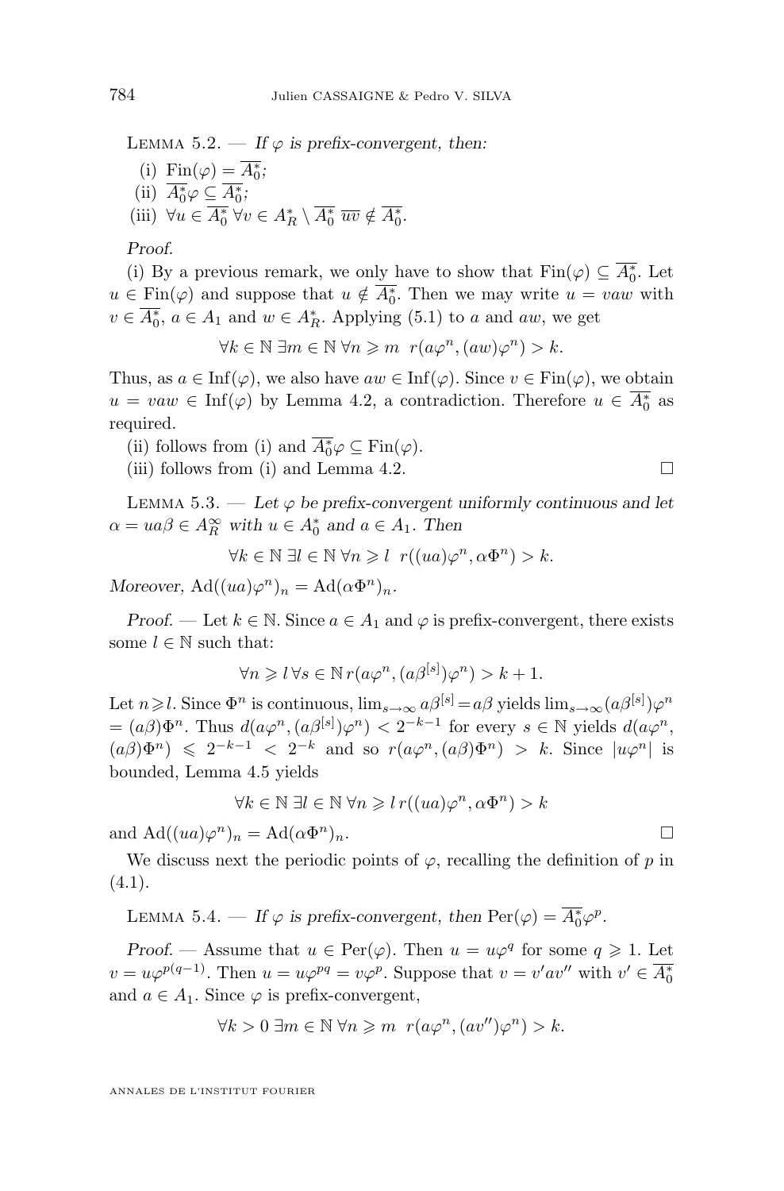Lemma 5.2. — *If $\varphi$ is prefix-convergent, then:*

(i) $\mathrm{Fin}(\varphi) = \overline{A_0^*}$;

(ii) $\overline{A_0^*}\varphi \subseteq \overline{A_0^*}$;

(iii) $\forall u \in \overline{A_0^*}\ \forall v \in A_R^* \setminus \overline{A_0^*}\ \overline{uv} \notin \overline{A_0^*}$.

*Proof.*

(i) By a previous remark, we only have to show that $\mathrm{Fin}(\varphi) \subseteq \overline{A_0^*}$. Let $u \in \mathrm{Fin}(\varphi)$ and suppose that $u \notin \overline{A_0^*}$. Then we may write $u = vaw$ with $v \in \overline{A_0^*}$, $a \in A_1$ and $w \in A_R^*$. Applying (5.1) to $a$ and $aw$, we get

$$\forall k \in \mathbb{N}\ \exists m \in \mathbb{N}\ \forall n \geqslant m\ \ r(a\varphi^n, (aw)\varphi^n) > k.$$

Thus, as $a \in \mathrm{Inf}(\varphi)$, we also have $aw \in \mathrm{Inf}(\varphi)$. Since $v \in \mathrm{Fin}(\varphi)$, we obtain $u = vaw \in \mathrm{Inf}(\varphi)$ by Lemma 4.2, a contradiction. Therefore $u \in \overline{A_0^*}$ as required.

(ii) follows from (i) and $\overline{A_0^*}\varphi \subseteq \mathrm{Fin}(\varphi)$.

(iii) follows from (i) and Lemma 4.2. □

Lemma 5.3. — *Let $\varphi$ be prefix-convergent uniformly continuous and let $\alpha = ua\beta \in A_R^\infty$ with $u \in A_0^*$ and $a \in A_1$. Then*

$$\forall k \in \mathbb{N}\ \exists l \in \mathbb{N}\ \forall n \geqslant l\ \ r((ua)\varphi^n, \alpha\Phi^n) > k.$$

*Moreover,* $\mathrm{Ad}((ua)\varphi^n)_n = \mathrm{Ad}(\alpha\Phi^n)_n$.

*Proof.* — Let $k \in \mathbb{N}$. Since $a \in A_1$ and $\varphi$ is prefix-convergent, there exists some $l \in \mathbb{N}$ such that:

$$\forall n \geqslant l\, \forall s \in \mathbb{N}\, r(a\varphi^n, (a\beta^{[s]})\varphi^n) > k+1.$$

Let $n \geqslant l$. Since $\Phi^n$ is continuous, $\lim_{s\to\infty} a\beta^{[s]} = a\beta$ yields $\lim_{s\to\infty}(a\beta^{[s]})\varphi^n = (a\beta)\Phi^n$. Thus $d(a\varphi^n, (a\beta^{[s]})\varphi^n) < 2^{-k-1}$ for every $s \in \mathbb{N}$ yields $d(a\varphi^n, (a\beta)\Phi^n) \leqslant 2^{-k-1} < 2^{-k}$ and so $r(a\varphi^n, (a\beta)\Phi^n) > k$. Since $|u\varphi^n|$ is bounded, Lemma 4.5 yields

$$\forall k \in \mathbb{N}\ \exists l \in \mathbb{N}\ \forall n \geqslant l\, r((ua)\varphi^n, \alpha\Phi^n) > k$$

and $\mathrm{Ad}((ua)\varphi^n)_n = \mathrm{Ad}(\alpha\Phi^n)_n$. □

We discuss next the periodic points of $\varphi$, recalling the definition of $p$ in (4.1).

Lemma 5.4. — *If $\varphi$ is prefix-convergent, then* $\mathrm{Per}(\varphi) = \overline{A_0^*}\varphi^p$.

*Proof.* — Assume that $u \in \mathrm{Per}(\varphi)$. Then $u = u\varphi^q$ for some $q \geqslant 1$. Let $v = u\varphi^{p(q-1)}$. Then $u = u\varphi^{pq} = v\varphi^p$. Suppose that $v = v'av''$ with $v' \in \overline{A_0^*}$ and $a \in A_1$. Since $\varphi$ is prefix-convergent,

$$\forall k > 0\ \exists m \in \mathbb{N}\ \forall n \geqslant m\ \ r(a\varphi^n, (av'')\varphi^n) > k.$$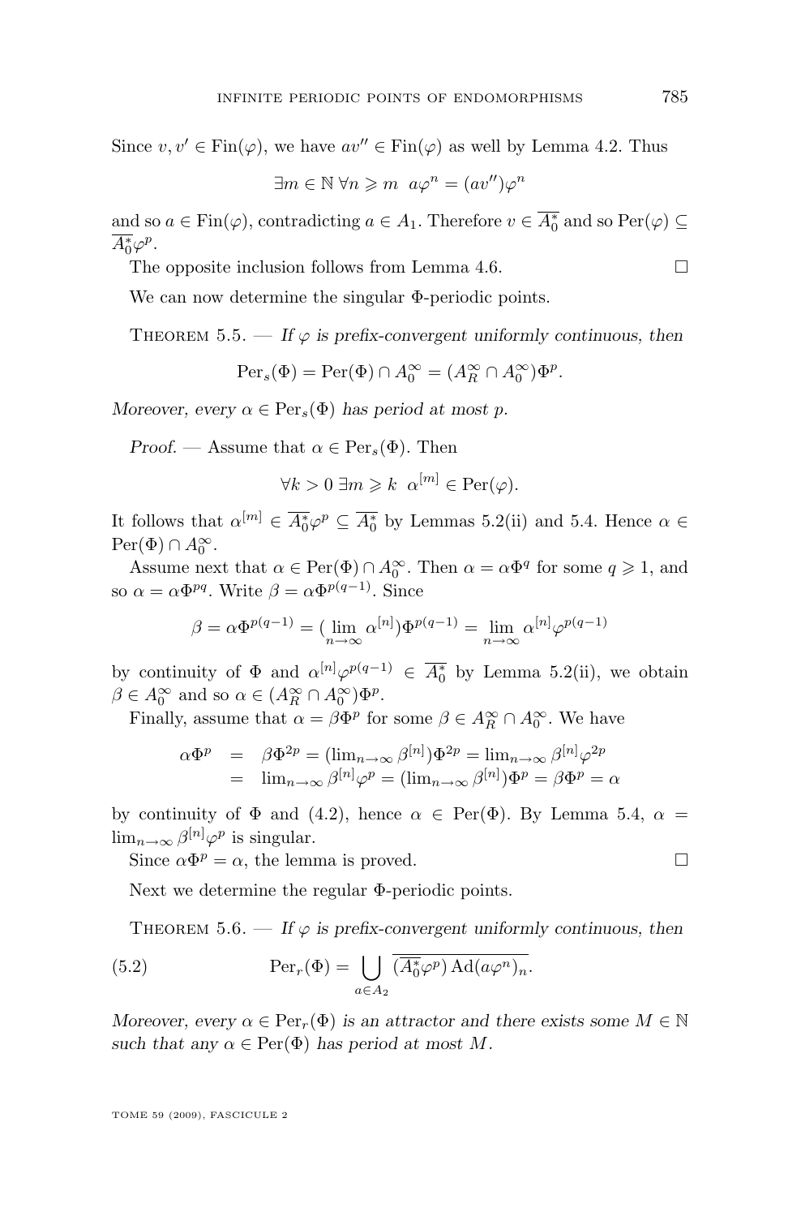Since $v, v' \in \mathrm{Fin}(\varphi)$, we have $av'' \in \mathrm{Fin}(\varphi)$ as well by Lemma 4.2. Thus

$$\exists m \in \mathbb{N}\ \forall n \geqslant m \ \ a\varphi^n = (av'')\varphi^n$$

and so $a \in \mathrm{Fin}(\varphi)$, contradicting $a \in A_1$. Therefore $v \in \overline{A_0^*}$ and so $\mathrm{Per}(\varphi) \subseteq \overline{A_0^*}\varphi^p$.

The opposite inclusion follows from Lemma 4.6. $\square$

We can now determine the singular $\Phi$-periodic points.

THEOREM 5.5. — *If $\varphi$ is prefix-convergent uniformly continuous, then*

$$\mathrm{Per}_s(\Phi) = \mathrm{Per}(\Phi) \cap A_0^\infty = (A_R^\infty \cap A_0^\infty)\Phi^p.$$

*Moreover, every $\alpha \in \mathrm{Per}_s(\Phi)$ has period at most $p$.*

*Proof.* — Assume that $\alpha \in \mathrm{Per}_s(\Phi)$. Then

$$\forall k > 0\ \exists m \geqslant k \ \ \alpha^{[m]} \in \mathrm{Per}(\varphi).$$

It follows that $\alpha^{[m]} \in \overline{A_0^*}\varphi^p \subseteq \overline{A_0^*}$ by Lemmas 5.2(ii) and 5.4. Hence $\alpha \in \mathrm{Per}(\Phi) \cap A_0^\infty$.

Assume next that $\alpha \in \mathrm{Per}(\Phi) \cap A_0^\infty$. Then $\alpha = \alpha\Phi^q$ for some $q \geqslant 1$, and so $\alpha = \alpha\Phi^{pq}$. Write $\beta = \alpha\Phi^{p(q-1)}$. Since

$$\beta = \alpha\Phi^{p(q-1)} = (\lim_{n\to\infty} \alpha^{[n]})\Phi^{p(q-1)} = \lim_{n\to\infty} \alpha^{[n]}\varphi^{p(q-1)}$$

by continuity of $\Phi$ and $\alpha^{[n]}\varphi^{p(q-1)} \in \overline{A_0^*}$ by Lemma 5.2(ii), we obtain $\beta \in A_0^\infty$ and so $\alpha \in (A_R^\infty \cap A_0^\infty)\Phi^p$.

Finally, assume that $\alpha = \beta\Phi^p$ for some $\beta \in A_R^\infty \cap A_0^\infty$. We have

$$\begin{aligned}
\alpha\Phi^p &= \beta\Phi^{2p} = (\lim_{n\to\infty} \beta^{[n]})\Phi^{2p} = \lim_{n\to\infty} \beta^{[n]}\varphi^{2p} \\
&= \lim_{n\to\infty} \beta^{[n]}\varphi^{p} = (\lim_{n\to\infty} \beta^{[n]})\Phi^{p} = \beta\Phi^p = \alpha
\end{aligned}$$

by continuity of $\Phi$ and (4.2), hence $\alpha \in \mathrm{Per}(\Phi)$. By Lemma 5.4, $\alpha = \lim_{n\to\infty} \beta^{[n]}\varphi^p$ is singular.

Since $\alpha\Phi^p = \alpha$, the lemma is proved. $\square$

Next we determine the regular $\Phi$-periodic points.

THEOREM 5.6. — *If $\varphi$ is prefix-convergent uniformly continuous, then*

$$\mathrm{Per}_r(\Phi) = \bigcup_{a \in A_2} \overline{(\overline{A_0^*}\varphi^p)\,\mathrm{Ad}(a\varphi^n)_n}. \tag{5.2}$$

*Moreover, every $\alpha \in \mathrm{Per}_r(\Phi)$ is an attractor and there exists some $M \in \mathbb{N}$ such that any $\alpha \in \mathrm{Per}(\Phi)$ has period at most $M$.*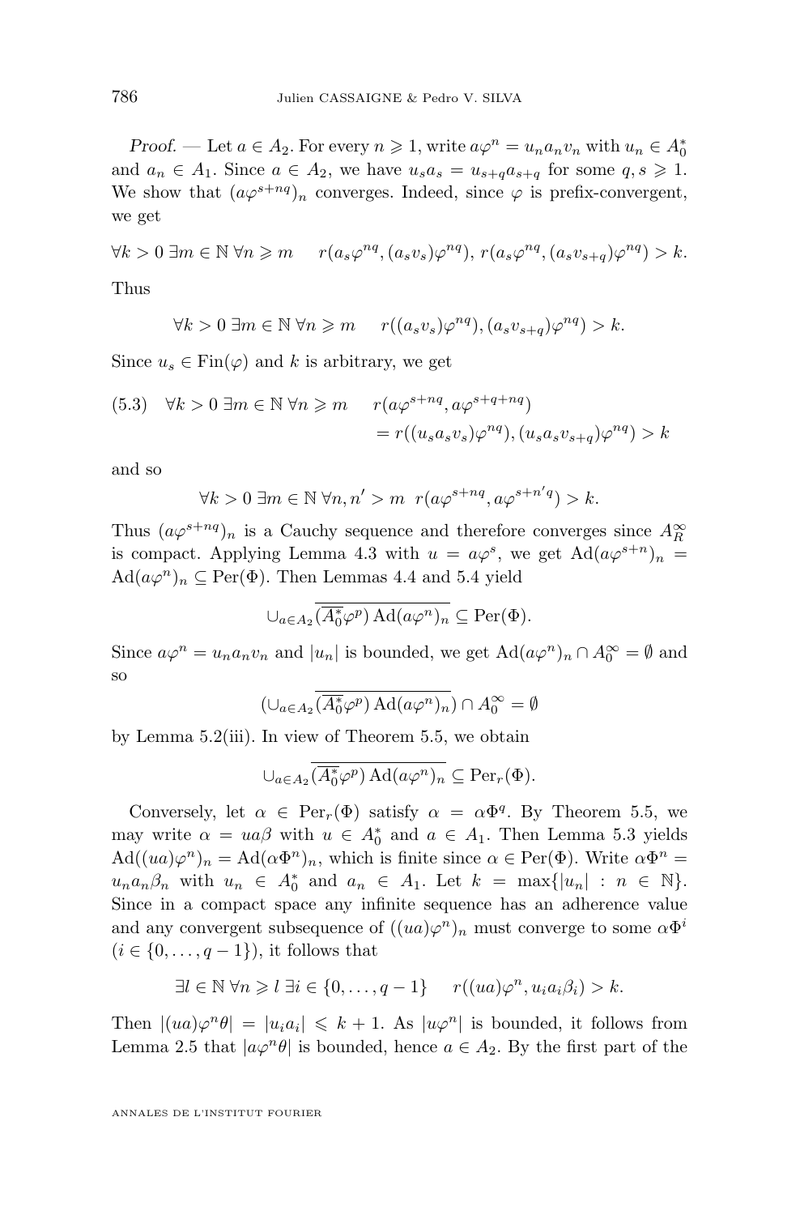*Proof.* — Let $a \in A_2$. For every $n \geqslant 1$, write $a\varphi^n = u_n a_n v_n$ with $u_n \in A_0^*$ and $a_n \in A_1$. Since $a \in A_2$, we have $u_s a_s = u_{s+q} a_{s+q}$ for some $q, s \geqslant 1$. We show that $(a\varphi^{s+nq})_n$ converges. Indeed, since $\varphi$ is prefix-convergent, we get

$$\forall k > 0 \; \exists m \in \mathbb{N} \; \forall n \geqslant m \quad r(a_s\varphi^{nq}, (a_s v_s)\varphi^{nq}),\, r(a_s\varphi^{nq}, (a_s v_{s+q})\varphi^{nq}) > k.$$

Thus

$$\forall k > 0 \; \exists m \in \mathbb{N} \; \forall n \geqslant m \quad r((a_s v_s)\varphi^{nq}), (a_s v_{s+q})\varphi^{nq}) > k.$$

Since $u_s \in \mathrm{Fin}(\varphi)$ and $k$ is arbitrary, we get

$$(5.3) \quad \forall k > 0 \; \exists m \in \mathbb{N} \; \forall n \geqslant m \quad r(a\varphi^{s+nq}, a\varphi^{s+q+nq}) = r((u_s a_s v_s)\varphi^{nq}), (u_s a_s v_{s+q})\varphi^{nq}) > k$$

and so

$$\forall k > 0 \; \exists m \in \mathbb{N} \; \forall n, n' > m \;\; r(a\varphi^{s+nq}, a\varphi^{s+n'q}) > k.$$

Thus $(a\varphi^{s+nq})_n$ is a Cauchy sequence and therefore converges since $A_R^\infty$ is compact. Applying Lemma 4.3 with $u = a\varphi^s$, we get $\mathrm{Ad}(a\varphi^{s+n})_n = \mathrm{Ad}(a\varphi^n)_n \subseteq \mathrm{Per}(\Phi)$. Then Lemmas 4.4 and 5.4 yield

$$\cup_{a\in A_2} \overline{(A_0^*\varphi^p)\,\mathrm{Ad}(a\varphi^n)_n} \subseteq \mathrm{Per}(\Phi).$$

Since $a\varphi^n = u_n a_n v_n$ and $|u_n|$ is bounded, we get $\mathrm{Ad}(a\varphi^n)_n \cap A_0^\infty = \emptyset$ and so

$$(\cup_{a\in A_2} \overline{(A_0^*\varphi^p)\,\mathrm{Ad}(a\varphi^n)_n}) \cap A_0^\infty = \emptyset$$

by Lemma 5.2(iii). In view of Theorem 5.5, we obtain

$$\cup_{a\in A_2} \overline{(A_0^*\varphi^p)\,\mathrm{Ad}(a\varphi^n)_n} \subseteq \mathrm{Per}_r(\Phi).$$

Conversely, let $\alpha \in \mathrm{Per}_r(\Phi)$ satisfy $\alpha = \alpha\Phi^q$. By Theorem 5.5, we may write $\alpha = ua\beta$ with $u \in A_0^*$ and $a \in A_1$. Then Lemma 5.3 yields $\mathrm{Ad}((ua)\varphi^n)_n = \mathrm{Ad}(\alpha\Phi^n)_n$, which is finite since $\alpha \in \mathrm{Per}(\Phi)$. Write $\alpha\Phi^n = u_n a_n \beta_n$ with $u_n \in A_0^*$ and $a_n \in A_1$. Let $k = \max\{|u_n| : n \in \mathbb{N}\}$. Since in a compact space any infinite sequence has an adherence value and any convergent subsequence of $((ua)\varphi^n)_n$ must converge to some $\alpha\Phi^i$ ($i \in \{0, \ldots, q-1\}$), it follows that

$$\exists l \in \mathbb{N} \; \forall n \geqslant l \; \exists i \in \{0, \ldots, q-1\} \quad r((ua)\varphi^n, u_i a_i \beta_i) > k.$$

Then $|(ua)\varphi^n\theta| = |u_i a_i| \leqslant k+1$. As $|u\varphi^n|$ is bounded, it follows from Lemma 2.5 that $|a\varphi^n\theta|$ is bounded, hence $a \in A_2$. By the first part of the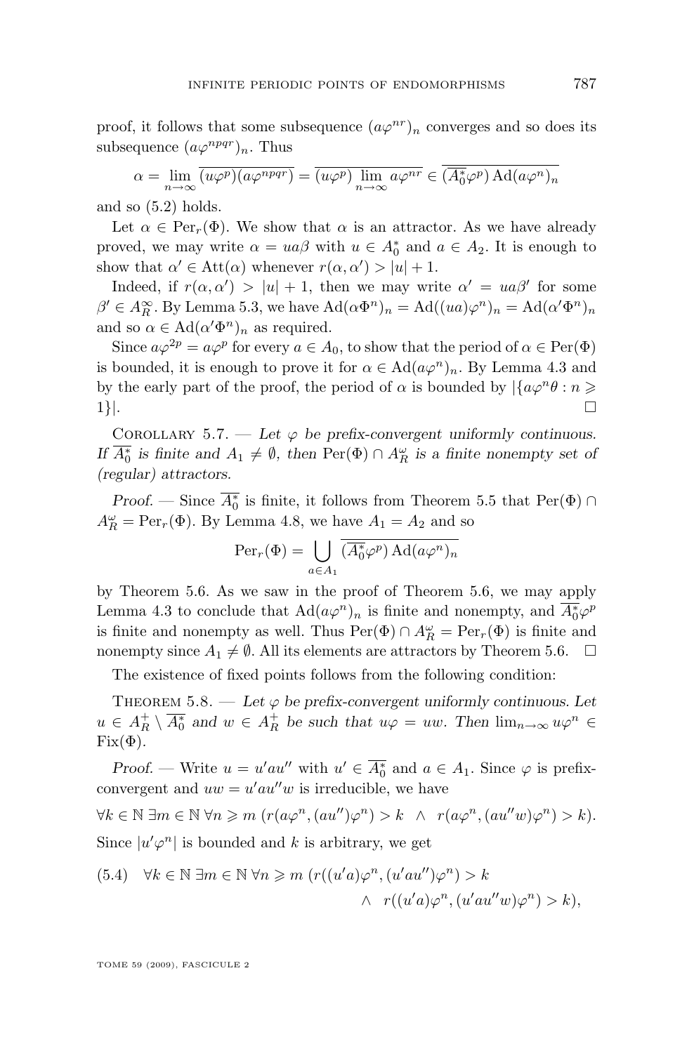proof, it follows that some subsequence $(a\varphi^{nr})_n$ converges and so does its subsequence $(a\varphi^{npqr})_n$. Thus

$$\alpha = \lim_{n\to\infty} \overline{(u\varphi^p)(a\varphi^{npqr})} = \overline{(u\varphi^p)\lim_{n\to\infty} a\varphi^{nr}} \in \overline{(\overline{A_0^*}\varphi^p)\operatorname{Ad}(a\varphi^n)_n}$$

and so (5.2) holds.

Let $\alpha \in \operatorname{Per}_r(\Phi)$. We show that $\alpha$ is an attractor. As we have already proved, we may write $\alpha = ua\beta$ with $u \in A_0^*$ and $a \in A_2$. It is enough to show that $\alpha' \in \operatorname{Att}(\alpha)$ whenever $r(\alpha, \alpha') > |u| + 1$.

Indeed, if $r(\alpha, \alpha') > |u| + 1$, then we may write $\alpha' = ua\beta'$ for some $\beta' \in A_R^\infty$. By Lemma 5.3, we have $\operatorname{Ad}(\alpha\Phi^n)_n = \operatorname{Ad}((ua)\varphi^n)_n = \operatorname{Ad}(\alpha'\Phi^n)_n$ and so $\alpha \in \operatorname{Ad}(\alpha'\Phi^n)_n$ as required.

Since $a\varphi^{2p} = a\varphi^p$ for every $a \in A_0$, to show that the period of $\alpha \in \operatorname{Per}(\Phi)$ is bounded, it is enough to prove it for $\alpha \in \operatorname{Ad}(a\varphi^n)_n$. By Lemma 4.3 and by the early part of the proof, the period of $\alpha$ is bounded by $|\{a\varphi^n\theta : n \geqslant 1\}|$. □

Corollary 5.7. — *Let $\varphi$ be prefix-convergent uniformly continuous. If $\overline{A_0^*}$ is finite and $A_1 \neq \emptyset$, then $\operatorname{Per}(\Phi) \cap A_R^\omega$ is a finite nonempty set of (regular) attractors.*

*Proof.* — Since $\overline{A_0^*}$ is finite, it follows from Theorem 5.5 that $\operatorname{Per}(\Phi) \cap A_R^\omega = \operatorname{Per}_r(\Phi)$. By Lemma 4.8, we have $A_1 = A_2$ and so

$$\operatorname{Per}_r(\Phi) = \bigcup_{a\in A_1} \overline{(\overline{A_0^*}\varphi^p)\operatorname{Ad}(a\varphi^n)_n}$$

by Theorem 5.6. As we saw in the proof of Theorem 5.6, we may apply Lemma 4.3 to conclude that $\operatorname{Ad}(a\varphi^n)_n$ is finite and nonempty, and $\overline{A_0^*}\varphi^p$ is finite and nonempty as well. Thus $\operatorname{Per}(\Phi) \cap A_R^\omega = \operatorname{Per}_r(\Phi)$ is finite and nonempty since $A_1 \neq \emptyset$. All its elements are attractors by Theorem 5.6. □

The existence of fixed points follows from the following condition:

Theorem 5.8. — *Let $\varphi$ be prefix-convergent uniformly continuous. Let $u \in A_R^+ \setminus \overline{A_0^*}$ and $w \in A_R^+$ be such that $u\varphi = uw$. Then $\lim_{n\to\infty} u\varphi^n \in \operatorname{Fix}(\Phi)$.*

*Proof.* — Write $u = u'au''$ with $u' \in \overline{A_0^*}$ and $a \in A_1$. Since $\varphi$ is prefix-convergent and $uw = u'au''w$ is irreducible, we have

$$\forall k \in \mathbb{N}\; \exists m \in \mathbb{N}\; \forall n \geqslant m\; (r(a\varphi^n, (au'')\varphi^n) > k \;\;\wedge\;\; r(a\varphi^n, (au''w)\varphi^n) > k).$$

Since $|u'\varphi^n|$ is bounded and $k$ is arbitrary, we get

$$\begin{aligned}(5.4)\quad \forall k \in \mathbb{N}\; \exists m \in \mathbb{N}\; \forall n \geqslant m\; (r((u'a)\varphi^n, (u'au'')\varphi^n) > k \\ \wedge\;\; r((u'a)\varphi^n, (u'au''w)\varphi^n) > k),\end{aligned}$$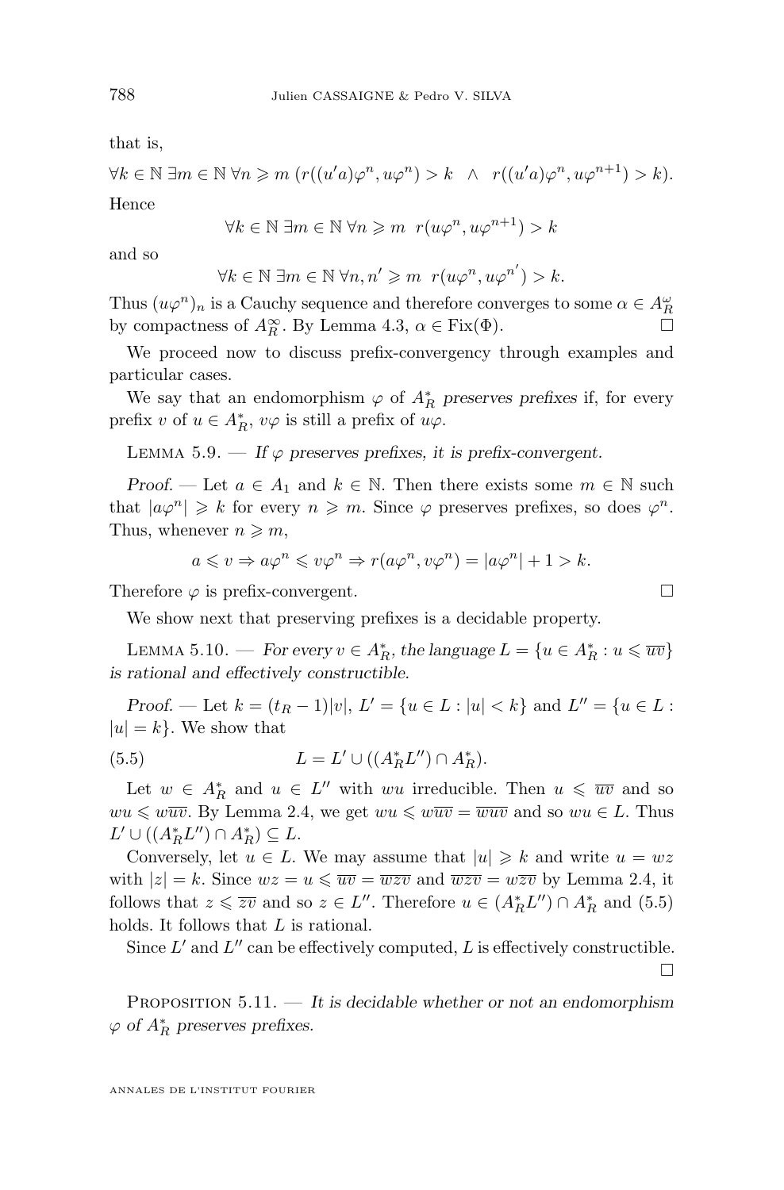that is,

$$\forall k \in \mathbb{N}\ \exists m \in \mathbb{N}\ \forall n \geqslant m\ (r((u'a)\varphi^n, u\varphi^n) > k \quad \wedge \quad r((u'a)\varphi^n, u\varphi^{n+1}) > k).$$

Hence

$$\forall k \in \mathbb{N}\ \exists m \in \mathbb{N}\ \forall n \geqslant m\ \ r(u\varphi^n, u\varphi^{n+1}) > k$$

and so

$$\forall k \in \mathbb{N}\ \exists m \in \mathbb{N}\ \forall n, n' \geqslant m\ \ r(u\varphi^n, u\varphi^{n'}) > k.$$

Thus $(u\varphi^n)_n$ is a Cauchy sequence and therefore converges to some $\alpha \in A_R^\omega$ by compactness of $A_R^\infty$. By Lemma 4.3, $\alpha \in \mathrm{Fix}(\Phi)$. $\square$

We proceed now to discuss prefix-convergency through examples and particular cases.

We say that an endomorphism $\varphi$ of $A_R^*$ *preserves prefixes* if, for every prefix $v$ of $u \in A_R^*$, $v\varphi$ is still a prefix of $u\varphi$.

Lemma 5.9. — *If $\varphi$ preserves prefixes, it is prefix-convergent.*

*Proof.* — Let $a \in A_1$ and $k \in \mathbb{N}$. Then there exists some $m \in \mathbb{N}$ such that $|a\varphi^n| \geqslant k$ for every $n \geqslant m$. Since $\varphi$ preserves prefixes, so does $\varphi^n$. Thus, whenever $n \geqslant m$,

$$a \leqslant v \Rightarrow a\varphi^n \leqslant v\varphi^n \Rightarrow r(a\varphi^n, v\varphi^n) = |a\varphi^n| + 1 > k.$$

Therefore $\varphi$ is prefix-convergent. $\square$

We show next that preserving prefixes is a decidable property.

Lemma 5.10. — *For every $v \in A_R^*$, the language $L = \{u \in A_R^* : u \leqslant \overline{uv}\}$ is rational and effectively constructible.*

*Proof.* — Let $k = (t_R - 1)|v|$, $L' = \{u \in L : |u| < k\}$ and $L'' = \{u \in L : |u| = k\}$. We show that

$$L = L' \cup ((A_R^* L'') \cap A_R^*). \tag{5.5}$$

Let $w \in A_R^*$ and $u \in L''$ with $wu$ irreducible. Then $u \leqslant \overline{uv}$ and so $wu \leqslant w\overline{uv}$. By Lemma 2.4, we get $wu \leqslant \overline{w\overline{uv}} = \overline{wuv}$ and so $wu \in L$. Thus $L' \cup ((A_R^* L'') \cap A_R^*) \subseteq L$.

Conversely, let $u \in L$. We may assume that $|u| \geqslant k$ and write $u = wz$ with $|z| = k$. Since $wz = u \leqslant \overline{uv} = \overline{wzv}$ and $\overline{wzv} = w\overline{zv}$ by Lemma 2.4, it follows that $z \leqslant \overline{zv}$ and so $z \in L''$. Therefore $u \in (A_R^* L'') \cap A_R^*$ and (5.5) holds. It follows that $L$ is rational.

Since $L'$ and $L''$ can be effectively computed, $L$ is effectively constructible. $\square$

Proposition 5.11. — *It is decidable whether or not an endomorphism $\varphi$ of $A_R^*$ preserves prefixes.*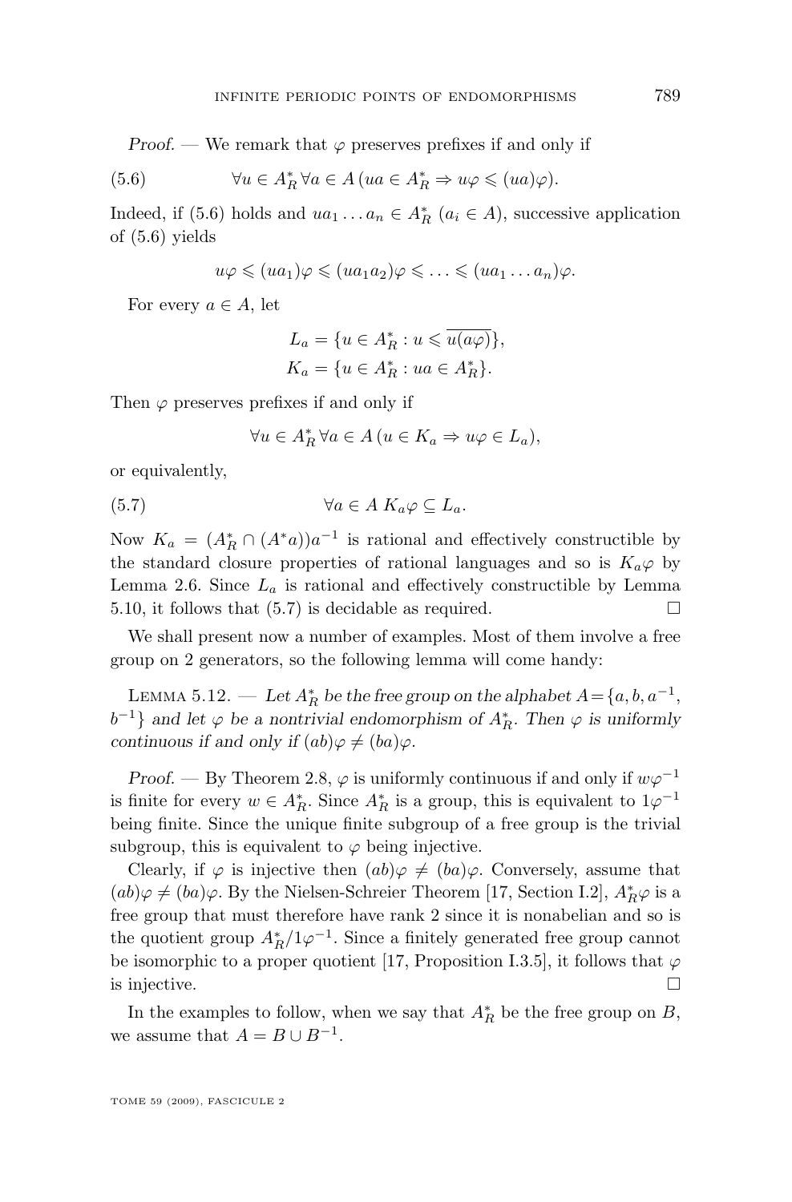*Proof.* — We remark that $\varphi$ preserves prefixes if and only if

$$\forall u \in A_R^* \, \forall a \in A \, (ua \in A_R^* \Rightarrow u\varphi \leqslant (ua)\varphi). \tag{5.6}$$

Indeed, if (5.6) holds and $ua_1 \dots a_n \in A_R^*$ ($a_i \in A$), successive application of (5.6) yields

$$u\varphi \leqslant (ua_1)\varphi \leqslant (ua_1a_2)\varphi \leqslant \dots \leqslant (ua_1 \dots a_n)\varphi.$$

For every $a \in A$, let

$$L_a = \{u \in A_R^* : u \leqslant \overline{u(a\varphi)}\},$$
$$K_a = \{u \in A_R^* : ua \in A_R^*\}.$$

Then $\varphi$ preserves prefixes if and only if

$$\forall u \in A_R^* \, \forall a \in A \, (u \in K_a \Rightarrow u\varphi \in L_a),$$

or equivalently,

$$\forall a \in A \; K_a\varphi \subseteq L_a. \tag{5.7}$$

Now $K_a = (A_R^* \cap (A^*a))a^{-1}$ is rational and effectively constructible by the standard closure properties of rational languages and so is $K_a\varphi$ by Lemma 2.6. Since $L_a$ is rational and effectively constructible by Lemma 5.10, it follows that (5.7) is decidable as required. $\square$

We shall present now a number of examples. Most of them involve a free group on 2 generators, so the following lemma will come handy:

Lemma 5.12. — *Let $A_R^*$ be the free group on the alphabet $A = \{a, b, a^{-1}, b^{-1}\}$ and let $\varphi$ be a nontrivial endomorphism of $A_R^*$. Then $\varphi$ is uniformly continuous if and only if $(ab)\varphi \neq (ba)\varphi$.*

*Proof.* — By Theorem 2.8, $\varphi$ is uniformly continuous if and only if $w\varphi^{-1}$ is finite for every $w \in A_R^*$. Since $A_R^*$ is a group, this is equivalent to $1\varphi^{-1}$ being finite. Since the unique finite subgroup of a free group is the trivial subgroup, this is equivalent to $\varphi$ being injective.

Clearly, if $\varphi$ is injective then $(ab)\varphi \neq (ba)\varphi$. Conversely, assume that $(ab)\varphi \neq (ba)\varphi$. By the Nielsen-Schreier Theorem [17, Section I.2], $A_R^*\varphi$ is a free group that must therefore have rank 2 since it is nonabelian and so is the quotient group $A_R^*/1\varphi^{-1}$. Since a finitely generated free group cannot be isomorphic to a proper quotient [17, Proposition I.3.5], it follows that $\varphi$ is injective. $\square$

In the examples to follow, when we say that $A_R^*$ be the free group on $B$, we assume that $A = B \cup B^{-1}$.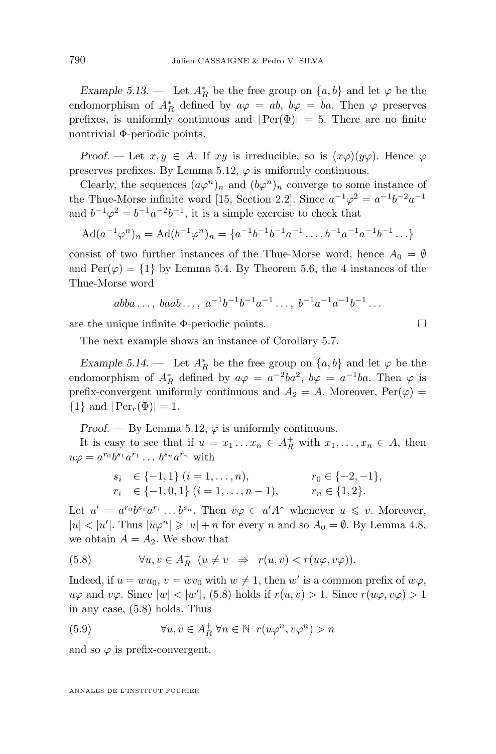*Example 5.13.* — Let $A_R^*$ be the free group on $\{a,b\}$ and let $\varphi$ be the endomorphism of $A_R^*$ defined by $a\varphi = ab$, $b\varphi = ba$. Then $\varphi$ preserves prefixes, is uniformly continuous and $|\operatorname{Per}(\Phi)| = 5$. There are no finite nontrivial $\Phi$-periodic points.

*Proof.* — Let $x, y \in A$. If $xy$ is irreducible, so is $(x\varphi)(y\varphi)$. Hence $\varphi$ preserves prefixes. By Lemma 5.12, $\varphi$ is uniformly continuous.

Clearly, the sequences $(a\varphi^n)_n$ and $(b\varphi^n)_n$ converge to some instance of the Thue-Morse infinite word [15, Section 2.2]. Since $a^{-1}\varphi^2 = a^{-1}b^{-2}a^{-1}$ and $b^{-1}\varphi^2 = b^{-1}a^{-2}b^{-1}$, it is a simple exercise to check that

$$\operatorname{Ad}(a^{-1}\varphi^n)_n = \operatorname{Ad}(b^{-1}\varphi^n)_n = \{a^{-1}b^{-1}b^{-1}a^{-1}\ldots, b^{-1}a^{-1}a^{-1}b^{-1}\ldots\}$$

consist of two further instances of the Thue-Morse word, hence $A_0 = \emptyset$ and $\operatorname{Per}(\varphi) = \{1\}$ by Lemma 5.4. By Theorem 5.6, the 4 instances of the Thue-Morse word

$$abba\ldots,\ baab\ldots,\ a^{-1}b^{-1}b^{-1}a^{-1}\ldots,\ b^{-1}a^{-1}a^{-1}b^{-1}\ldots$$

are the unique infinite $\Phi$-periodic points. □

The next example shows an instance of Corollary 5.7.

*Example 5.14.* — Let $A_R^*$ be the free group on $\{a,b\}$ and let $\varphi$ be the endomorphism of $A_R^*$ defined by $a\varphi = a^{-2}ba^2$, $b\varphi = a^{-1}ba$. Then $\varphi$ is prefix-convergent uniformly continuous and $A_2 = A$. Moreover, $\operatorname{Per}(\varphi) = \{1\}$ and $|\operatorname{Per}_r(\Phi)| = 1$.

*Proof.* — By Lemma 5.12, $\varphi$ is uniformly continuous.

It is easy to see that if $u = x_1 \ldots x_n \in A_R^+$ with $x_1, \ldots, x_n \in A$, then $u\varphi = a^{r_0}b^{s_1}a^{r_1}\ldots b^{s_n}a^{r_n}$ with

$$\begin{aligned}
&s_i \in \{-1, 1\}\ (i = 1, \ldots, n), && r_0 \in \{-2, -1\},\\
&r_i \in \{-1, 0, 1\}\ (i = 1, \ldots, n-1), && r_n \in \{1, 2\}.
\end{aligned}$$

Let $u' = a^{r_0}b^{s_1}a^{r_1}\ldots b^{s_n}$. Then $v\varphi \in u'A^*$ whenever $u \leqslant v$. Moreover, $|u| < |u'|$. Thus $|u\varphi^n| \geqslant |u| + n$ for every $n$ and so $A_0 = \emptyset$. By Lemma 4.8, we obtain $A = A_2$. We show that

$$\forall u, v \in A_R^+\ \ (u \neq v \ \Rightarrow\ r(u,v) < r(u\varphi, v\varphi)). \tag{5.8}$$

Indeed, if $u = wu_0$, $v = wv_0$ with $w \neq 1$, then $w'$ is a common prefix of $w\varphi$, $u\varphi$ and $v\varphi$. Since $|w| < |w'|$, (5.8) holds if $r(u,v) > 1$. Since $r(u\varphi, v\varphi) > 1$ in any case, (5.8) holds. Thus

$$\forall u, v \in A_R^+\ \forall n \in \mathbb{N}\ \ r(u\varphi^n, v\varphi^n) > n \tag{5.9}$$

and so $\varphi$ is prefix-convergent.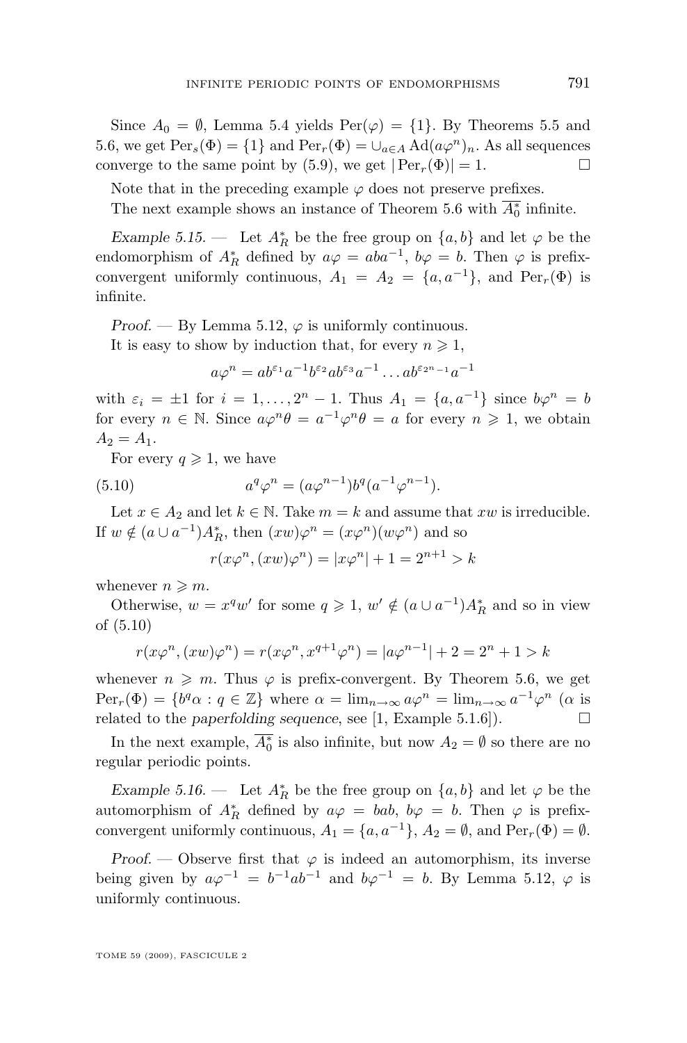Since $A_0 = \emptyset$, Lemma 5.4 yields $\mathrm{Per}(\varphi) = \{1\}$. By Theorems 5.5 and 5.6, we get $\mathrm{Per}_s(\Phi) = \{1\}$ and $\mathrm{Per}_r(\Phi) = \cup_{a \in A} \mathrm{Ad}(a\varphi^n)_n$. As all sequences converge to the same point by (5.9), we get $|\mathrm{Per}_r(\Phi)| = 1$. $\square$

Note that in the preceding example $\varphi$ does not preserve prefixes.

The next example shows an instance of Theorem 5.6 with $\overline{A_0^*}$ infinite.

*Example 5.15.* — Let $A_R^*$ be the free group on $\{a, b\}$ and let $\varphi$ be the endomorphism of $A_R^*$ defined by $a\varphi = aba^{-1}$, $b\varphi = b$. Then $\varphi$ is prefix-convergent uniformly continuous, $A_1 = A_2 = \{a, a^{-1}\}$, and $\mathrm{Per}_r(\Phi)$ is infinite.

*Proof.* — By Lemma 5.12, $\varphi$ is uniformly continuous.

It is easy to show by induction that, for every $n \geqslant 1$,

$$a\varphi^n = ab^{\varepsilon_1}a^{-1}b^{\varepsilon_2}ab^{\varepsilon_3}a^{-1}\dots ab^{\varepsilon_{2^n-1}}a^{-1}$$

with $\varepsilon_i = \pm 1$ for $i = 1, \dots, 2^n - 1$. Thus $A_1 = \{a, a^{-1}\}$ since $b\varphi^n = b$ for every $n \in \mathbb{N}$. Since $a\varphi^n\theta = a^{-1}\varphi^n\theta = a$ for every $n \geqslant 1$, we obtain $A_2 = A_1$.

For every $q \geqslant 1$, we have

$$a^q\varphi^n = (a\varphi^{n-1})b^q(a^{-1}\varphi^{n-1}). \tag{5.10}$$

Let $x \in A_2$ and let $k \in \mathbb{N}$. Take $m = k$ and assume that $xw$ is irreducible. If $w \notin (a \cup a^{-1})A_R^*$, then $(xw)\varphi^n = (x\varphi^n)(w\varphi^n)$ and so

$$r(x\varphi^n, (xw)\varphi^n) = |x\varphi^n| + 1 = 2^{n+1} > k$$

whenever $n \geqslant m$.

Otherwise, $w = x^q w'$ for some $q \geqslant 1$, $w' \notin (a \cup a^{-1})A_R^*$ and so in view of (5.10)

$$r(x\varphi^n, (xw)\varphi^n) = r(x\varphi^n, x^{q+1}\varphi^n) = |a\varphi^{n-1}| + 2 = 2^n + 1 > k$$

whenever $n \geqslant m$. Thus $\varphi$ is prefix-convergent. By Theorem 5.6, we get $\mathrm{Per}_r(\Phi) = \{b^q\alpha : q \in \mathbb{Z}\}$ where $\alpha = \lim_{n\to\infty} a\varphi^n = \lim_{n\to\infty} a^{-1}\varphi^n$ ($\alpha$ is related to the *paperfolding sequence*, see [1, Example 5.1.6]). $\square$

In the next example, $\overline{A_0^*}$ is also infinite, but now $A_2 = \emptyset$ so there are no regular periodic points.

*Example 5.16.* — Let $A_R^*$ be the free group on $\{a, b\}$ and let $\varphi$ be the automorphism of $A_R^*$ defined by $a\varphi = bab$, $b\varphi = b$. Then $\varphi$ is prefix-convergent uniformly continuous, $A_1 = \{a, a^{-1}\}$, $A_2 = \emptyset$, and $\mathrm{Per}_r(\Phi) = \emptyset$.

*Proof.* — Observe first that $\varphi$ is indeed an automorphism, its inverse being given by $a\varphi^{-1} = b^{-1}ab^{-1}$ and $b\varphi^{-1} = b$. By Lemma 5.12, $\varphi$ is uniformly continuous.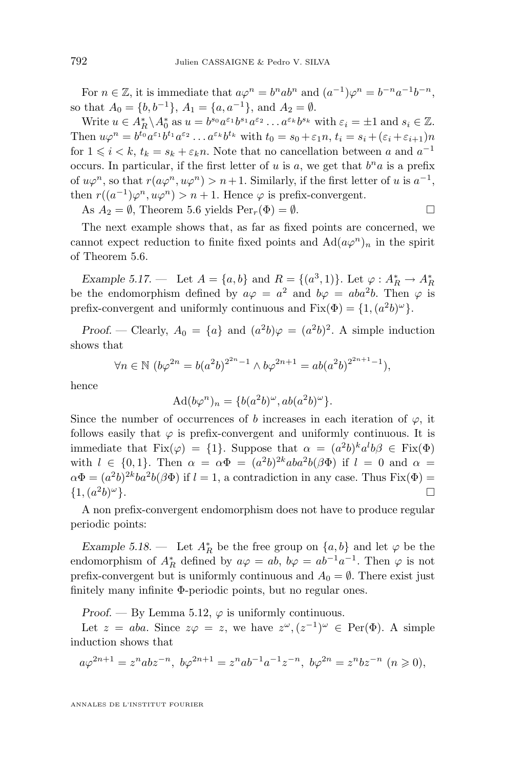For $n \in \mathbb{Z}$, it is immediate that $a\varphi^n = b^n a b^n$ and $(a^{-1})\varphi^n = b^{-n}a^{-1}b^{-n}$, so that $A_0 = \{b, b^{-1}\}$, $A_1 = \{a, a^{-1}\}$, and $A_2 = \emptyset$.

Write $u \in A_R^* \setminus A_0^*$ as $u = b^{s_0}a^{\varepsilon_1}b^{s_1}a^{\varepsilon_2}\dots a^{\varepsilon_k}b^{s_k}$ with $\varepsilon_i = \pm 1$ and $s_i \in \mathbb{Z}$. Then $u\varphi^n = b^{t_0}a^{\varepsilon_1}b^{t_1}a^{\varepsilon_2}\dots a^{\varepsilon_k}b^{t_k}$ with $t_0 = s_0 + \varepsilon_1 n$, $t_i = s_i + (\varepsilon_i + \varepsilon_{i+1})n$ for $1 \leqslant i < k$, $t_k = s_k + \varepsilon_k n$. Note that no cancellation between $a$ and $a^{-1}$ occurs. In particular, if the first letter of $u$ is $a$, we get that $b^n a$ is a prefix of $u\varphi^n$, so that $r(a\varphi^n, u\varphi^n) > n+1$. Similarly, if the first letter of $u$ is $a^{-1}$, then $r((a^{-1})\varphi^n, u\varphi^n) > n+1$. Hence $\varphi$ is prefix-convergent.

As $A_2 = \emptyset$, Theorem 5.6 yields $\mathrm{Per}_r(\Phi) = \emptyset$. $\square$

The next example shows that, as far as fixed points are concerned, we cannot expect reduction to finite fixed points and $\mathrm{Ad}(a\varphi^n)_n$ in the spirit of Theorem 5.6.

*Example 5.17.* — Let $A = \{a, b\}$ and $R = \{(a^3, 1)\}$. Let $\varphi : A_R^* \to A_R^*$ be the endomorphism defined by $a\varphi = a^2$ and $b\varphi = aba^2b$. Then $\varphi$ is prefix-convergent and uniformly continuous and $\mathrm{Fix}(\Phi) = \{1, (a^2b)^\omega\}$.

*Proof.* — Clearly, $A_0 = \{a\}$ and $(a^2b)\varphi = (a^2b)^2$. A simple induction shows that

$$\forall n \in \mathbb{N}\ (b\varphi^{2n} = b(a^2b)^{2^{2n}-1} \wedge b\varphi^{2n+1} = ab(a^2b)^{2^{2n+1}-1}),$$

hence

$$\mathrm{Ad}(b\varphi^n)_n = \{b(a^2b)^\omega, ab(a^2b)^\omega\}.$$

Since the number of occurrences of $b$ increases in each iteration of $\varphi$, it follows easily that $\varphi$ is prefix-convergent and uniformly continuous. It is immediate that $\mathrm{Fix}(\varphi) = \{1\}$. Suppose that $\alpha = (a^2b)^k a^l b\beta \in \mathrm{Fix}(\Phi)$ with $l \in \{0, 1\}$. Then $\alpha = \alpha\Phi = (a^2b)^{2k}aba^2b(\beta\Phi)$ if $l = 0$ and $\alpha = \alpha\Phi = (a^2b)^{2k}ba^2b(\beta\Phi)$ if $l = 1$, a contradiction in any case. Thus $\mathrm{Fix}(\Phi) = \{1, (a^2b)^\omega\}$. $\square$

A non prefix-convergent endomorphism does not have to produce regular periodic points:

*Example 5.18.* — Let $A_R^*$ be the free group on $\{a, b\}$ and let $\varphi$ be the endomorphism of $A_R^*$ defined by $a\varphi = ab$, $b\varphi = ab^{-1}a^{-1}$. Then $\varphi$ is not prefix-convergent but is uniformly continuous and $A_0 = \emptyset$. There exist just finitely many infinite $\Phi$-periodic points, but no regular ones.

*Proof.* — By Lemma 5.12, $\varphi$ is uniformly continuous.

Let $z = aba$. Since $z\varphi = z$, we have $z^\omega, (z^{-1})^\omega \in \mathrm{Per}(\Phi)$. A simple induction shows that

$$a\varphi^{2n+1} = z^n abz^{-n},\ b\varphi^{2n+1} = z^n ab^{-1}a^{-1}z^{-n},\ b\varphi^{2n} = z^n bz^{-n}\ (n \geqslant 0),$$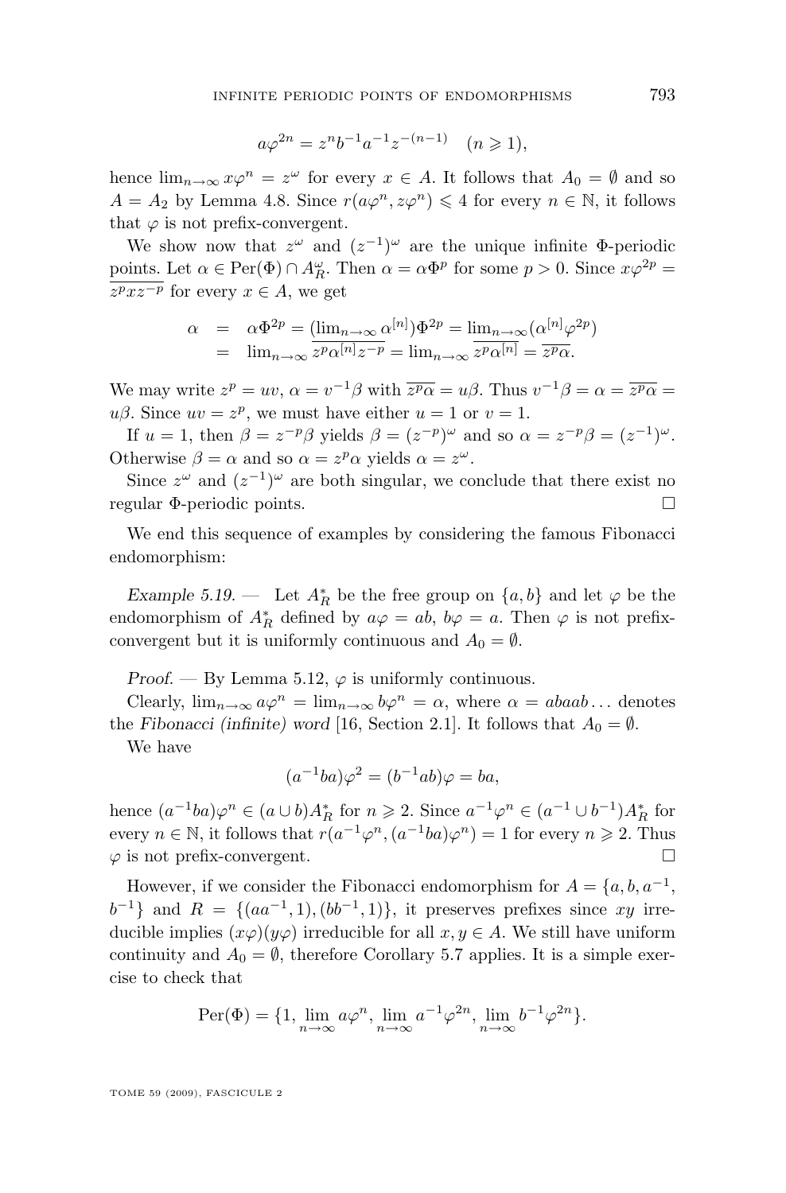$$a\varphi^{2n} = z^n b^{-1} a^{-1} z^{-(n-1)} \quad (n \geqslant 1),$$

hence $\lim_{n\to\infty} x\varphi^n = z^\omega$ for every $x \in A$. It follows that $A_0 = \emptyset$ and so $A = A_2$ by Lemma 4.8. Since $r(a\varphi^n, z\varphi^n) \leqslant 4$ for every $n \in \mathbb{N}$, it follows that $\varphi$ is not prefix-convergent.

We show now that $z^\omega$ and $(z^{-1})^\omega$ are the unique infinite $\Phi$-periodic points. Let $\alpha \in \mathrm{Per}(\Phi) \cap A_R^\omega$. Then $\alpha = \alpha\Phi^p$ for some $p > 0$. Since $x\varphi^{2p} = \overline{z^p x z^{-p}}$ for every $x \in A$, we get

$$\begin{aligned} \alpha &= \alpha\Phi^{2p} = (\lim_{n\to\infty} \alpha^{[n]})\Phi^{2p} = \lim_{n\to\infty}(\alpha^{[n]}\varphi^{2p}) \\ &= \lim_{n\to\infty} \overline{z^p \alpha^{[n]} z^{-p}} = \lim_{n\to\infty} \overline{z^p \alpha^{[n]}} = \overline{z^p \alpha}. \end{aligned}$$

We may write $z^p = uv$, $\alpha = v^{-1}\beta$ with $\overline{z^p\alpha} = u\beta$. Thus $v^{-1}\beta = \alpha = \overline{z^p\alpha} = u\beta$. Since $uv = z^p$, we must have either $u = 1$ or $v = 1$.

If $u = 1$, then $\beta = z^{-p}\beta$ yields $\beta = (z^{-p})^\omega$ and so $\alpha = z^{-p}\beta = (z^{-1})^\omega$. Otherwise $\beta = \alpha$ and so $\alpha = z^p\alpha$ yields $\alpha = z^\omega$.

Since $z^\omega$ and $(z^{-1})^\omega$ are both singular, we conclude that there exist no regular $\Phi$-periodic points. □

We end this sequence of examples by considering the famous Fibonacci endomorphism:

*Example 5.19.* — Let $A_R^*$ be the free group on $\{a, b\}$ and let $\varphi$ be the endomorphism of $A_R^*$ defined by $a\varphi = ab$, $b\varphi = a$. Then $\varphi$ is not prefix-convergent but it is uniformly continuous and $A_0 = \emptyset$.

*Proof.* — By Lemma 5.12, $\varphi$ is uniformly continuous.

Clearly, $\lim_{n\to\infty} a\varphi^n = \lim_{n\to\infty} b\varphi^n = \alpha$, where $\alpha = abaab\ldots$ denotes the *Fibonacci (infinite) word* [16, Section 2.1]. It follows that $A_0 = \emptyset$.

We have

$$(a^{-1}ba)\varphi^2 = (b^{-1}ab)\varphi = ba,$$

hence $(a^{-1}ba)\varphi^n \in (a \cup b)A_R^*$ for $n \geqslant 2$. Since $a^{-1}\varphi^n \in (a^{-1} \cup b^{-1})A_R^*$ for every $n \in \mathbb{N}$, it follows that $r(a^{-1}\varphi^n, (a^{-1}ba)\varphi^n) = 1$ for every $n \geqslant 2$. Thus $\varphi$ is not prefix-convergent. □

However, if we consider the Fibonacci endomorphism for $A = \{a, b, a^{-1}, b^{-1}\}$ and $R = \{(aa^{-1}, 1), (bb^{-1}, 1)\}$, it preserves prefixes since $xy$ irreducible implies $(x\varphi)(y\varphi)$ irreducible for all $x, y \in A$. We still have uniform continuity and $A_0 = \emptyset$, therefore Corollary 5.7 applies. It is a simple exercise to check that

$$\mathrm{Per}(\Phi) = \{1, \lim_{n\to\infty} a\varphi^n, \lim_{n\to\infty} a^{-1}\varphi^{2n}, \lim_{n\to\infty} b^{-1}\varphi^{2n}\}.$$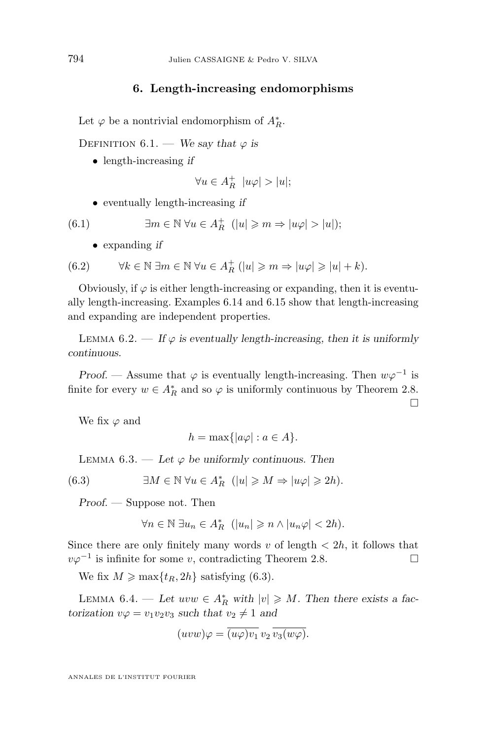## 6. Length-increasing endomorphisms

Let $\varphi$ be a nontrivial endomorphism of $A_R^*$.

Definition 6.1. — *We say that $\varphi$ is*

- length-increasing *if*

$$\forall u \in A_R^+ \ \ |u\varphi| > |u|;$$

- eventually length-increasing *if*

$$\exists m \in \mathbb{N}\ \forall u \in A_R^+ \ \ (|u| \geqslant m \Rightarrow |u\varphi| > |u|); \tag{6.1}$$

- expanding *if*

$$\forall k \in \mathbb{N}\ \exists m \in \mathbb{N}\ \forall u \in A_R^+ \ (|u| \geqslant m \Rightarrow |u\varphi| \geqslant |u| + k). \tag{6.2}$$

Obviously, if $\varphi$ is either length-increasing or expanding, then it is eventually length-increasing. Examples 6.14 and 6.15 show that length-increasing and expanding are independent properties.

Lemma 6.2. — *If $\varphi$ is eventually length-increasing, then it is uniformly continuous.*

*Proof.* — Assume that $\varphi$ is eventually length-increasing. Then $w\varphi^{-1}$ is finite for every $w \in A_R^*$ and so $\varphi$ is uniformly continuous by Theorem 2.8. $\square$

We fix $\varphi$ and

$$h = \max\{|a\varphi| : a \in A\}.$$

Lemma 6.3. — *Let $\varphi$ be uniformly continuous. Then*

$$\exists M \in \mathbb{N}\ \forall u \in A_R^* \ \ (|u| \geqslant M \Rightarrow |u\varphi| \geqslant 2h). \tag{6.3}$$

*Proof.* — Suppose not. Then

$$\forall n \in \mathbb{N}\ \exists u_n \in A_R^* \ \ (|u_n| \geqslant n \wedge |u_n\varphi| < 2h).$$

Since there are only finitely many words $v$ of length $< 2h$, it follows that $v\varphi^{-1}$ is infinite for some $v$, contradicting Theorem 2.8. $\square$

We fix $M \geqslant \max\{t_R, 2h\}$ satisfying (6.3).

Lemma 6.4. — *Let $uvw \in A_R^*$ with $|v| \geqslant M$. Then there exists a factorization $v\varphi = v_1v_2v_3$ such that $v_2 \neq 1$ and*

$$(uvw)\varphi = \overline{(u\varphi)v_1}\, v_2\, \overline{v_3(w\varphi)}.$$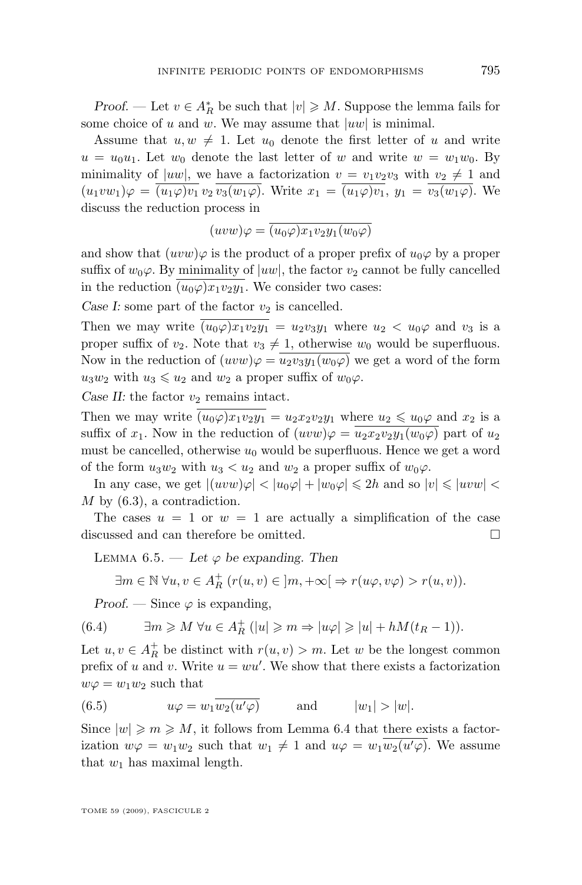*Proof.* — Let $v \in A_R^*$ be such that $|v| \geqslant M$. Suppose the lemma fails for some choice of $u$ and $w$. We may assume that $|uw|$ is minimal.

Assume that $u, w \neq 1$. Let $u_0$ denote the first letter of $u$ and write $u = u_0u_1$. Let $w_0$ denote the last letter of $w$ and write $w = w_1w_0$. By minimality of $|uw|$, we have a factorization $v = v_1v_2v_3$ with $v_2 \neq 1$ and $(u_1vw_1)\varphi = \overline{(u_1\varphi)v_1}\, v_2\, \overline{v_3(w_1\varphi)}$. Write $x_1 = \overline{(u_1\varphi)v_1}$, $y_1 = \overline{v_3(w_1\varphi)}$. We discuss the reduction process in

$$(uvw)\varphi = \overline{(u_0\varphi)x_1v_2y_1(w_0\varphi)}$$

and show that $(uvw)\varphi$ is the product of a proper prefix of $u_0\varphi$ by a proper suffix of $w_0\varphi$. By minimality of $|uw|$, the factor $v_2$ cannot be fully cancelled in the reduction $\overline{(u_0\varphi)x_1v_2y_1}$. We consider two cases:

*Case I:* some part of the factor $v_2$ is cancelled.

Then we may write $\overline{(u_0\varphi)x_1v_2y_1} = u_2v_3y_1$ where $u_2 < u_0\varphi$ and $v_3$ is a proper suffix of $v_2$. Note that $v_3 \neq 1$, otherwise $w_0$ would be superfluous. Now in the reduction of $(uvw)\varphi = \overline{u_2v_3y_1(w_0\varphi)}$ we get a word of the form $u_3w_2$ with $u_3 \leqslant u_2$ and $w_2$ a proper suffix of $w_0\varphi$.

*Case II:* the factor $v_2$ remains intact.

Then we may write $\overline{(u_0\varphi)x_1v_2y_1} = u_2x_2v_2y_1$ where $u_2 \leqslant u_0\varphi$ and $x_2$ is a suffix of $x_1$. Now in the reduction of $(uvw)\varphi = \overline{u_2x_2v_2y_1(w_0\varphi)}$ part of $u_2$ must be cancelled, otherwise $u_0$ would be superfluous. Hence we get a word of the form $u_3w_2$ with $u_3 < u_2$ and $w_2$ a proper suffix of $w_0\varphi$.

In any case, we get $|(uvw)\varphi| < |u_0\varphi| + |w_0\varphi| \leqslant 2h$ and so $|v| \leqslant |uvw| < M$ by (6.3), a contradiction.

The cases $u = 1$ or $w = 1$ are actually a simplification of the case discussed and can therefore be omitted. $\square$

Lemma 6.5. — *Let $\varphi$ be expanding. Then*

$$\exists m \in \mathbb{N}\ \forall u, v \in A_R^+\ (r(u, v) \in\, ]m, +\infty[\ \Rightarrow r(u\varphi, v\varphi) > r(u, v)).$$

*Proof.* — Since $\varphi$ is expanding,

$$\exists m \geqslant M\ \forall u \in A_R^+\ (|u| \geqslant m \Rightarrow |u\varphi| \geqslant |u| + hM(t_R - 1)). \tag{6.4}$$

Let $u, v \in A_R^+$ be distinct with $r(u, v) > m$. Let $w$ be the longest common prefix of $u$ and $v$. Write $u = wu'$. We show that there exists a factorization $w\varphi = w_1w_2$ such that

$$u\varphi = w_1\overline{w_2(u'\varphi)} \qquad \text{and} \qquad |w_1| > |w|. \tag{6.5}$$

Since $|w| \geqslant m \geqslant M$, it follows from Lemma 6.4 that there exists a factorization $w\varphi = w_1w_2$ such that $w_1 \neq 1$ and $u\varphi = w_1\overline{w_2(u'\varphi)}$. We assume that $w_1$ has maximal length.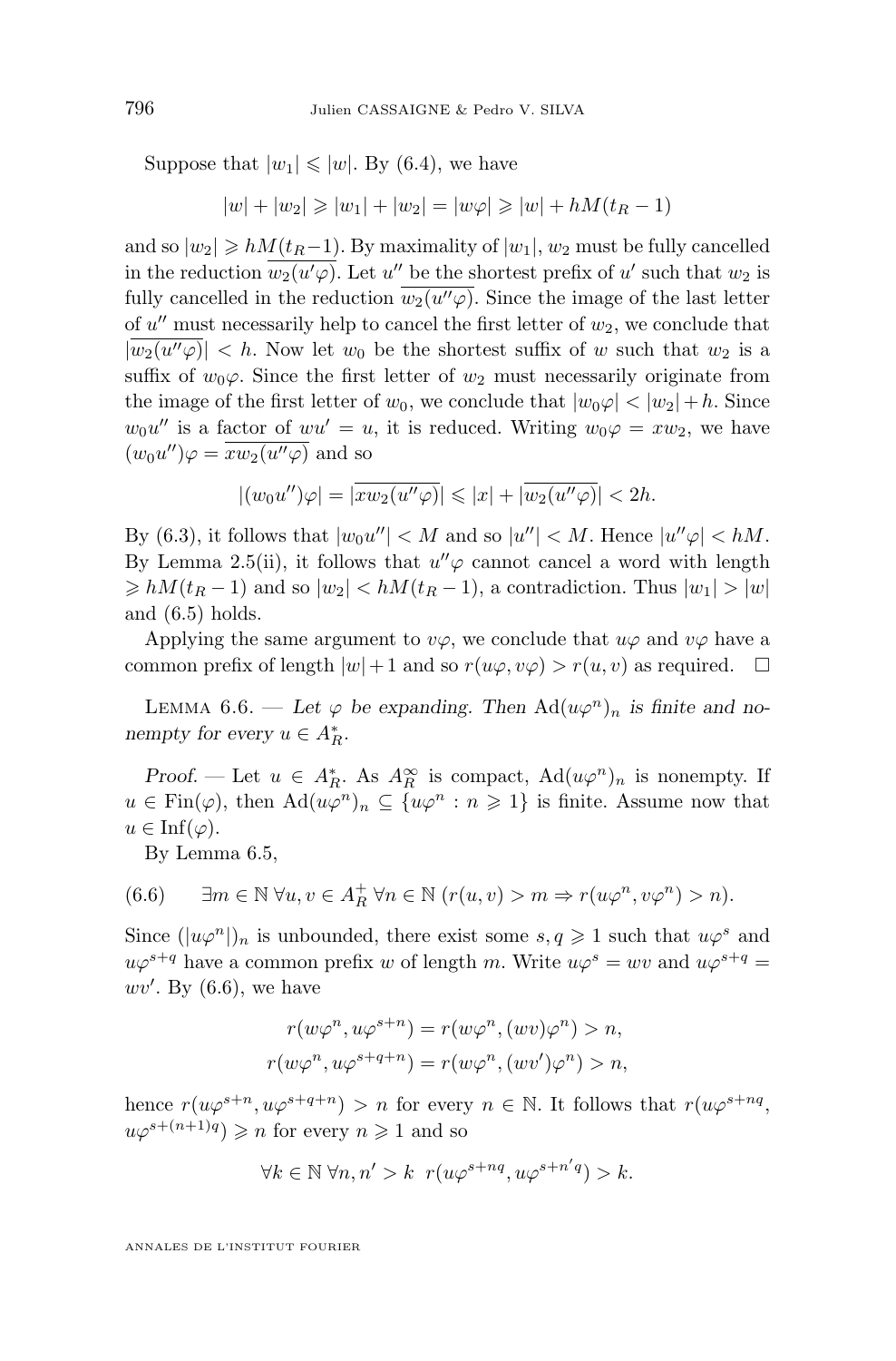Suppose that $|w_1| \leqslant |w|$. By (6.4), we have

$$|w| + |w_2| \geqslant |w_1| + |w_2| = |w\varphi| \geqslant |w| + hM(t_R - 1)$$

and so $|w_2| \geqslant hM(t_R - 1)$. By maximality of $|w_1|$, $w_2$ must be fully cancelled in the reduction $\overline{w_2(u'\varphi)}$. Let $u''$ be the shortest prefix of $u'$ such that $w_2$ is fully cancelled in the reduction $\overline{w_2(u''\varphi)}$. Since the image of the last letter of $u''$ must necessarily help to cancel the first letter of $w_2$, we conclude that $|\overline{w_2(u''\varphi)}| < h$. Now let $w_0$ be the shortest suffix of $w$ such that $w_2$ is a suffix of $w_0\varphi$. Since the first letter of $w_2$ must necessarily originate from the image of the first letter of $w_0$, we conclude that $|w_0\varphi| < |w_2| + h$. Since $w_0 u''$ is a factor of $wu' = u$, it is reduced. Writing $w_0\varphi = xw_2$, we have $(w_0u'')\varphi = \overline{xw_2(u''\varphi)}$ and so

$$|(w_0u'')\varphi| = |\overline{xw_2(u''\varphi)}| \leqslant |x| + |\overline{w_2(u''\varphi)}| < 2h.$$

By (6.3), it follows that $|w_0u''| < M$ and so $|u''| < M$. Hence $|u''\varphi| < hM$. By Lemma 2.5(ii), it follows that $u''\varphi$ cannot cancel a word with length $\geqslant hM(t_R - 1)$ and so $|w_2| < hM(t_R - 1)$, a contradiction. Thus $|w_1| > |w|$ and (6.5) holds.

Applying the same argument to $v\varphi$, we conclude that $u\varphi$ and $v\varphi$ have a common prefix of length $|w| + 1$ and so $r(u\varphi, v\varphi) > r(u, v)$ as required. $\square$

Lemma 6.6. — *Let $\varphi$ be expanding. Then $\mathrm{Ad}(u\varphi^n)_n$ is finite and nonempty for every $u \in A_R^*$.*

*Proof.* — Let $u \in A_R^*$. As $A_R^\infty$ is compact, $\mathrm{Ad}(u\varphi^n)_n$ is nonempty. If $u \in \mathrm{Fin}(\varphi)$, then $\mathrm{Ad}(u\varphi^n)_n \subseteq \{u\varphi^n : n \geqslant 1\}$ is finite. Assume now that $u \in \mathrm{Inf}(\varphi)$.

By Lemma 6.5,

$$\exists m \in \mathbb{N}\ \forall u, v \in A_R^+\ \forall n \in \mathbb{N}\ (r(u, v) > m \Rightarrow r(u\varphi^n, v\varphi^n) > n). \tag{6.6}$$

Since $(|u\varphi^n|)_n$ is unbounded, there exist some $s, q \geqslant 1$ such that $u\varphi^s$ and $u\varphi^{s+q}$ have a common prefix $w$ of length $m$. Write $u\varphi^s = wv$ and $u\varphi^{s+q} = wv'$. By (6.6), we have

$$r(w\varphi^n, u\varphi^{s+n}) = r(w\varphi^n, (wv)\varphi^n) > n,$$
$$r(w\varphi^n, u\varphi^{s+q+n}) = r(w\varphi^n, (wv')\varphi^n) > n,$$

hence $r(u\varphi^{s+n}, u\varphi^{s+q+n}) > n$ for every $n \in \mathbb{N}$. It follows that $r(u\varphi^{s+nq}, u\varphi^{s+(n+1)q}) \geqslant n$ for every $n \geqslant 1$ and so

$$\forall k \in \mathbb{N}\ \forall n, n' > k\ \ r(u\varphi^{s+nq}, u\varphi^{s+n'q}) > k.$$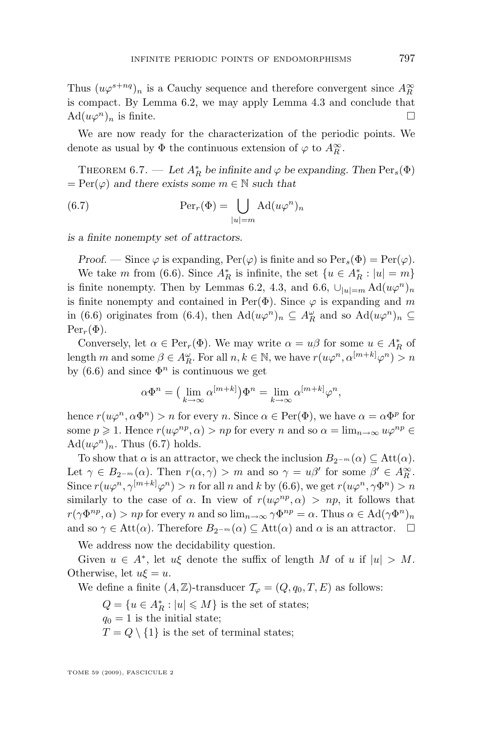Thus $(u\varphi^{s+nq})_n$ is a Cauchy sequence and therefore convergent since $A_R^\infty$ is compact. By Lemma 6.2, we may apply Lemma 4.3 and conclude that $\mathrm{Ad}(u\varphi^n)_n$ is finite. □

We are now ready for the characterization of the periodic points. We denote as usual by $\Phi$ the continuous extension of $\varphi$ to $A_R^\infty$.

Theorem 6.7. — *Let $A_R^*$ be infinite and $\varphi$ be expanding. Then $\mathrm{Per}_s(\Phi) = \mathrm{Per}(\varphi)$ and there exists some $m \in \mathbb{N}$ such that*

$$\mathrm{Per}_r(\Phi) = \bigcup_{|u|=m} \mathrm{Ad}(u\varphi^n)_n \tag{6.7}$$

*is a finite nonempty set of attractors.*

*Proof.* — Since $\varphi$ is expanding, $\mathrm{Per}(\varphi)$ is finite and so $\mathrm{Per}_s(\Phi) = \mathrm{Per}(\varphi)$.

We take $m$ from (6.6). Since $A_R^*$ is infinite, the set $\{u \in A_R^* : |u| = m\}$ is finite nonempty. Then by Lemmas 6.2, 4.3, and 6.6, $\cup_{|u|=m} \mathrm{Ad}(u\varphi^n)_n$ is finite nonempty and contained in $\mathrm{Per}(\Phi)$. Since $\varphi$ is expanding and $m$ in (6.6) originates from (6.4), then $\mathrm{Ad}(u\varphi^n)_n \subseteq A_R^\omega$ and so $\mathrm{Ad}(u\varphi^n)_n \subseteq \mathrm{Per}_r(\Phi)$.

Conversely, let $\alpha \in \mathrm{Per}_r(\Phi)$. We may write $\alpha = u\beta$ for some $u \in A_R^*$ of length $m$ and some $\beta \in A_R^\omega$. For all $n, k \in \mathbb{N}$, we have $r(u\varphi^n, \alpha^{[m+k]}\varphi^n) > n$ by (6.6) and since $\Phi^n$ is continuous we get

$$\alpha\Phi^n = \big(\lim_{k\to\infty} \alpha^{[m+k]}\big)\Phi^n = \lim_{k\to\infty} \alpha^{[m+k]}\varphi^n,$$

hence $r(u\varphi^n, \alpha\Phi^n) > n$ for every $n$. Since $\alpha \in \mathrm{Per}(\Phi)$, we have $\alpha = \alpha\Phi^p$ for some $p \geqslant 1$. Hence $r(u\varphi^{np}, \alpha) > np$ for every $n$ and so $\alpha = \lim_{n\to\infty} u\varphi^{np} \in \mathrm{Ad}(u\varphi^n)_n$. Thus (6.7) holds.

To show that $\alpha$ is an attractor, we check the inclusion $B_{2^{-m}}(\alpha) \subseteq \mathrm{Att}(\alpha)$. Let $\gamma \in B_{2^{-m}}(\alpha)$. Then $r(\alpha, \gamma) > m$ and so $\gamma = u\beta'$ for some $\beta' \in A_R^\infty$. Since $r(u\varphi^n, \gamma^{[m+k]}\varphi^n) > n$ for all $n$ and $k$ by (6.6), we get $r(u\varphi^n, \gamma\Phi^n) > n$ similarly to the case of $\alpha$. In view of $r(u\varphi^{np}, \alpha) > np$, it follows that $r(\gamma\Phi^{np}, \alpha) > np$ for every $n$ and so $\lim_{n\to\infty} \gamma\Phi^{np} = \alpha$. Thus $\alpha \in \mathrm{Ad}(\gamma\Phi^n)_n$ and so $\gamma \in \mathrm{Att}(\alpha)$. Therefore $B_{2^{-m}}(\alpha) \subseteq \mathrm{Att}(\alpha)$ and $\alpha$ is an attractor. □

We address now the decidability question.

Given $u \in A^*$, let $u\xi$ denote the suffix of length $M$ of $u$ if $|u| > M$. Otherwise, let $u\xi = u$.

We define a finite $(A, \mathbb{Z})$-transducer $\mathcal{T}_\varphi = (Q, q_0, T, E)$ as follows:

$Q = \{u \in A_R^* : |u| \leqslant M\}$ is the set of states;

$q_0 = 1$ is the initial state;

$T = Q \setminus \{1\}$ is the set of terminal states;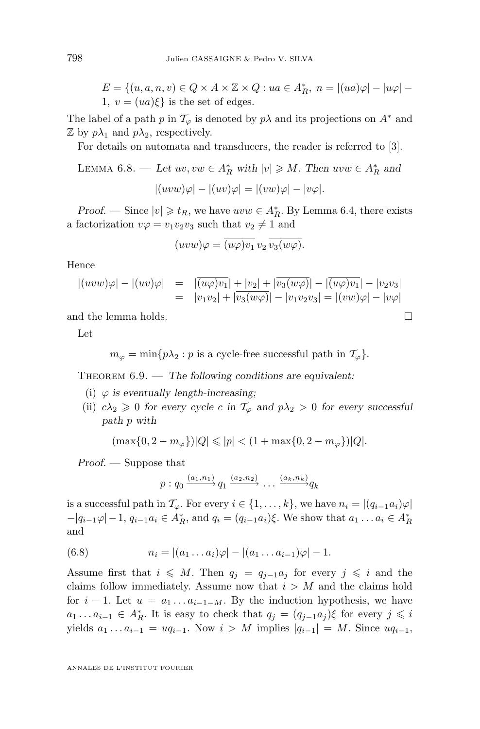$E = \{(u, a, n, v) \in Q \times A \times \mathbb{Z} \times Q : ua \in A_R^*,\ n = |(ua)\varphi| - |u\varphi| - 1,\ v = (ua)\xi\}$ is the set of edges.

The label of a path $p$ in $\mathcal{T}_\varphi$ is denoted by $p\lambda$ and its projections on $A^*$ and $\mathbb{Z}$ by $p\lambda_1$ and $p\lambda_2$, respectively.

For details on automata and transducers, the reader is referred to [3].

Lemma 6.8. — *Let $uv, vw \in A_R^*$ with $|v| \geqslant M$. Then $uvw \in A_R^*$ and*

$$|(uvw)\varphi| - |(uv)\varphi| = |(vw)\varphi| - |v\varphi|.$$

*Proof.* — Since $|v| \geqslant t_R$, we have $uvw \in A_R^*$. By Lemma 6.4, there exists a factorization $v\varphi = v_1 v_2 v_3$ such that $v_2 \neq 1$ and

$$(uvw)\varphi = \overline{(u\varphi)v_1}\, v_2\, \overline{v_3(w\varphi)}.$$

Hence

$$\begin{array}{rcl} |(uvw)\varphi| - |(uv)\varphi| & = & |\overline{(u\varphi)v_1}| + |v_2| + |\overline{v_3(w\varphi)}| - |\overline{(u\varphi)v_1}| - |v_2 v_3| \\ & = & |v_1 v_2| + |\overline{v_3(w\varphi)}| - |v_1 v_2 v_3| = |(vw)\varphi| - |v\varphi| \end{array}$$

and the lemma holds. □

Let

$$m_\varphi = \min\{p\lambda_2 : p \text{ is a cycle-free successful path in } \mathcal{T}_\varphi\}.$$

Theorem 6.9. — *The following conditions are equivalent:*

(i) *$\varphi$ is eventually length-increasing;*

(ii) *$c\lambda_2 \geqslant 0$ for every cycle $c$ in $\mathcal{T}_\varphi$ and $p\lambda_2 > 0$ for every successful path $p$ with*

$$(\max\{0, 2 - m_\varphi\})|Q| \leqslant |p| < (1 + \max\{0, 2 - m_\varphi\})|Q|.$$

*Proof.* — Suppose that

$$p : q_0 \xrightarrow{(a_1,n_1)} q_1 \xrightarrow{(a_2,n_2)} \dots \xrightarrow{(a_k,n_k)} q_k$$

is a successful path in $\mathcal{T}_\varphi$. For every $i \in \{1, \dots, k\}$, we have $n_i = |(q_{i-1}a_i)\varphi| - |q_{i-1}\varphi| - 1$, $q_{i-1}a_i \in A_R^*$, and $q_i = (q_{i-1}a_i)\xi$. We show that $a_1 \dots a_i \in A_R^*$ and

$$n_i = |(a_1 \dots a_i)\varphi| - |(a_1 \dots a_{i-1})\varphi| - 1. \tag{6.8}$$

Assume first that $i \leqslant M$. Then $q_j = q_{j-1}a_j$ for every $j \leqslant i$ and the claims follow immediately. Assume now that $i > M$ and the claims hold for $i - 1$. Let $u = a_1 \dots a_{i-1-M}$. By the induction hypothesis, we have $a_1 \dots a_{i-1} \in A_R^*$. It is easy to check that $q_j = (q_{j-1}a_j)\xi$ for every $j \leqslant i$ yields $a_1 \dots a_{i-1} = uq_{i-1}$. Now $i > M$ implies $|q_{i-1}| = M$. Since $uq_{i-1}$,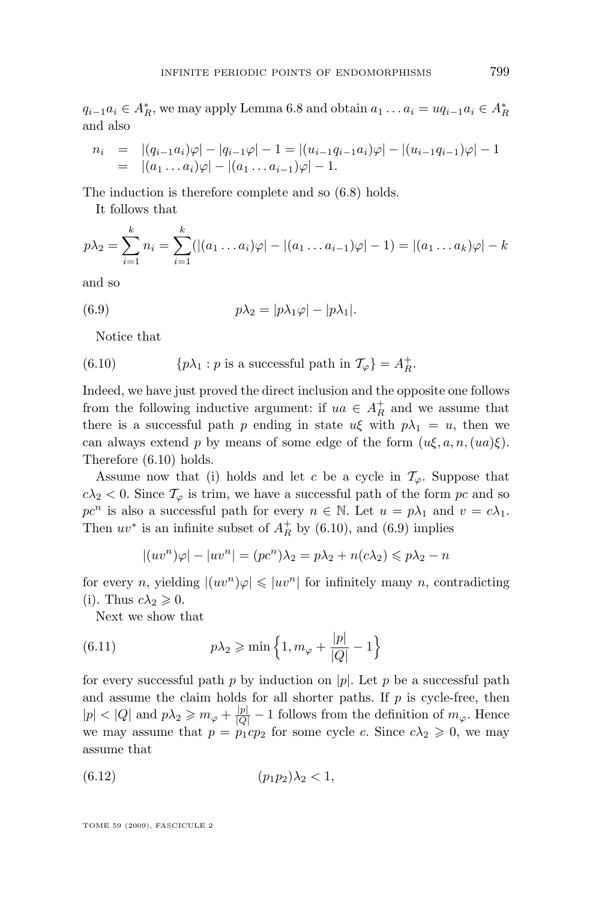$q_{i-1}a_i \in A_R^*$, we may apply Lemma 6.8 and obtain $a_1 \dots a_i = uq_{i-1}a_i \in A_R^*$ and also

$$\begin{aligned} n_i &= |(q_{i-1}a_i)\varphi| - |q_{i-1}\varphi| - 1 = |(u_{i-1}q_{i-1}a_i)\varphi| - |(u_{i-1}q_{i-1})\varphi| - 1 \\ &= |(a_1 \dots a_i)\varphi| - |(a_1 \dots a_{i-1})\varphi| - 1. \end{aligned}$$

The induction is therefore complete and so (6.8) holds.

It follows that

$$p\lambda_2 = \sum_{i=1}^{k} n_i = \sum_{i=1}^{k} (|(a_1 \dots a_i)\varphi| - |(a_1 \dots a_{i-1})\varphi| - 1) = |(a_1 \dots a_k)\varphi| - k$$

and so

$$p\lambda_2 = |p\lambda_1\varphi| - |p\lambda_1|. \tag{6.9}$$

Notice that

$$\{p\lambda_1 : p \text{ is a successful path in } \mathcal{T}_\varphi\} = A_R^+. \tag{6.10}$$

Indeed, we have just proved the direct inclusion and the opposite one follows from the following inductive argument: if $ua \in A_R^+$ and we assume that there is a successful path $p$ ending in state $u\xi$ with $p\lambda_1 = u$, then we can always extend $p$ by means of some edge of the form $(u\xi, a, n, (ua)\xi)$. Therefore (6.10) holds.

Assume now that (i) holds and let $c$ be a cycle in $\mathcal{T}_\varphi$. Suppose that $c\lambda_2 < 0$. Since $\mathcal{T}_\varphi$ is trim, we have a successful path of the form $pc$ and so $pc^n$ is also a successful path for every $n \in \mathbb{N}$. Let $u = p\lambda_1$ and $v = c\lambda_1$. Then $uv^*$ is an infinite subset of $A_R^+$ by (6.10), and (6.9) implies

$$|(uv^n)\varphi| - |uv^n| = (pc^n)\lambda_2 = p\lambda_2 + n(c\lambda_2) \leqslant p\lambda_2 - n$$

for every $n$, yielding $|(uv^n)\varphi| \leqslant |uv^n|$ for infinitely many $n$, contradicting (i). Thus $c\lambda_2 \geqslant 0$.

Next we show that

$$p\lambda_2 \geqslant \min\Big\{1, m_\varphi + \frac{|p|}{|Q|} - 1\Big\} \tag{6.11}$$

for every successful path $p$ by induction on $|p|$. Let $p$ be a successful path and assume the claim holds for all shorter paths. If $p$ is cycle-free, then $|p| < |Q|$ and $p\lambda_2 \geqslant m_\varphi + \frac{|p|}{|Q|} - 1$ follows from the definition of $m_\varphi$. Hence we may assume that $p = p_1cp_2$ for some cycle $c$. Since $c\lambda_2 \geqslant 0$, we may assume that

$$(p_1p_2)\lambda_2 < 1, \tag{6.12}$$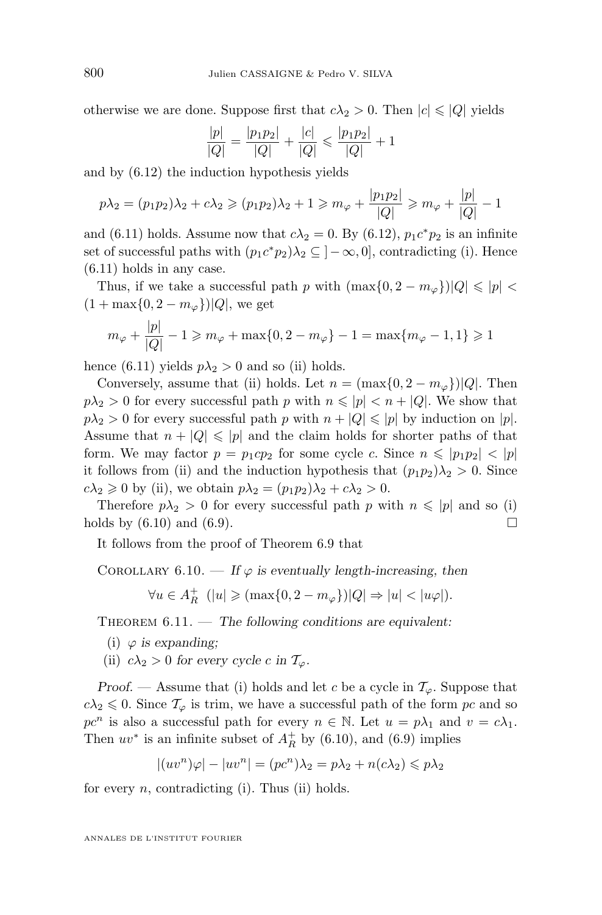otherwise we are done. Suppose first that $c\lambda_2 > 0$. Then $|c| \leqslant |Q|$ yields

$$\frac{|p|}{|Q|} = \frac{|p_1p_2|}{|Q|} + \frac{|c|}{|Q|} \leqslant \frac{|p_1p_2|}{|Q|} + 1$$

and by (6.12) the induction hypothesis yields

$$p\lambda_2 = (p_1p_2)\lambda_2 + c\lambda_2 \geqslant (p_1p_2)\lambda_2 + 1 \geqslant m_\varphi + \frac{|p_1p_2|}{|Q|} \geqslant m_\varphi + \frac{|p|}{|Q|} - 1$$

and (6.11) holds. Assume now that $c\lambda_2 = 0$. By (6.12), $p_1c^*p_2$ is an infinite set of successful paths with $(p_1c^*p_2)\lambda_2 \subseteq ]-\infty, 0]$, contradicting (i). Hence (6.11) holds in any case.

Thus, if we take a successful path $p$ with $(\max\{0, 2-m_\varphi\})|Q| \leqslant |p| < (1+\max\{0, 2-m_\varphi\})|Q|$, we get

$$m_\varphi + \frac{|p|}{|Q|} - 1 \geqslant m_\varphi + \max\{0, 2-m_\varphi\} - 1 = \max\{m_\varphi - 1, 1\} \geqslant 1$$

hence (6.11) yields $p\lambda_2 > 0$ and so (ii) holds.

Conversely, assume that (ii) holds. Let $n = (\max\{0, 2-m_\varphi\})|Q|$. Then $p\lambda_2 > 0$ for every successful path $p$ with $n \leqslant |p| < n + |Q|$. We show that $p\lambda_2 > 0$ for every successful path $p$ with $n + |Q| \leqslant |p|$ by induction on $|p|$. Assume that $n + |Q| \leqslant |p|$ and the claim holds for shorter paths of that form. We may factor $p = p_1cp_2$ for some cycle $c$. Since $n \leqslant |p_1p_2| < |p|$ it follows from (ii) and the induction hypothesis that $(p_1p_2)\lambda_2 > 0$. Since $c\lambda_2 \geqslant 0$ by (ii), we obtain $p\lambda_2 = (p_1p_2)\lambda_2 + c\lambda_2 > 0$.

Therefore $p\lambda_2 > 0$ for every successful path $p$ with $n \leqslant |p|$ and so (i) holds by (6.10) and (6.9). □

It follows from the proof of Theorem 6.9 that

Corollary 6.10. — *If $\varphi$ is eventually length-increasing, then*

$$\forall u \in A_R^+ \ \ (|u| \geqslant (\max\{0, 2-m_\varphi\})|Q| \Rightarrow |u| < |u\varphi|).$$

Theorem 6.11. — *The following conditions are equivalent:*

(i) *$\varphi$ is expanding;*

(ii) *$c\lambda_2 > 0$ for every cycle $c$ in $\mathcal{T}_\varphi$.*

*Proof.* — Assume that (i) holds and let $c$ be a cycle in $\mathcal{T}_\varphi$. Suppose that $c\lambda_2 \leqslant 0$. Since $\mathcal{T}_\varphi$ is trim, we have a successful path of the form $pc$ and so $pc^n$ is also a successful path for every $n \in \mathbb{N}$. Let $u = p\lambda_1$ and $v = c\lambda_1$. Then $uv^*$ is an infinite subset of $A_R^+$ by (6.10), and (6.9) implies

$$|(uv^n)\varphi| - |uv^n| = (pc^n)\lambda_2 = p\lambda_2 + n(c\lambda_2) \leqslant p\lambda_2$$

for every $n$, contradicting (i). Thus (ii) holds.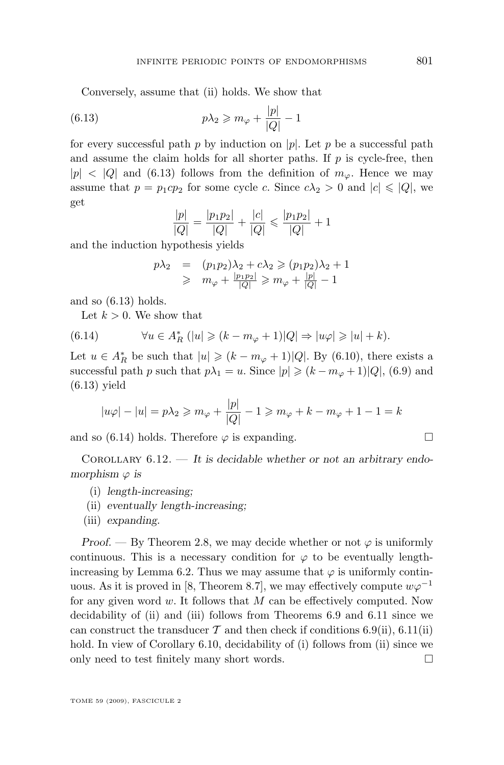Conversely, assume that (ii) holds. We show that

$$p\lambda_2 \geqslant m_\varphi + \frac{|p|}{|Q|} - 1 \tag{6.13}$$

for every successful path $p$ by induction on $|p|$. Let $p$ be a successful path and assume the claim holds for all shorter paths. If $p$ is cycle-free, then $|p| < |Q|$ and (6.13) follows from the definition of $m_\varphi$. Hence we may assume that $p = p_1 c p_2$ for some cycle $c$. Since $c\lambda_2 > 0$ and $|c| \leqslant |Q|$, we get

$$\frac{|p|}{|Q|} = \frac{|p_1 p_2|}{|Q|} + \frac{|c|}{|Q|} \leqslant \frac{|p_1 p_2|}{|Q|} + 1$$

and the induction hypothesis yields

$$\begin{array}{rcl} p\lambda_2 & = & (p_1p_2)\lambda_2 + c\lambda_2 \geqslant (p_1p_2)\lambda_2 + 1 \\ & \geqslant & m_\varphi + \frac{|p_1p_2|}{|Q|} \geqslant m_\varphi + \frac{|p|}{|Q|} - 1 \end{array}$$

and so (6.13) holds.

Let $k > 0$. We show that

$$\forall u \in A_R^* \; (|u| \geqslant (k - m_\varphi + 1)|Q| \Rightarrow |u\varphi| \geqslant |u| + k). \tag{6.14}$$

Let $u \in A_R^*$ be such that $|u| \geqslant (k - m_\varphi + 1)|Q|$. By (6.10), there exists a successful path $p$ such that $p\lambda_1 = u$. Since $|p| \geqslant (k - m_\varphi + 1)|Q|$, (6.9) and (6.13) yield

$$|u\varphi| - |u| = p\lambda_2 \geqslant m_\varphi + \frac{|p|}{|Q|} - 1 \geqslant m_\varphi + k - m_\varphi + 1 - 1 = k$$

and so (6.14) holds. Therefore $\varphi$ is expanding. $\square$

Corollary 6.12. — *It is decidable whether or not an arbitrary endomorphism $\varphi$ is*

(i) *length-increasing;*
(ii) *eventually length-increasing;*
(iii) *expanding.*

*Proof.* — By Theorem 2.8, we may decide whether or not $\varphi$ is uniformly continuous. This is a necessary condition for $\varphi$ to be eventually length-increasing by Lemma 6.2. Thus we may assume that $\varphi$ is uniformly continuous. As it is proved in [8, Theorem 8.7], we may effectively compute $w\varphi^{-1}$ for any given word $w$. It follows that $M$ can be effectively computed. Now decidability of (ii) and (iii) follows from Theorems 6.9 and 6.11 since we can construct the transducer $\mathcal{T}$ and then check if conditions 6.9(ii), 6.11(ii) hold. In view of Corollary 6.10, decidability of (i) follows from (ii) since we only need to test finitely many short words. $\square$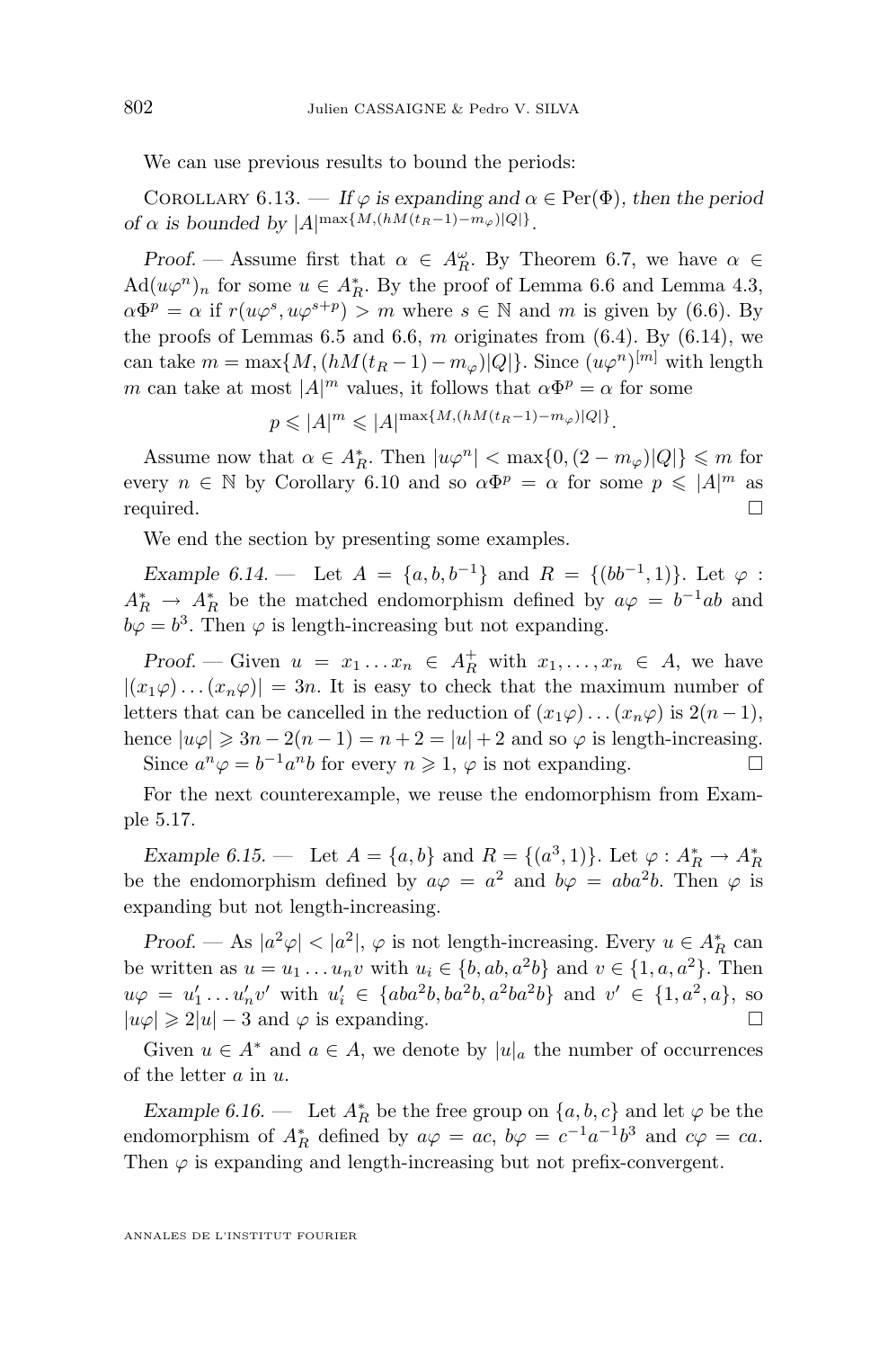We can use previous results to bound the periods:

Corollary 6.13. — *If $\varphi$ is expanding and $\alpha \in \mathrm{Per}(\Phi)$, then the period of $\alpha$ is bounded by $|A|^{\max\{M,(hM(t_R-1)-m_\varphi)|Q|\}}$.*

*Proof.* — Assume first that $\alpha \in A_R^\omega$. By Theorem 6.7, we have $\alpha \in \mathrm{Ad}(u\varphi^n)_n$ for some $u \in A_R^*$. By the proof of Lemma 6.6 and Lemma 4.3, $\alpha\Phi^p = \alpha$ if $r(u\varphi^s, u\varphi^{s+p}) > m$ where $s \in \mathbb{N}$ and $m$ is given by (6.6). By the proofs of Lemmas 6.5 and 6.6, $m$ originates from (6.4). By (6.14), we can take $m = \max\{M, (hM(t_R-1)-m_\varphi)|Q|\}$. Since $(u\varphi^n)^{[m]}$ with length $m$ can take at most $|A|^m$ values, it follows that $\alpha\Phi^p = \alpha$ for some

$$p \leqslant |A|^m \leqslant |A|^{\max\{M,(hM(t_R-1)-m_\varphi)|Q|\}}.$$

Assume now that $\alpha \in A_R^*$. Then $|u\varphi^n| < \max\{0, (2-m_\varphi)|Q|\} \leqslant m$ for every $n \in \mathbb{N}$ by Corollary 6.10 and so $\alpha\Phi^p = \alpha$ for some $p \leqslant |A|^m$ as required. □

We end the section by presenting some examples.

*Example 6.14.* — Let $A = \{a, b, b^{-1}\}$ and $R = \{(bb^{-1}, 1)\}$. Let $\varphi : A_R^* \to A_R^*$ be the matched endomorphism defined by $a\varphi = b^{-1}ab$ and $b\varphi = b^3$. Then $\varphi$ is length-increasing but not expanding.

*Proof.* — Given $u = x_1 \dots x_n \in A_R^+$ with $x_1, \dots, x_n \in A$, we have $|(x_1\varphi)\dots(x_n\varphi)| = 3n$. It is easy to check that the maximum number of letters that can be cancelled in the reduction of $(x_1\varphi)\dots(x_n\varphi)$ is $2(n-1)$, hence $|u\varphi| \geqslant 3n - 2(n-1) = n+2 = |u|+2$ and so $\varphi$ is length-increasing.

Since $a^n\varphi = b^{-1}a^nb$ for every $n \geqslant 1$, $\varphi$ is not expanding. □

For the next counterexample, we reuse the endomorphism from Example 5.17.

*Example 6.15.* — Let $A = \{a, b\}$ and $R = \{(a^3, 1)\}$. Let $\varphi : A_R^* \to A_R^*$ be the endomorphism defined by $a\varphi = a^2$ and $b\varphi = aba^2b$. Then $\varphi$ is expanding but not length-increasing.

*Proof.* — As $|a^2\varphi| < |a^2|$, $\varphi$ is not length-increasing. Every $u \in A_R^*$ can be written as $u = u_1 \dots u_n v$ with $u_i \in \{b, ab, a^2b\}$ and $v \in \{1, a, a^2\}$. Then $u\varphi = u_1' \dots u_n' v'$ with $u_i' \in \{aba^2b, ba^2b, a^2ba^2b\}$ and $v' \in \{1, a^2, a\}$, so $|u\varphi| \geqslant 2|u| - 3$ and $\varphi$ is expanding. □

Given $u \in A^*$ and $a \in A$, we denote by $|u|_a$ the number of occurrences of the letter $a$ in $u$.

*Example 6.16.* — Let $A_R^*$ be the free group on $\{a, b, c\}$ and let $\varphi$ be the endomorphism of $A_R^*$ defined by $a\varphi = ac$, $b\varphi = c^{-1}a^{-1}b^3$ and $c\varphi = ca$. Then $\varphi$ is expanding and length-increasing but not prefix-convergent.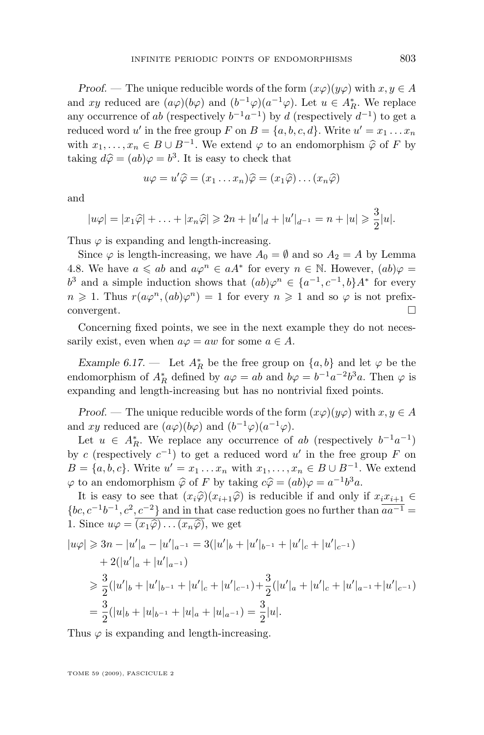*Proof.* — The unique reducible words of the form $(x\varphi)(y\varphi)$ with $x, y \in A$ and $xy$ reduced are $(a\varphi)(b\varphi)$ and $(b^{-1}\varphi)(a^{-1}\varphi)$. Let $u \in A_R^*$. We replace any occurrence of $ab$ (respectively $b^{-1}a^{-1}$) by $d$ (respectively $d^{-1}$) to get a reduced word $u'$ in the free group $F$ on $B = \{a, b, c, d\}$. Write $u' = x_1 \dots x_n$ with $x_1, \dots, x_n \in B \cup B^{-1}$. We extend $\varphi$ to an endomorphism $\widehat{\varphi}$ of $F$ by taking $d\widehat{\varphi} = (ab)\varphi = b^3$. It is easy to check that

$$u\varphi = u'\widehat{\varphi} = (x_1 \dots x_n)\widehat{\varphi} = (x_1\widehat{\varphi}) \dots (x_n\widehat{\varphi})$$

and

$$|u\varphi| = |x_1\widehat{\varphi}| + \dots + |x_n\widehat{\varphi}| \geqslant 2n + |u'|_d + |u'|_{d^{-1}} = n + |u| \geqslant \frac{3}{2}|u|.$$

Thus $\varphi$ is expanding and length-increasing.

Since $\varphi$ is length-increasing, we have $A_0 = \emptyset$ and so $A_2 = A$ by Lemma 4.8. We have $a \leqslant ab$ and $a\varphi^n \in aA^*$ for every $n \in \mathbb{N}$. However, $(ab)\varphi = b^3$ and a simple induction shows that $(ab)\varphi^n \in \{a^{-1}, c^{-1}, b\}A^*$ for every $n \geqslant 1$. Thus $r(a\varphi^n, (ab)\varphi^n) = 1$ for every $n \geqslant 1$ and so $\varphi$ is not prefix-convergent. $\square$

Concerning fixed points, we see in the next example they do not necessarily exist, even when $a\varphi = aw$ for some $a \in A$.

*Example 6.17.* — Let $A_R^*$ be the free group on $\{a, b\}$ and let $\varphi$ be the endomorphism of $A_R^*$ defined by $a\varphi = ab$ and $b\varphi = b^{-1}a^{-2}b^3a$. Then $\varphi$ is expanding and length-increasing but has no nontrivial fixed points.

*Proof.* — The unique reducible words of the form $(x\varphi)(y\varphi)$ with $x, y \in A$ and $xy$ reduced are $(a\varphi)(b\varphi)$ and $(b^{-1}\varphi)(a^{-1}\varphi)$.

Let $u \in A_R^*$. We replace any occurrence of $ab$ (respectively $b^{-1}a^{-1}$) by $c$ (respectively $c^{-1}$) to get a reduced word $u'$ in the free group $F$ on $B = \{a, b, c\}$. Write $u' = x_1 \dots x_n$ with $x_1, \dots, x_n \in B \cup B^{-1}$. We extend $\varphi$ to an endomorphism $\widehat{\varphi}$ of $F$ by taking $c\widehat{\varphi} = (ab)\varphi = a^{-1}b^3a$.

It is easy to see that $(x_i\widehat{\varphi})(x_{i+1}\widehat{\varphi})$ is reducible if and only if $x_ix_{i+1} \in \{bc, c^{-1}b^{-1}, c^2, c^{-2}\}$ and in that case reduction goes no further than $\overline{aa^{-1}} = 1$. Since $u\varphi = \overline{(x_1\widehat{\varphi}) \dots (x_n\widehat{\varphi})}$, we get

$$\begin{aligned}
|u\varphi| &\geqslant 3n - |u'|_a - |u'|_{a^{-1}} = 3(|u'|_b + |u'|_{b^{-1}} + |u'|_c + |u'|_{c^{-1}}) \\
&\quad + 2(|u'|_a + |u'|_{a^{-1}}) \\
&\geqslant \frac{3}{2}(|u'|_b + |u'|_{b^{-1}} + |u'|_c + |u'|_{c^{-1}}) + \frac{3}{2}(|u'|_a + |u'|_c + |u'|_{a^{-1}} + |u'|_{c^{-1}}) \\
&= \frac{3}{2}(|u|_b + |u|_{b^{-1}} + |u|_a + |u|_{a^{-1}}) = \frac{3}{2}|u|.
\end{aligned}$$

Thus $\varphi$ is expanding and length-increasing.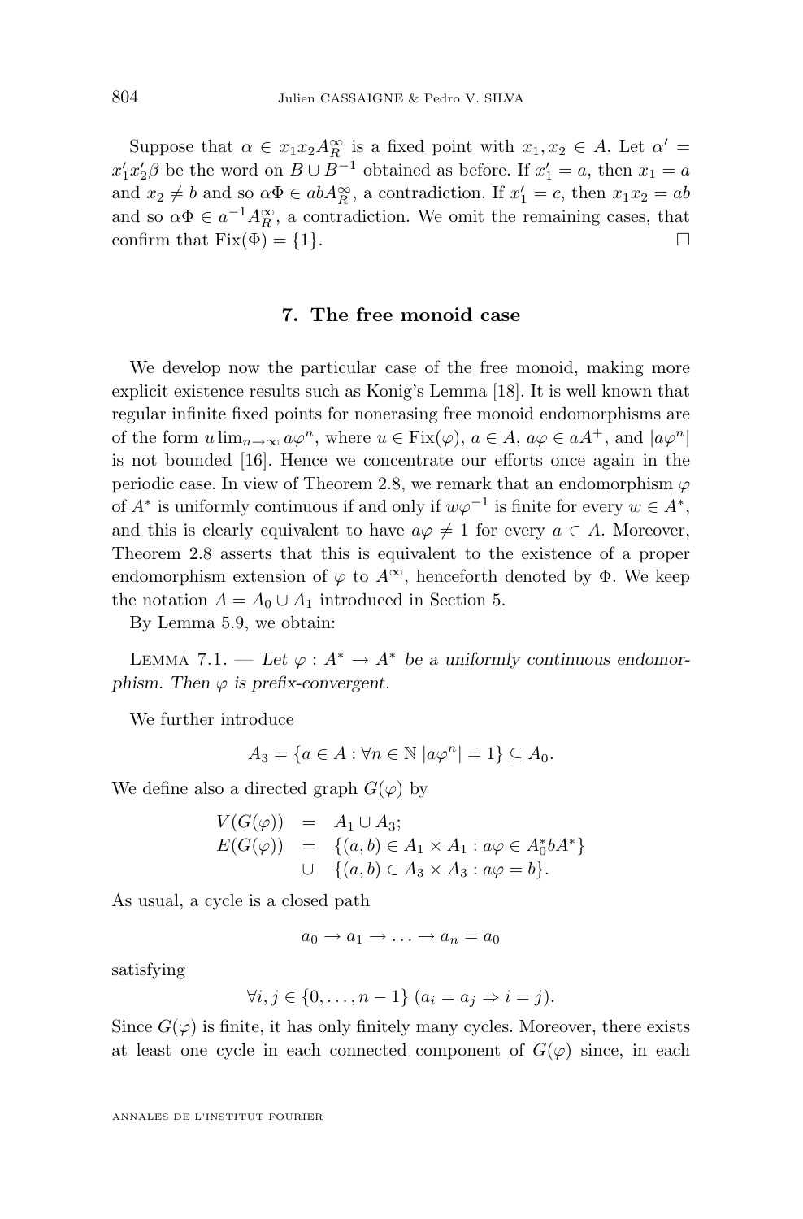Suppose that $\alpha \in x_1x_2A_R^\infty$ is a fixed point with $x_1, x_2 \in A$. Let $\alpha' = x_1'x_2'\beta$ be the word on $B \cup B^{-1}$ obtained as before. If $x_1' = a$, then $x_1 = a$ and $x_2 \neq b$ and so $\alpha\Phi \in abA_R^\infty$, a contradiction. If $x_1' = c$, then $x_1x_2 = ab$ and so $\alpha\Phi \in a^{-1}A_R^\infty$, a contradiction. We omit the remaining cases, that confirm that $\mathrm{Fix}(\Phi) = \{1\}$. □

## 7. The free monoid case

We develop now the particular case of the free monoid, making more explicit existence results such as Konig's Lemma [18]. It is well known that regular infinite fixed points for nonerasing free monoid endomorphisms are of the form $u \lim_{n\to\infty} a\varphi^n$, where $u \in \mathrm{Fix}(\varphi)$, $a \in A$, $a\varphi \in aA^+$, and $|a\varphi^n|$ is not bounded [16]. Hence we concentrate our efforts once again in the periodic case. In view of Theorem 2.8, we remark that an endomorphism $\varphi$ of $A^*$ is uniformly continuous if and only if $w\varphi^{-1}$ is finite for every $w \in A^*$, and this is clearly equivalent to have $a\varphi \neq 1$ for every $a \in A$. Moreover, Theorem 2.8 asserts that this is equivalent to the existence of a proper endomorphism extension of $\varphi$ to $A^\infty$, henceforth denoted by $\Phi$. We keep the notation $A = A_0 \cup A_1$ introduced in Section 5.

By Lemma 5.9, we obtain:

Lemma 7.1. — *Let $\varphi : A^* \to A^*$ be a uniformly continuous endomorphism. Then $\varphi$ is prefix-convergent.*

We further introduce

$$A_3 = \{a \in A : \forall n \in \mathbb{N}\ |a\varphi^n| = 1\} \subseteq A_0.$$

We define also a directed graph $G(\varphi)$ by

$$\begin{array}{rcl} V(G(\varphi)) & = & A_1 \cup A_3; \\ E(G(\varphi)) & = & \{(a,b) \in A_1 \times A_1 : a\varphi \in A_0^* bA^*\} \\ & \cup & \{(a,b) \in A_3 \times A_3 : a\varphi = b\}. \end{array}$$

As usual, a cycle is a closed path

$$a_0 \to a_1 \to \ldots \to a_n = a_0$$

satisfying

$$\forall i,j \in \{0,\ldots,n-1\}\ (a_i = a_j \Rightarrow i = j).$$

Since $G(\varphi)$ is finite, it has only finitely many cycles. Moreover, there exists at least one cycle in each connected component of $G(\varphi)$ since, in each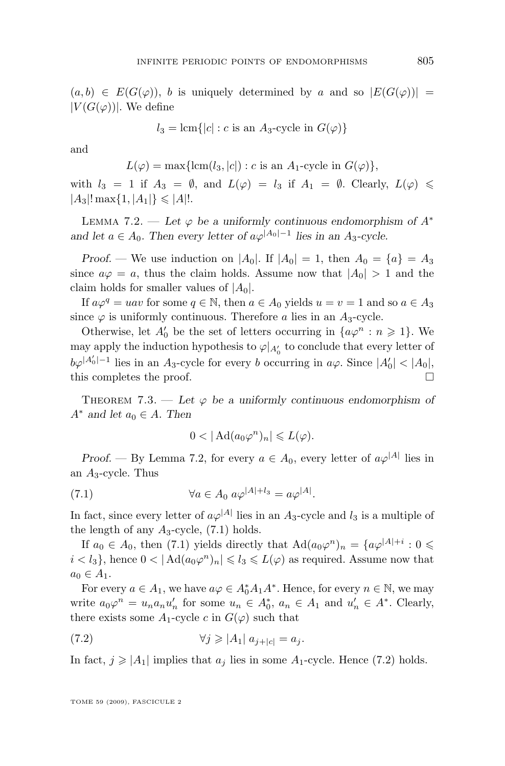$(a,b) \in E(G(\varphi))$, $b$ is uniquely determined by $a$ and so $|E(G(\varphi))| = |V(G(\varphi))|$. We define

$$l_3 = \operatorname{lcm}\{|c| : c \text{ is an } A_3\text{-cycle in } G(\varphi)\}$$

and

$$L(\varphi) = \max\{\operatorname{lcm}(l_3, |c|) : c \text{ is an } A_1\text{-cycle in } G(\varphi)\},$$

with $l_3 = 1$ if $A_3 = \emptyset$, and $L(\varphi) = l_3$ if $A_1 = \emptyset$. Clearly, $L(\varphi) \leqslant |A_3|! \max\{1, |A_1|\} \leqslant |A|!$.

Lemma 7.2. — *Let $\varphi$ be a uniformly continuous endomorphism of $A^*$ and let $a \in A_0$. Then every letter of $a\varphi^{|A_0|-1}$ lies in an $A_3$-cycle.*

*Proof.* — We use induction on $|A_0|$. If $|A_0| = 1$, then $A_0 = \{a\} = A_3$ since $a\varphi = a$, thus the claim holds. Assume now that $|A_0| > 1$ and the claim holds for smaller values of $|A_0|$.

If $a\varphi^q = uav$ for some $q \in \mathbb{N}$, then $a \in A_0$ yields $u = v = 1$ and so $a \in A_3$ since $\varphi$ is uniformly continuous. Therefore $a$ lies in an $A_3$-cycle.

Otherwise, let $A'_0$ be the set of letters occurring in $\{a\varphi^n : n \geqslant 1\}$. We may apply the induction hypothesis to $\varphi|_{A'_0}$ to conclude that every letter of $b\varphi^{|A'_0|-1}$ lies in an $A_3$-cycle for every $b$ occurring in $a\varphi$. Since $|A'_0| < |A_0|$, this completes the proof. $\square$

Theorem 7.3. — *Let $\varphi$ be a uniformly continuous endomorphism of $A^*$ and let $a_0 \in A$. Then*

$$0 < |\operatorname{Ad}(a_0\varphi^n)_n| \leqslant L(\varphi).$$

*Proof.* — By Lemma 7.2, for every $a \in A_0$, every letter of $a\varphi^{|A|}$ lies in an $A_3$-cycle. Thus

$$\forall a \in A_0 \; a\varphi^{|A|+l_3} = a\varphi^{|A|}. \tag{7.1}$$

In fact, since every letter of $a\varphi^{|A|}$ lies in an $A_3$-cycle and $l_3$ is a multiple of the length of any $A_3$-cycle, (7.1) holds.

If $a_0 \in A_0$, then (7.1) yields directly that $\operatorname{Ad}(a_0\varphi^n)_n = \{a\varphi^{|A|+i} : 0 \leqslant i < l_3\}$, hence $0 < |\operatorname{Ad}(a_0\varphi^n)_n| \leqslant l_3 \leqslant L(\varphi)$ as required. Assume now that $a_0 \in A_1$.

For every $a \in A_1$, we have $a\varphi \in A_0^* A_1 A^*$. Hence, for every $n \in \mathbb{N}$, we may write $a_0\varphi^n = u_n a_n u'_n$ for some $u_n \in A_0^*$, $a_n \in A_1$ and $u'_n \in A^*$. Clearly, there exists some $A_1$-cycle $c$ in $G(\varphi)$ such that

$$\forall j \geqslant |A_1| \; a_{j+|c|} = a_j. \tag{7.2}$$

In fact, $j \geqslant |A_1|$ implies that $a_j$ lies in some $A_1$-cycle. Hence (7.2) holds.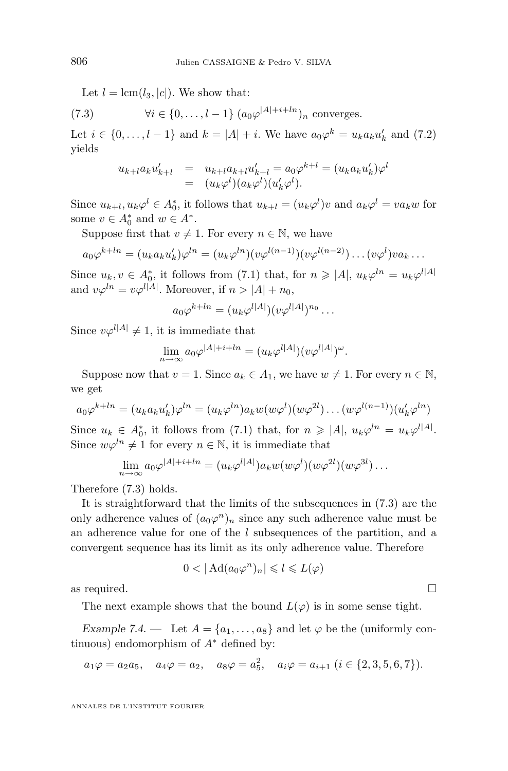Let $l = \text{lcm}(l_3, |c|)$. We show that:

$$\forall i \in \{0, \ldots, l-1\} \; (a_0\varphi^{|A|+i+ln})_n \text{ converges.} \tag{7.3}$$

Let $i \in \{0, \ldots, l-1\}$ and $k = |A| + i$. We have $a_0\varphi^k = u_k a_k u'_k$ and (7.2) yields

$$\begin{aligned} u_{k+l} a_k u'_{k+l} &= u_{k+l} a_{k+l} u'_{k+l} = a_0\varphi^{k+l} = (u_k a_k u'_k)\varphi^l \\ &= (u_k\varphi^l)(a_k\varphi^l)(u'_k\varphi^l). \end{aligned}$$

Since $u_{k+l}, u_k\varphi^l \in A_0^*$, it follows that $u_{k+l} = (u_k\varphi^l)v$ and $a_k\varphi^l = v a_k w$ for some $v \in A_0^*$ and $w \in A^*$.

Suppose first that $v \neq 1$. For every $n \in \mathbb{N}$, we have

$$a_0\varphi^{k+ln} = (u_k a_k u'_k)\varphi^{ln} = (u_k\varphi^{ln})(v\varphi^{l(n-1)})(v\varphi^{l(n-2)}) \ldots (v\varphi^l) v a_k \ldots$$

Since $u_k, v \in A_0^*$, it follows from (7.1) that, for $n \geqslant |A|$, $u_k\varphi^{ln} = u_k\varphi^{l|A|}$ and $v\varphi^{ln} = v\varphi^{l|A|}$. Moreover, if $n > |A| + n_0$,

$$a_0\varphi^{k+ln} = (u_k\varphi^{l|A|})(v\varphi^{l|A|})^{n_0} \ldots$$

Since $v\varphi^{l|A|} \neq 1$, it is immediate that

$$\lim_{n\to\infty} a_0\varphi^{|A|+i+ln} = (u_k\varphi^{l|A|})(v\varphi^{l|A|})^\omega.$$

Suppose now that $v = 1$. Since $a_k \in A_1$, we have $w \neq 1$. For every $n \in \mathbb{N}$, we get

$$a_0\varphi^{k+ln} = (u_k a_k u'_k)\varphi^{ln} = (u_k\varphi^{ln}) a_k w (w\varphi^l)(w\varphi^{2l}) \ldots (w\varphi^{l(n-1)})(u'_k\varphi^{ln})$$

Since $u_k \in A_0^*$, it follows from (7.1) that, for $n \geqslant |A|$, $u_k\varphi^{ln} = u_k\varphi^{l|A|}$. Since $w\varphi^{ln} \neq 1$ for every $n \in \mathbb{N}$, it is immediate that

$$\lim_{n\to\infty} a_0\varphi^{|A|+i+ln} = (u_k\varphi^{l|A|}) a_k w (w\varphi^l)(w\varphi^{2l})(w\varphi^{3l}) \ldots$$

Therefore (7.3) holds.

It is straightforward that the limits of the subsequences in (7.3) are the only adherence values of $(a_0\varphi^n)_n$ since any such adherence value must be an adherence value for one of the $l$ subsequences of the partition, and a convergent sequence has its limit as its only adherence value. Therefore

$$0 < |\operatorname{Ad}(a_0\varphi^n)_n| \leqslant l \leqslant L(\varphi)$$

as required. $\square$

The next example shows that the bound $L(\varphi)$ is in some sense tight.

*Example 7.4.* — Let $A = \{a_1, \ldots, a_8\}$ and let $\varphi$ be the (uniformly continuous) endomorphism of $A^*$ defined by:

$$a_1\varphi = a_2 a_5, \quad a_4\varphi = a_2, \quad a_8\varphi = a_5^2, \quad a_i\varphi = a_{i+1} \; (i \in \{2, 3, 5, 6, 7\}).$$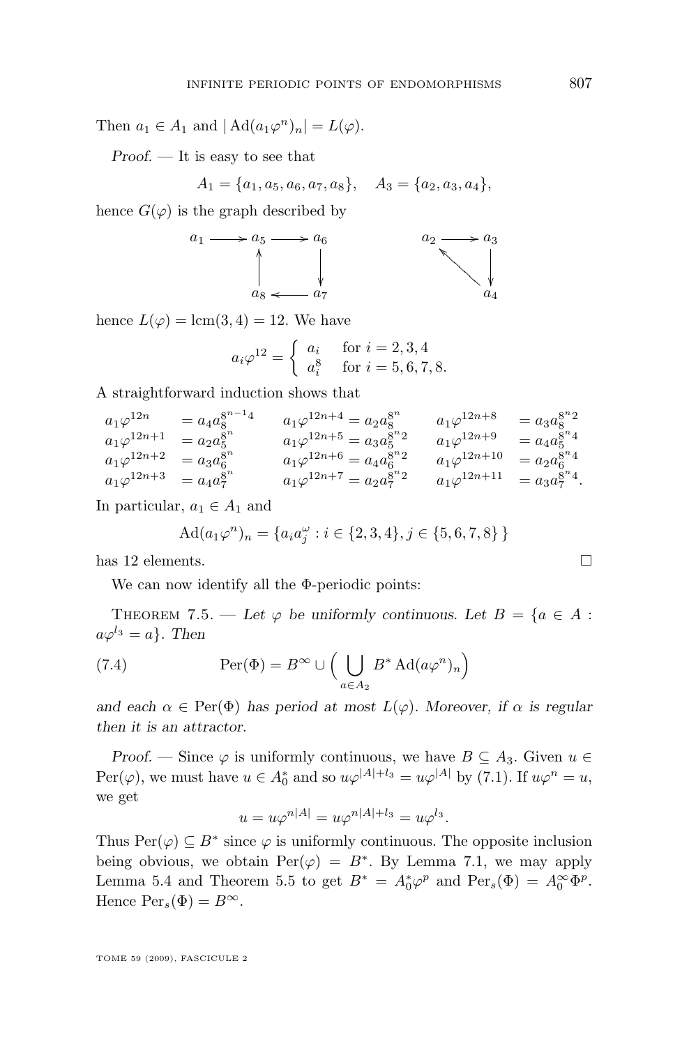Then $a_1 \in A_1$ and $|\operatorname{Ad}(a_1\varphi^n)_n| = L(\varphi)$.

*Proof.* — It is easy to see that

$$A_1 = \{a_1, a_5, a_6, a_7, a_8\}, \quad A_3 = \{a_2, a_3, a_4\},$$

hence $G(\varphi)$ is the graph described by

$$\begin{array}{ccccc} a_1 \longrightarrow a_5 \longrightarrow a_6 & & & a_2 \longrightarrow a_3 \\ \uparrow \qquad \downarrow & & & \nwarrow \quad \downarrow \\ a_8 \longleftarrow a_7 & & & a_4 \end{array}$$

hence $L(\varphi) = \operatorname{lcm}(3,4) = 12$. We have

$$a_i\varphi^{12} = \begin{cases} a_i & \text{for } i = 2,3,4 \\ a_i^8 & \text{for } i = 5,6,7,8. \end{cases}$$

A straightforward induction shows that

$$\begin{array}{llllll}
a_1\varphi^{12n} & = a_4 a_8^{8^{n-1}4} & a_1\varphi^{12n+4} = a_2 a_8^{8^n} & a_1\varphi^{12n+8} & = a_3 a_8^{8^n 2} \\
a_1\varphi^{12n+1} & = a_2 a_5^{8^n} & a_1\varphi^{12n+5} = a_3 a_5^{8^n 2} & a_1\varphi^{12n+9} & = a_4 a_5^{8^n 4} \\
a_1\varphi^{12n+2} & = a_3 a_6^{8^n} & a_1\varphi^{12n+6} = a_4 a_6^{8^n 2} & a_1\varphi^{12n+10} & = a_2 a_6^{8^n 4} \\
a_1\varphi^{12n+3} & = a_4 a_7^{8^n} & a_1\varphi^{12n+7} = a_2 a_7^{8^n 2} & a_1\varphi^{12n+11} & = a_3 a_7^{8^n 4}.
\end{array}$$

In particular, $a_1 \in A_1$ and

$$\operatorname{Ad}(a_1\varphi^n)_n = \{a_i a_j^{\omega} : i \in \{2,3,4\}, j \in \{5,6,7,8\}\}$$

has 12 elements. $\square$

We can now identify all the $\Phi$-periodic points:

**Theorem 7.5.** — *Let $\varphi$ be uniformly continuous. Let $B = \{a \in A : a\varphi^{l_3} = a\}$. Then*

$$\operatorname{Per}(\Phi) = B^{\infty} \cup \Big( \bigcup_{a \in A_2} B^* \operatorname{Ad}(a\varphi^n)_n \Big) \tag{7.4}$$

*and each $\alpha \in \operatorname{Per}(\Phi)$ has period at most $L(\varphi)$. Moreover, if $\alpha$ is regular then it is an attractor.*

*Proof.* — Since $\varphi$ is uniformly continuous, we have $B \subseteq A_3$. Given $u \in \operatorname{Per}(\varphi)$, we must have $u \in A_0^*$ and so $u\varphi^{|A|+l_3} = u\varphi^{|A|}$ by (7.1). If $u\varphi^n = u$, we get

$$u = u\varphi^{n|A|} = u\varphi^{n|A|+l_3} = u\varphi^{l_3}.$$

Thus $\operatorname{Per}(\varphi) \subseteq B^*$ since $\varphi$ is uniformly continuous. The opposite inclusion being obvious, we obtain $\operatorname{Per}(\varphi) = B^*$. By Lemma 7.1, we may apply Lemma 5.4 and Theorem 5.5 to get $B^* = A_0^*\varphi^p$ and $\operatorname{Per}_s(\Phi) = A_0^{\infty}\Phi^p$. Hence $\operatorname{Per}_s(\Phi) = B^{\infty}$.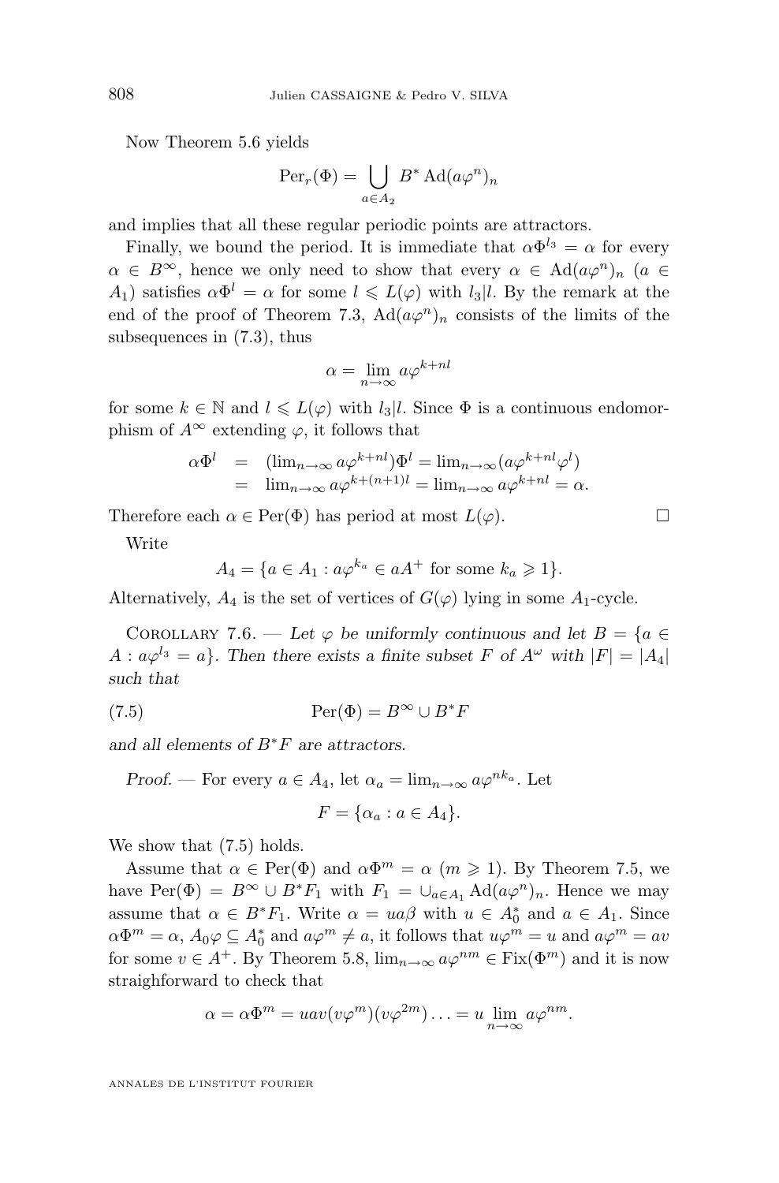Now Theorem 5.6 yields

$$\mathrm{Per}_r(\Phi) = \bigcup_{a \in A_2} B^* \, \mathrm{Ad}(a\varphi^n)_n$$

and implies that all these regular periodic points are attractors.

Finally, we bound the period. It is immediate that $\alpha\Phi^{l_3} = \alpha$ for every $\alpha \in B^\infty$, hence we only need to show that every $\alpha \in \mathrm{Ad}(a\varphi^n)_n$ ($a \in A_1$) satisfies $\alpha\Phi^l = \alpha$ for some $l \leqslant L(\varphi)$ with $l_3 | l$. By the remark at the end of the proof of Theorem 7.3, $\mathrm{Ad}(a\varphi^n)_n$ consists of the limits of the subsequences in (7.3), thus

$$\alpha = \lim_{n\to\infty} a\varphi^{k+nl}$$

for some $k \in \mathbb{N}$ and $l \leqslant L(\varphi)$ with $l_3|l$. Since $\Phi$ is a continuous endomorphism of $A^\infty$ extending $\varphi$, it follows that

$$\begin{array}{rcl} \alpha\Phi^l & = & (\lim_{n\to\infty} a\varphi^{k+nl})\Phi^l = \lim_{n\to\infty}(a\varphi^{k+nl}\varphi^l) \\ & = & \lim_{n\to\infty} a\varphi^{k+(n+1)l} = \lim_{n\to\infty} a\varphi^{k+nl} = \alpha. \end{array}$$

Therefore each $\alpha \in \mathrm{Per}(\Phi)$ has period at most $L(\varphi)$. □

Write

$$A_4 = \{a \in A_1 : a\varphi^{k_a} \in aA^+ \text{ for some } k_a \geqslant 1\}.$$

Alternatively, $A_4$ is the set of vertices of $G(\varphi)$ lying in some $A_1$-cycle.

Corollary 7.6. — *Let $\varphi$ be uniformly continuous and let $B = \{a \in A : a\varphi^{l_3} = a\}$. Then there exists a finite subset $F$ of $A^\omega$ with $|F| = |A_4|$ such that*

$$\mathrm{Per}(\Phi) = B^\infty \cup B^* F \tag{7.5}$$

*and all elements of $B^*F$ are attractors.*

*Proof.* — For every $a \in A_4$, let $\alpha_a = \lim_{n\to\infty} a\varphi^{nk_a}$. Let

$$F = \{\alpha_a : a \in A_4\}.$$

We show that (7.5) holds.

Assume that $\alpha \in \mathrm{Per}(\Phi)$ and $\alpha\Phi^m = \alpha$ ($m \geqslant 1$). By Theorem 7.5, we have $\mathrm{Per}(\Phi) = B^\infty \cup B^* F_1$ with $F_1 = \cup_{a \in A_1} \mathrm{Ad}(a\varphi^n)_n$. Hence we may assume that $\alpha \in B^* F_1$. Write $\alpha = ua\beta$ with $u \in A_0^*$ and $a \in A_1$. Since $\alpha\Phi^m = \alpha$, $A_0\varphi \subseteq A_0^*$ and $a\varphi^m \neq a$, it follows that $u\varphi^m = u$ and $a\varphi^m = av$ for some $v \in A^+$. By Theorem 5.8, $\lim_{n\to\infty} a\varphi^{nm} \in \mathrm{Fix}(\Phi^m)$ and it is now straighforward to check that

$$\alpha = \alpha\Phi^m = uav(v\varphi^m)(v\varphi^{2m})\ldots = u \lim_{n\to\infty} a\varphi^{nm}.$$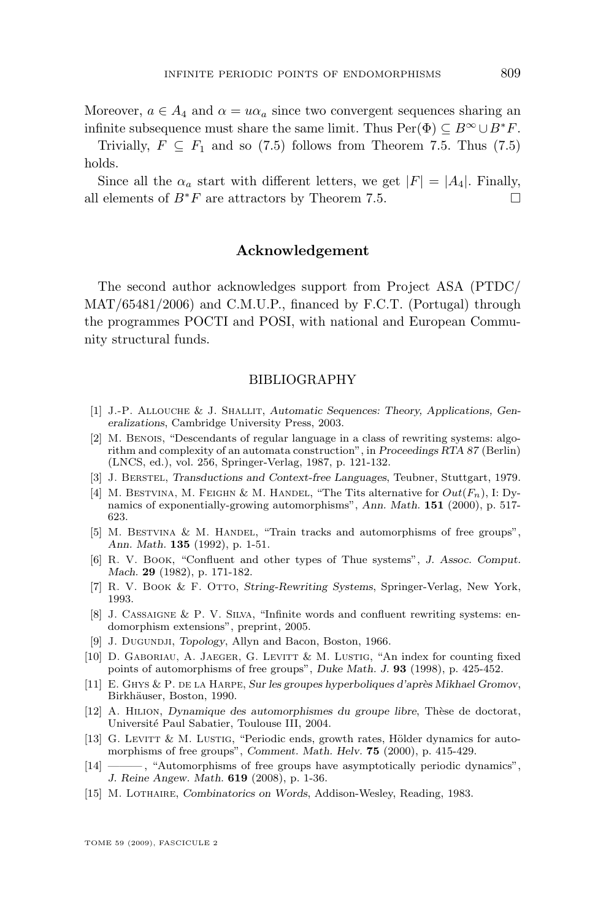Moreover, $a \in A_4$ and $\alpha = u\alpha_a$ since two convergent sequences sharing an infinite subsequence must share the same limit. Thus $\mathrm{Per}(\Phi) \subseteq B^\infty \cup B^*F$.

Trivially, $F \subseteq F_1$ and so (7.5) follows from Theorem 7.5. Thus (7.5) holds.

Since all the $\alpha_a$ start with different letters, we get $|F| = |A_4|$. Finally, all elements of $B^*F$ are attractors by Theorem 7.5. □

## Acknowledgement

The second author acknowledges support from Project ASA (PTDC/MAT/65481/2006) and C.M.U.P., financed by F.C.T. (Portugal) through the programmes POCTI and POSI, with national and European Community structural funds.

## BIBLIOGRAPHY

[1] J.-P. Allouche & J. Shallit, *Automatic Sequences: Theory, Applications, Generalizations*, Cambridge University Press, 2003.

[2] M. Benois, "Descendants of regular language in a class of rewriting systems: algorithm and complexity of an automata construction", in *Proceedings RTA 87* (Berlin) (LNCS, ed.), vol. 256, Springer-Verlag, 1987, p. 121-132.

[3] J. Berstel, *Transductions and Context-free Languages*, Teubner, Stuttgart, 1979.

[4] M. Bestvina, M. Feighn & M. Handel, "The Tits alternative for $Out(F_n)$, I: Dynamics of exponentially-growing automorphisms", *Ann. Math.* **151** (2000), p. 517-623.

[5] M. Bestvina & M. Handel, "Train tracks and automorphisms of free groups", *Ann. Math.* **135** (1992), p. 1-51.

[6] R. V. Book, "Confluent and other types of Thue systems", *J. Assoc. Comput. Mach.* **29** (1982), p. 171-182.

[7] R. V. Book & F. Otto, *String-Rewriting Systems*, Springer-Verlag, New York, 1993.

[8] J. Cassaigne & P. V. Silva, "Infinite words and confluent rewriting systems: endomorphism extensions", preprint, 2005.

[9] J. Dugundji, *Topology*, Allyn and Bacon, Boston, 1966.

[10] D. Gaboriau, A. Jaeger, G. Levitt & M. Lustig, "An index for counting fixed points of automorphisms of free groups", *Duke Math. J.* **93** (1998), p. 425-452.

[11] E. Ghys & P. de la Harpe, *Sur les groupes hyperboliques d'après Mikhael Gromov*, Birkhäuser, Boston, 1990.

[12] A. Hilion, *Dynamique des automorphismes du groupe libre*, Thèse de doctorat, Université Paul Sabatier, Toulouse III, 2004.

[13] G. Levitt & M. Lustig, "Periodic ends, growth rates, Hölder dynamics for automorphisms of free groups", *Comment. Math. Helv.* **75** (2000), p. 415-429.

[14] ———, "Automorphisms of free groups have asymptotically periodic dynamics", *J. Reine Angew. Math.* **619** (2008), p. 1-36.

[15] M. Lothaire, *Combinatorics on Words*, Addison-Wesley, Reading, 1983.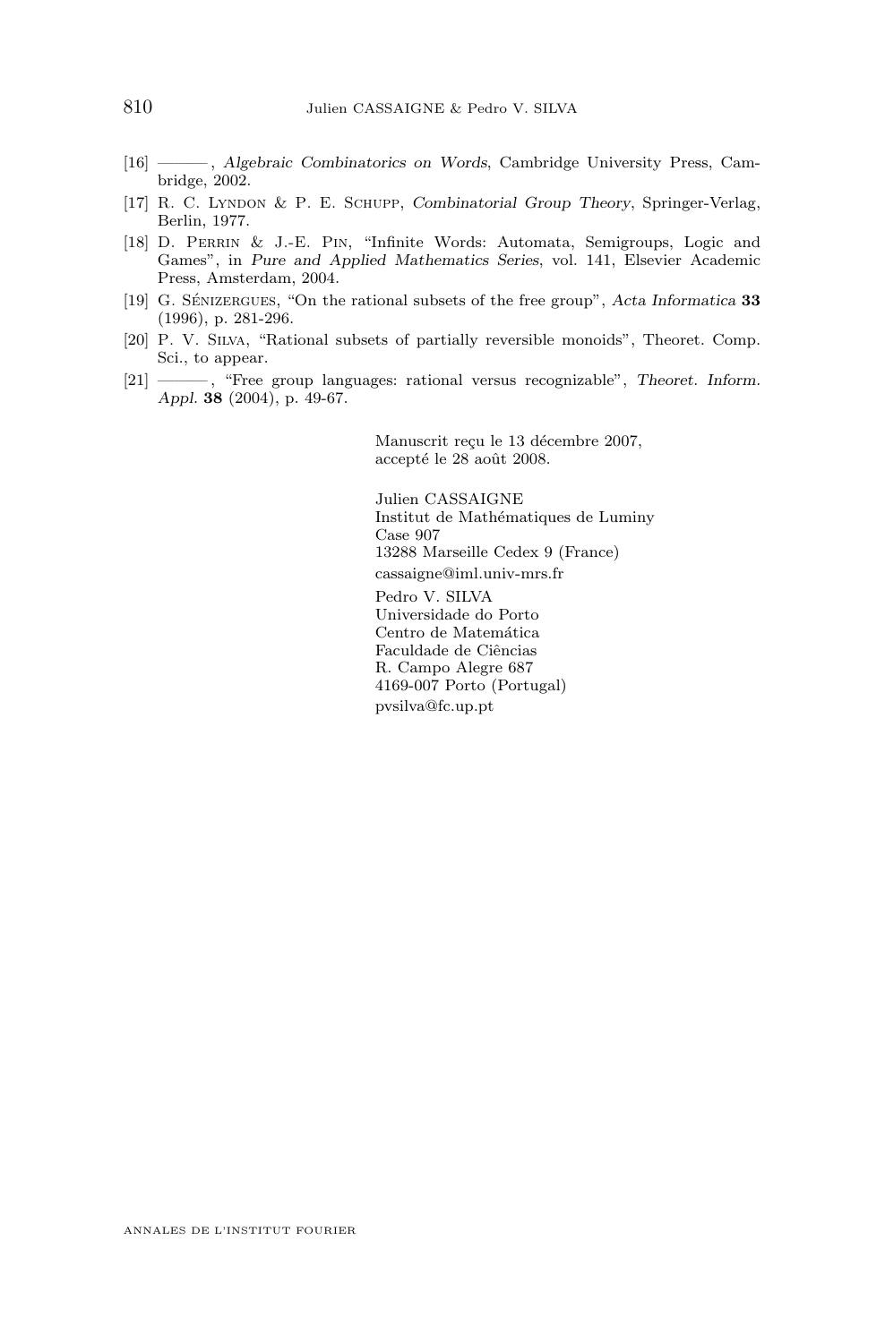[16] ———, *Algebraic Combinatorics on Words*, Cambridge University Press, Cambridge, 2002.

[17] R. C. Lyndon & P. E. Schupp, *Combinatorial Group Theory*, Springer-Verlag, Berlin, 1977.

[18] D. Perrin & J.-E. Pin, "Infinite Words: Automata, Semigroups, Logic and Games", in *Pure and Applied Mathematics Series*, vol. 141, Elsevier Academic Press, Amsterdam, 2004.

[19] G. Sénizergues, "On the rational subsets of the free group", *Acta Informatica* **33** (1996), p. 281-296.

[20] P. V. Silva, "Rational subsets of partially reversible monoids", Theoret. Comp. Sci., to appear.

[21] ———, "Free group languages: rational versus recognizable", *Theoret. Inform. Appl.* **38** (2004), p. 49-67.

Manuscrit reçu le 13 décembre 2007,
accepté le 28 août 2008.

Julien CASSAIGNE
Institut de Mathématiques de Luminy
Case 907
13288 Marseille Cedex 9 (France)
cassaigne@iml.univ-mrs.fr

Pedro V. SILVA
Universidade do Porto
Centro de Matemática
Faculdade de Ciências
R. Campo Alegre 687
4169-007 Porto (Portugal)
pvsilva@fc.up.pt